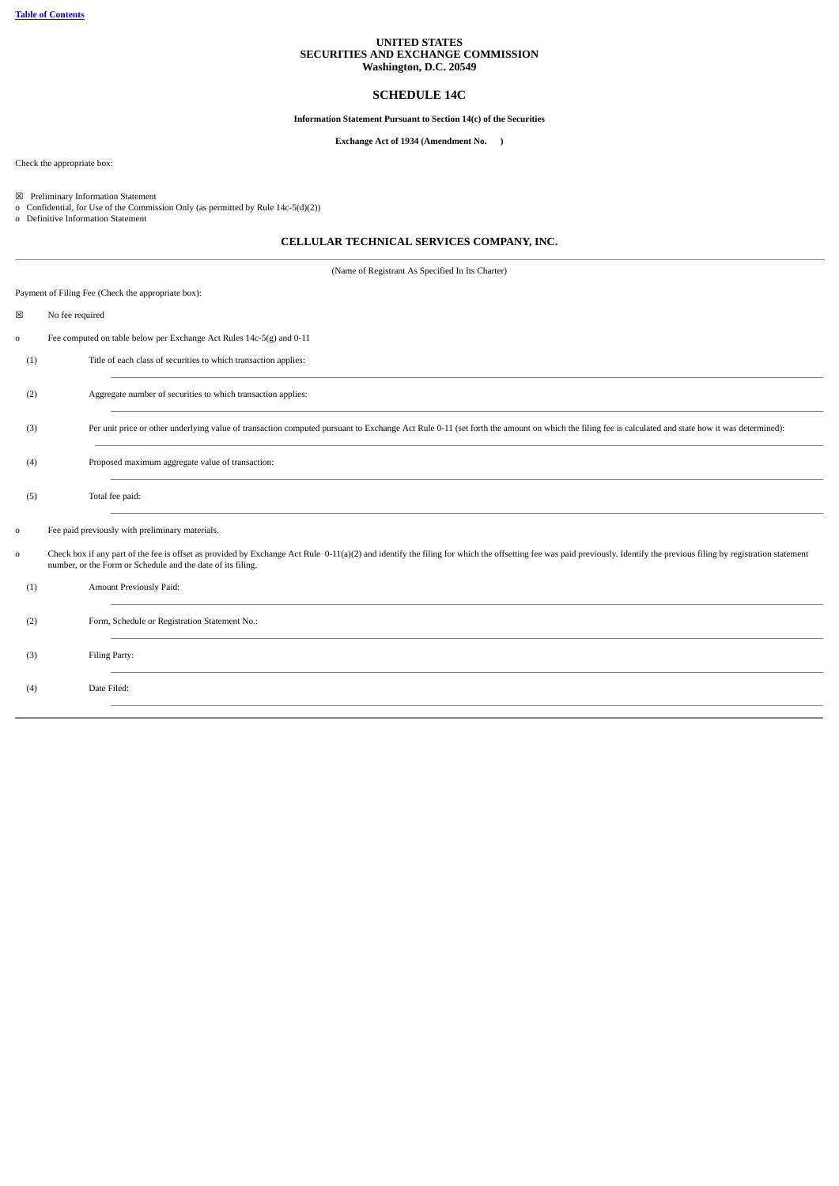[Table of Contents](#)

**UNITED STATES**
**SECURITIES AND EXCHANGE COMMISSION**
**Washington, D.C. 20549**

## SCHEDULE 14C

**Information Statement Pursuant to Section 14(c) of the Securities**

**Exchange Act of 1934 (Amendment No. )**

Check the appropriate box:

☒ Preliminary Information Statement
o Confidential, for Use of the Commission Only (as permitted by Rule 14c-5(d)(2))
o Definitive Information Statement

**CELLULAR TECHNICAL SERVICES COMPANY, INC.**

(Name of Registrant As Specified In Its Charter)

Payment of Filing Fee (Check the appropriate box):

☒ No fee required

o Fee computed on table below per Exchange Act Rules 14c-5(g) and 0-11

(1) Title of each class of securities to which transaction applies:

(2) Aggregate number of securities to which transaction applies:

(3) Per unit price or other underlying value of transaction computed pursuant to Exchange Act Rule 0-11 (set forth the amount on which the filing fee is calculated and state how it was determined):

(4) Proposed maximum aggregate value of transaction:

(5) Total fee paid:

o Fee paid previously with preliminary materials.

o Check box if any part of the fee is offset as provided by Exchange Act Rule 0-11(a)(2) and identify the filing for which the offsetting fee was paid previously. Identify the previous filing by registration statement number, or the Form or Schedule and the date of its filing.

(1) Amount Previously Paid:

(2) Form, Schedule or Registration Statement No.:

(3) Filing Party:

(4) Date Filed: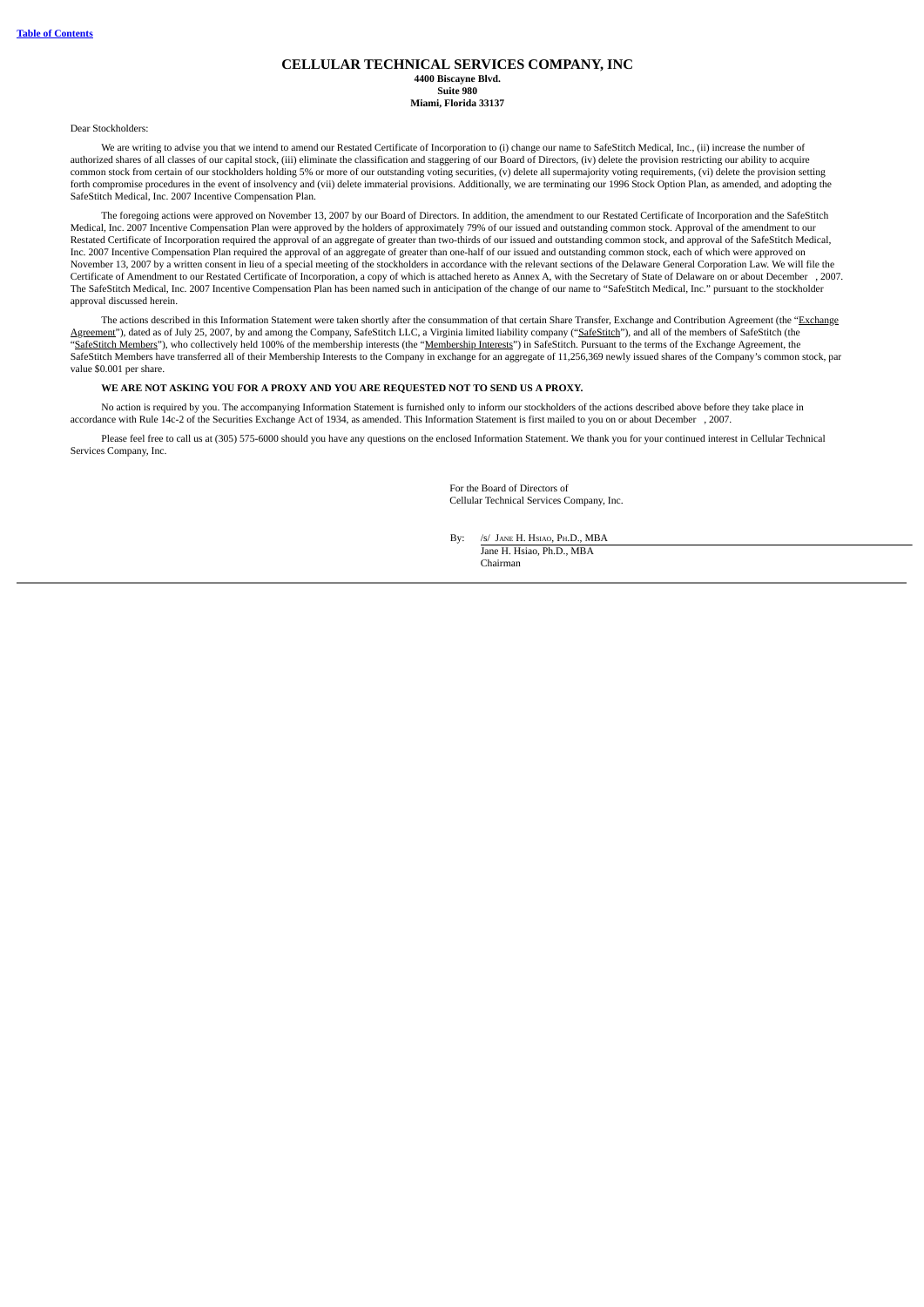# CELLULAR TECHNICAL SERVICES COMPANY, INC

**4400 Biscayne Blvd.**
**Suite 980**
**Miami, Florida 33137**

Dear Stockholders:

We are writing to advise you that we intend to amend our Restated Certificate of Incorporation to (i) change our name to SafeStitch Medical, Inc., (ii) increase the number of authorized shares of all classes of our capital stock, (iii) eliminate the classification and staggering of our Board of Directors, (iv) delete the provision restricting our ability to acquire common stock from certain of our stockholders holding 5% or more of our outstanding voting securities, (v) delete all supermajority voting requirements, (vi) delete the provision setting forth compromise procedures in the event of insolvency and (vii) delete immaterial provisions. Additionally, we are terminating our 1996 Stock Option Plan, as amended, and adopting the SafeStitch Medical, Inc. 2007 Incentive Compensation Plan.

The foregoing actions were approved on November 13, 2007 by our Board of Directors. In addition, the amendment to our Restated Certificate of Incorporation and the SafeStitch Medical, Inc. 2007 Incentive Compensation Plan were approved by the holders of approximately 79% of our issued and outstanding common stock. Approval of the amendment to our Restated Certificate of Incorporation required the approval of an aggregate of greater than two-thirds of our issued and outstanding common stock, and approval of the SafeStitch Medical, Inc. 2007 Incentive Compensation Plan required the approval of an aggregate of greater than one-half of our issued and outstanding common stock, each of which were approved on November 13, 2007 by a written consent in lieu of a special meeting of the stockholders in accordance with the relevant sections of the Delaware General Corporation Law. We will file the Certificate of Amendment to our Restated Certificate of Incorporation, a copy of which is attached hereto as Annex A, with the Secretary of State of Delaware on or about December , 2007. The SafeStitch Medical, Inc. 2007 Incentive Compensation Plan has been named such in anticipation of the change of our name to "SafeStitch Medical, Inc." pursuant to the stockholder approval discussed herein.

The actions described in this Information Statement were taken shortly after the consummation of that certain Share Transfer, Exchange and Contribution Agreement (the "Exchange Agreement"), dated as of July 25, 2007, by and among the Company, SafeStitch LLC, a Virginia limited liability company ("SafeStitch"), and all of the members of SafeStitch (the "SafeStitch Members"), who collectively held 100% of the membership interests (the "Membership Interests") in SafeStitch. Pursuant to the terms of the Exchange Agreement, the SafeStitch Members have transferred all of their Membership Interests to the Company in exchange for an aggregate of 11,256,369 newly issued shares of the Company's common stock, par value $0.001 per share.

**WE ARE NOT ASKING YOU FOR A PROXY AND YOU ARE REQUESTED NOT TO SEND US A PROXY.**

No action is required by you. The accompanying Information Statement is furnished only to inform our stockholders of the actions described above before they take place in accordance with Rule 14c-2 of the Securities Exchange Act of 1934, as amended. This Information Statement is first mailed to you on or about December , 2007.

Please feel free to call us at (305) 575-6000 should you have any questions on the enclosed Information Statement. We thank you for your continued interest in Cellular Technical Services Company, Inc.

For the Board of Directors of
Cellular Technical Services Company, Inc.

By: /s/ Jane H. Hsiao, Ph.D., MBA
Jane H. Hsiao, Ph.D., MBA
Chairman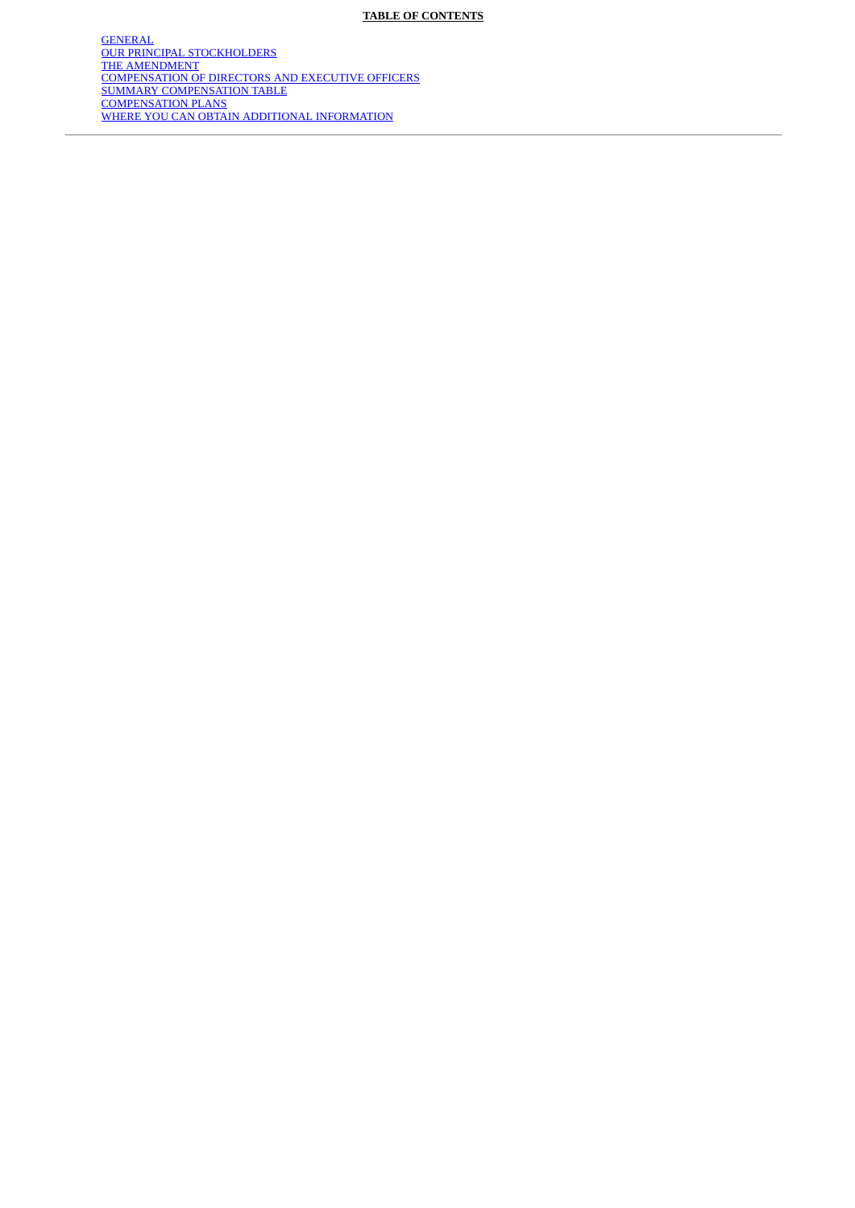**TABLE OF CONTENTS**

GENERAL
OUR PRINCIPAL STOCKHOLDERS
THE AMENDMENT
COMPENSATION OF DIRECTORS AND EXECUTIVE OFFICERS
SUMMARY COMPENSATION TABLE
COMPENSATION PLANS
WHERE YOU CAN OBTAIN ADDITIONAL INFORMATION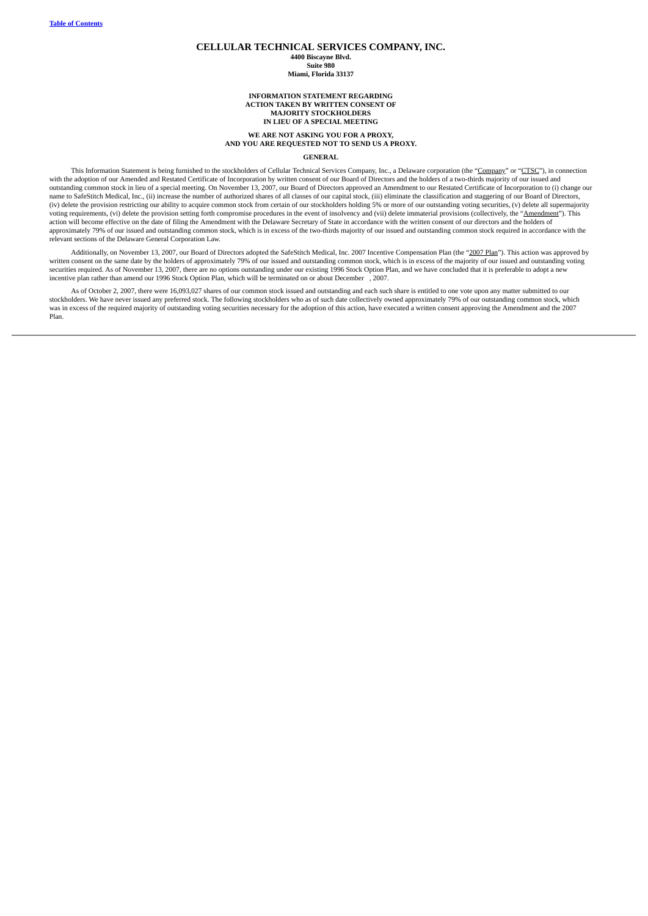# CELLULAR TECHNICAL SERVICES COMPANY, INC.

**4400 Biscayne Blvd.**
**Suite 980**
**Miami, Florida 33137**

**INFORMATION STATEMENT REGARDING**
**ACTION TAKEN BY WRITTEN CONSENT OF**
**MAJORITY STOCKHOLDERS**
**IN LIEU OF A SPECIAL MEETING**

**WE ARE NOT ASKING YOU FOR A PROXY,**
**AND YOU ARE REQUESTED NOT TO SEND US A PROXY.**

## GENERAL

This Information Statement is being furnished to the stockholders of Cellular Technical Services Company, Inc., a Delaware corporation (the "Company" or "CTSC"), in connection with the adoption of our Amended and Restated Certificate of Incorporation by written consent of our Board of Directors and the holders of a two-thirds majority of our issued and outstanding common stock in lieu of a special meeting. On November 13, 2007, our Board of Directors approved an Amendment to our Restated Certificate of Incorporation to (i) change our name to SafeStitch Medical, Inc., (ii) increase the number of authorized shares of all classes of our capital stock, (iii) eliminate the classification and staggering of our Board of Directors, (iv) delete the provision restricting our ability to acquire common stock from certain of our stockholders holding 5% or more of our outstanding voting securities, (v) delete all supermajority voting requirements, (vi) delete the provision setting forth compromise procedures in the event of insolvency and (vii) delete immaterial provisions (collectively, the "Amendment"). This action will become effective on the date of filing the Amendment with the Delaware Secretary of State in accordance with the written consent of our directors and the holders of approximately 79% of our issued and outstanding common stock, which is in excess of the two-thirds majority of our issued and outstanding common stock required in accordance with the relevant sections of the Delaware General Corporation Law.

Additionally, on November 13, 2007, our Board of Directors adopted the SafeStitch Medical, Inc. 2007 Incentive Compensation Plan (the "2007 Plan"). This action was approved by written consent on the same date by the holders of approximately 79% of our issued and outstanding common stock, which is in excess of the majority of our issued and outstanding voting securities required. As of November 13, 2007, there are no options outstanding under our existing 1996 Stock Option Plan, and we have concluded that it is preferable to adopt a new incentive plan rather than amend our 1996 Stock Option Plan, which will be terminated on or about December , 2007.

As of October 2, 2007, there were 16,093,027 shares of our common stock issued and outstanding and each such share is entitled to one vote upon any matter submitted to our stockholders. We have never issued any preferred stock. The following stockholders who as of such date collectively owned approximately 79% of our outstanding common stock, which was in excess of the required majority of outstanding voting securities necessary for the adoption of this action, have executed a written consent approving the Amendment and the 2007 Plan.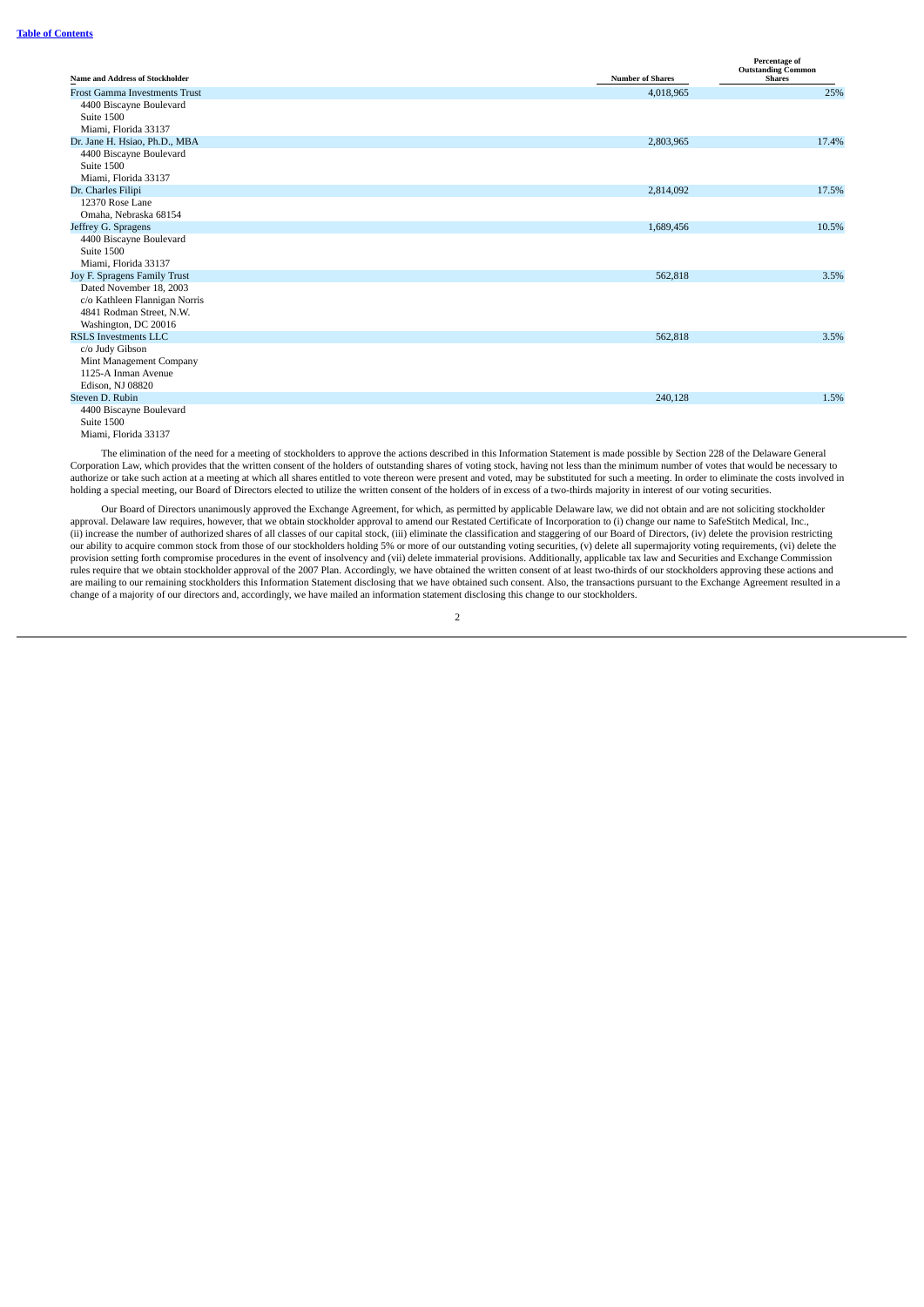| Name and Address of Stockholder | Number of Shares | Percentage of Outstanding Common Shares |
|---|---|---|
| Frost Gamma Investments Trust<br>4400 Biscayne Boulevard<br>Suite 1500<br>Miami, Florida 33137 | 4,018,965 | 25% |
| Dr. Jane H. Hsiao, Ph.D., MBA<br>4400 Biscayne Boulevard<br>Suite 1500<br>Miami, Florida 33137 | 2,803,965 | 17.4% |
| Dr. Charles Filipi<br>12370 Rose Lane<br>Omaha, Nebraska 68154 | 2,814,092 | 17.5% |
| Jeffrey G. Spragens<br>4400 Biscayne Boulevard<br>Suite 1500<br>Miami, Florida 33137 | 1,689,456 | 10.5% |
| Joy F. Spragens Family Trust<br>Dated November 18, 2003<br>c/o Kathleen Flannigan Norris<br>4841 Rodman Street, N.W.<br>Washington, DC 20016 | 562,818 | 3.5% |
| RSLS Investments LLC<br>c/o Judy Gibson<br>Mint Management Company<br>1125-A Inman Avenue<br>Edison, NJ 08820 | 562,818 | 3.5% |
| Steven D. Rubin<br>4400 Biscayne Boulevard<br>Suite 1500<br>Miami, Florida 33137 | 240,128 | 1.5% |

The elimination of the need for a meeting of stockholders to approve the actions described in this Information Statement is made possible by Section 228 of the Delaware General Corporation Law, which provides that the written consent of the holders of outstanding shares of voting stock, having not less than the minimum number of votes that would be necessary to authorize or take such action at a meeting at which all shares entitled to vote thereon were present and voted, may be substituted for such a meeting. In order to eliminate the costs involved in holding a special meeting, our Board of Directors elected to utilize the written consent of the holders of in excess of a two-thirds majority in interest of our voting securities.

Our Board of Directors unanimously approved the Exchange Agreement, for which, as permitted by applicable Delaware law, we did not obtain and are not soliciting stockholder approval. Delaware law requires, however, that we obtain stockholder approval to amend our Restated Certificate of Incorporation to (i) change our name to SafeStitch Medical, Inc., (ii) increase the number of authorized shares of all classes of our capital stock, (iii) eliminate the classification and staggering of our Board of Directors, (iv) delete the provision restricting our ability to acquire common stock from those of our stockholders holding 5% or more of our outstanding voting securities, (v) delete all supermajority voting requirements, (vi) delete the provision setting forth compromise procedures in the event of insolvency and (vii) delete immaterial provisions. Additionally, applicable tax law and Securities and Exchange Commission rules require that we obtain stockholder approval of the 2007 Plan. Accordingly, we have obtained the written consent of at least two-thirds of our stockholders approving these actions and are mailing to our remaining stockholders this Information Statement disclosing that we have obtained such consent. Also, the transactions pursuant to the Exchange Agreement resulted in a change of a majority of our directors and, accordingly, we have mailed an information statement disclosing this change to our stockholders.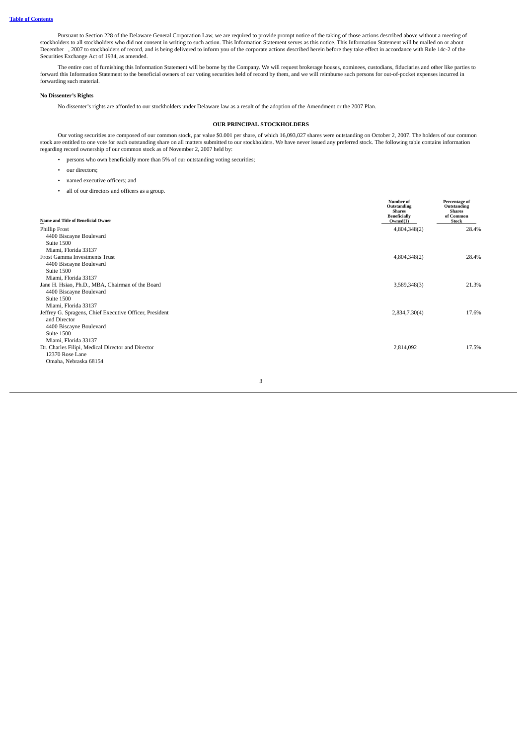Pursuant to Section 228 of the Delaware General Corporation Law, we are required to provide prompt notice of the taking of those actions described above without a meeting of stockholders to all stockholders who did not consent in writing to such action. This Information Statement serves as this notice. This Information Statement will be mailed on or about December , 2007 to stockholders of record, and is being delivered to inform you of the corporate actions described herein before they take effect in accordance with Rule 14c-2 of the Securities Exchange Act of 1934, as amended.

The entire cost of furnishing this Information Statement will be borne by the Company. We will request brokerage houses, nominees, custodians, fiduciaries and other like parties to forward this Information Statement to the beneficial owners of our voting securities held of record by them, and we will reimburse such persons for out-of-pocket expenses incurred in forwarding such material.

**No Dissenter's Rights**

No dissenter's rights are afforded to our stockholders under Delaware law as a result of the adoption of the Amendment or the 2007 Plan.

## OUR PRINCIPAL STOCKHOLDERS

Our voting securities are composed of our common stock, par value $0.001 per share, of which 16,093,027 shares were outstanding on October 2, 2007. The holders of our common stock are entitled to one vote for each outstanding share on all matters submitted to our stockholders. We have never issued any preferred stock. The following table contains information regarding record ownership of our common stock as of November 2, 2007 held by:

- persons who own beneficially more than 5% of our outstanding voting securities;
- our directors;
- named executive officers; and
- all of our directors and officers as a group.

| Name and Title of Beneficial Owner | Number of Outstanding Shares Beneficially Owned(1) | Percentage of Outstanding Shares of Common Stock |
|---|---|---|
| Phillip Frost<br>4400 Biscayne Boulevard<br>Suite 1500<br>Miami, Florida 33137 | 4,804,348(2) | 28.4% |
| Frost Gamma Investments Trust<br>4400 Biscayne Boulevard<br>Suite 1500<br>Miami, Florida 33137 | 4,804,348(2) | 28.4% |
| Jane H. Hsiao, Ph.D., MBA, Chairman of the Board<br>4400 Biscayne Boulevard<br>Suite 1500<br>Miami, Florida 33137 | 3,589,348(3) | 21.3% |
| Jeffrey G. Spragens, Chief Executive Officer, President and Director<br>4400 Biscayne Boulevard<br>Suite 1500<br>Miami, Florida 33137 | 2,834,7.30(4) | 17.6% |
| Dr. Charles Filipi, Medical Director and Director<br>12370 Rose Lane<br>Omaha, Nebraska 68154 | 2,814,092 | 17.5% |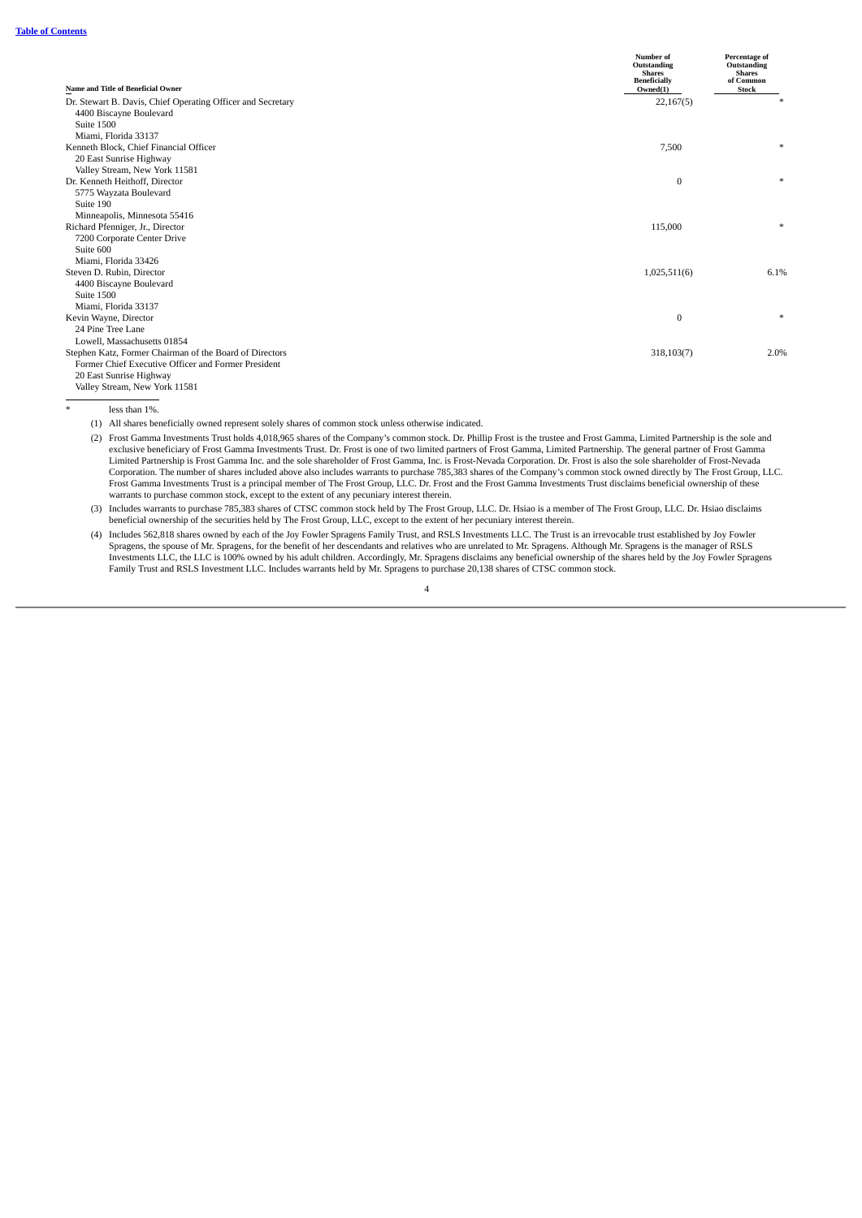| Name and Title of Beneficial Owner | Number of Outstanding Shares Beneficially Owned(1) | Percentage of Outstanding Shares of Common Stock |
|---|---|---|
| Dr. Stewart B. Davis, Chief Operating Officer and Secretary<br>4400 Biscayne Boulevard<br>Suite 1500<br>Miami, Florida 33137 | 22,167(5) | * |
| Kenneth Block, Chief Financial Officer<br>20 East Sunrise Highway<br>Valley Stream, New York 11581 | 7,500 | * |
| Dr. Kenneth Heithoff, Director<br>5775 Wayzata Boulevard<br>Suite 190<br>Minneapolis, Minnesota 55416 | 0 | * |
| Richard Pfenniger, Jr., Director<br>7200 Corporate Center Drive<br>Suite 600<br>Miami, Florida 33426 | 115,000 | * |
| Steven D. Rubin, Director<br>4400 Biscayne Boulevard<br>Suite 1500<br>Miami, Florida 33137 | 1,025,511(6) | 6.1% |
| Kevin Wayne, Director<br>24 Pine Tree Lane<br>Lowell, Massachusetts 01854 | 0 | * |
| Stephen Katz, Former Chairman of the Board of Directors<br>Former Chief Executive Officer and Former President<br>20 East Sunrise Highway<br>Valley Stream, New York 11581 | 318,103(7) | 2.0% |

\* less than 1%.

(1) All shares beneficially owned represent solely shares of common stock unless otherwise indicated.

(2) Frost Gamma Investments Trust holds 4,018,965 shares of the Company's common stock. Dr. Phillip Frost is the trustee and Frost Gamma, Limited Partnership is the sole and exclusive beneficiary of Frost Gamma Investments Trust. Dr. Frost is one of two limited partners of Frost Gamma, Limited Partnership. The general partner of Frost Gamma Limited Partnership is Frost Gamma Inc. and the sole shareholder of Frost Gamma, Inc. is Frost-Nevada Corporation. Dr. Frost is also the sole shareholder of Frost-Nevada Corporation. The number of shares included above also includes warrants to purchase 785,383 shares of the Company's common stock owned directly by The Frost Group, LLC. Frost Gamma Investments Trust is a principal member of The Frost Group, LLC. Dr. Frost and the Frost Gamma Investments Trust disclaims beneficial ownership of these warrants to purchase common stock, except to the extent of any pecuniary interest therein.

(3) Includes warrants to purchase 785,383 shares of CTSC common stock held by The Frost Group, LLC. Dr. Hsiao is a member of The Frost Group, LLC. Dr. Hsiao disclaims beneficial ownership of the securities held by The Frost Group, LLC, except to the extent of her pecuniary interest therein.

(4) Includes 562,818 shares owned by each of the Joy Fowler Spragens Family Trust, and RSLS Investments LLC. The Trust is an irrevocable trust established by Joy Fowler Spragens, the spouse of Mr. Spragens, for the benefit of her descendants and relatives who are unrelated to Mr. Spragens. Although Mr. Spragens is the manager of RSLS Investments LLC, the LLC is 100% owned by his adult children. Accordingly, Mr. Spragens disclaims any beneficial ownership of the shares held by the Joy Fowler Spragens Family Trust and RSLS Investment LLC. Includes warrants held by Mr. Spragens to purchase 20,138 shares of CTSC common stock.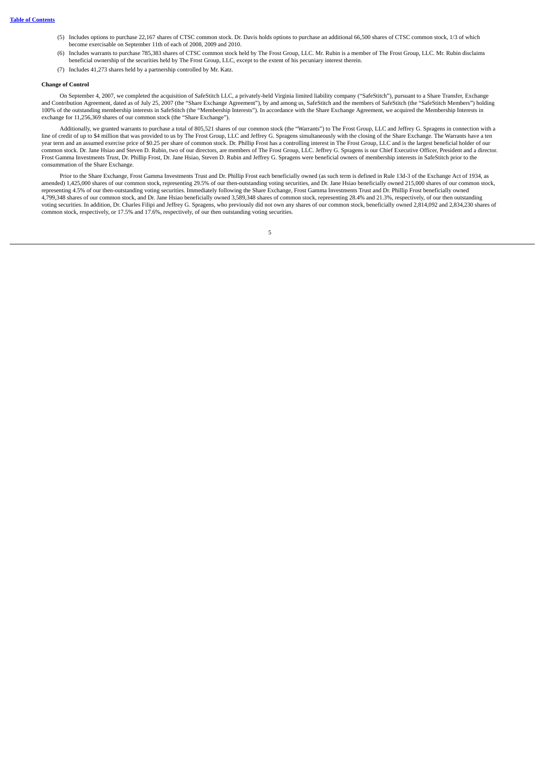(5) Includes options to purchase 22,167 shares of CTSC common stock. Dr. Davis holds options to purchase an additional 66,500 shares of CTSC common stock, 1/3 of which become exercisable on September 11th of each of 2008, 2009 and 2010.

(6) Includes warrants to purchase 785,383 shares of CTSC common stock held by The Frost Group, LLC. Mr. Rubin is a member of The Frost Group, LLC. Mr. Rubin disclaims beneficial ownership of the securities held by The Frost Group, LLC, except to the extent of his pecuniary interest therein.

(7) Includes 41,273 shares held by a partnership controlled by Mr. Katz.

**Change of Control**

On September 4, 2007, we completed the acquisition of SafeStitch LLC, a privately-held Virginia limited liability company ("SafeStitch"), pursuant to a Share Transfer, Exchange and Contribution Agreement, dated as of July 25, 2007 (the "Share Exchange Agreement"), by and among us, SafeStitch and the members of SafeStitch (the "SafeStitch Members") holding 100% of the outstanding membership interests in SafeStitch (the "Membership Interests"). In accordance with the Share Exchange Agreement, we acquired the Membership Interests in exchange for 11,256,369 shares of our common stock (the "Share Exchange").

Additionally, we granted warrants to purchase a total of 805,521 shares of our common stock (the "Warrants") to The Frost Group, LLC and Jeffrey G. Spragens in connection with a line of credit of up to $4 million that was provided to us by The Frost Group, LLC and Jeffrey G. Spragens simultaneously with the closing of the Share Exchange. The Warrants have a ten year term and an assumed exercise price of $0.25 per share of common stock. Dr. Phillip Frost has a controlling interest in The Frost Group, LLC and is the largest beneficial holder of our common stock. Dr. Jane Hsiao and Steven D. Rubin, two of our directors, are members of The Frost Group, LLC. Jeffrey G. Spragens is our Chief Executive Officer, President and a director. Frost Gamma Investments Trust, Dr. Phillip Frost, Dr. Jane Hsiao, Steven D. Rubin and Jeffrey G. Spragens were beneficial owners of membership interests in SafeStitch prior to the consummation of the Share Exchange.

Prior to the Share Exchange, Frost Gamma Investments Trust and Dr. Phillip Frost each beneficially owned (as such term is defined in Rule 13d-3 of the Exchange Act of 1934, as amended) 1,425,000 shares of our common stock, representing 29.5% of our then-outstanding voting securities, and Dr. Jane Hsiao beneficially owned 215,000 shares of our common stock, representing 4.5% of our then-outstanding voting securities. Immediately following the Share Exchange, Frost Gamma Investments Trust and Dr. Phillip Frost beneficially owned 4,799,348 shares of our common stock, and Dr. Jane Hsiao beneficially owned 3,589,348 shares of common stock, representing 28.4% and 21.3%, respectively, of our then outstanding voting securities. In addition, Dr. Charles Filipi and Jeffrey G. Spragens, who previously did not own any shares of our common stock, beneficially owned 2,814,092 and 2,834,230 shares of common stock, respectively, or 17.5% and 17.6%, respectively, of our then outstanding voting securities.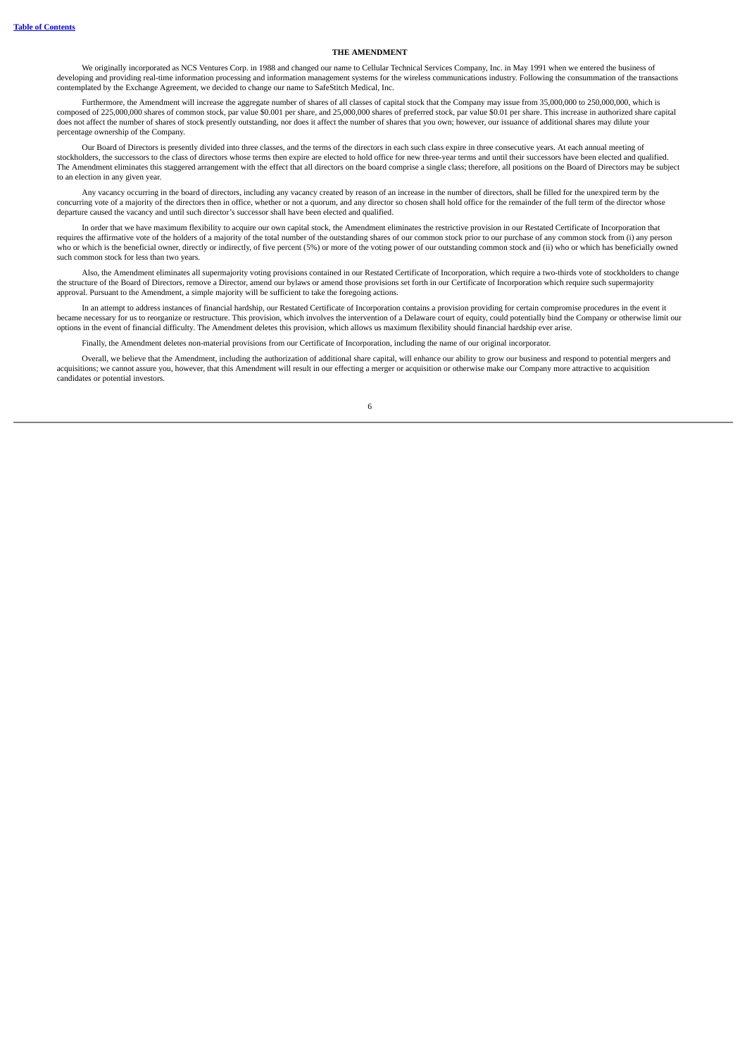## THE AMENDMENT

We originally incorporated as NCS Ventures Corp. in 1988 and changed our name to Cellular Technical Services Company, Inc. in May 1991 when we entered the business of developing and providing real-time information processing and information management systems for the wireless communications industry. Following the consummation of the transactions contemplated by the Exchange Agreement, we decided to change our name to SafeStitch Medical, Inc.

Furthermore, the Amendment will increase the aggregate number of shares of all classes of capital stock that the Company may issue from 35,000,000 to 250,000,000, which is composed of 225,000,000 shares of common stock, par value $0.001 per share, and 25,000,000 shares of preferred stock, par value $0.01 per share. This increase in authorized share capital does not affect the number of shares of stock presently outstanding, nor does it affect the number of shares that you own; however, our issuance of additional shares may dilute your percentage ownership of the Company.

Our Board of Directors is presently divided into three classes, and the terms of the directors in each such class expire in three consecutive years. At each annual meeting of stockholders, the successors to the class of directors whose terms then expire are elected to hold office for new three-year terms and until their successors have been elected and qualified. The Amendment eliminates this staggered arrangement with the effect that all directors on the board comprise a single class; therefore, all positions on the Board of Directors may be subject to an election in any given year.

Any vacancy occurring in the board of directors, including any vacancy created by reason of an increase in the number of directors, shall be filled for the unexpired term by the concurring vote of a majority of the directors then in office, whether or not a quorum, and any director so chosen shall hold office for the remainder of the full term of the director whose departure caused the vacancy and until such director's successor shall have been elected and qualified.

In order that we have maximum flexibility to acquire our own capital stock, the Amendment eliminates the restrictive provision in our Restated Certificate of Incorporation that requires the affirmative vote of the holders of a majority of the total number of the outstanding shares of our common stock prior to our purchase of any common stock from (i) any person who or which is the beneficial owner, directly or indirectly, of five percent (5%) or more of the voting power of our outstanding common stock and (ii) who or which has beneficially owned such common stock for less than two years.

Also, the Amendment eliminates all supermajority voting provisions contained in our Restated Certificate of Incorporation, which require a two-thirds vote of stockholders to change the structure of the Board of Directors, remove a Director, amend our bylaws or amend those provisions set forth in our Certificate of Incorporation which require such supermajority approval. Pursuant to the Amendment, a simple majority will be sufficient to take the foregoing actions.

In an attempt to address instances of financial hardship, our Restated Certificate of Incorporation contains a provision providing for certain compromise procedures in the event it became necessary for us to reorganize or restructure. This provision, which involves the intervention of a Delaware court of equity, could potentially bind the Company or otherwise limit our options in the event of financial difficulty. The Amendment deletes this provision, which allows us maximum flexibility should financial hardship ever arise.

Finally, the Amendment deletes non-material provisions from our Certificate of Incorporation, including the name of our original incorporator.

Overall, we believe that the Amendment, including the authorization of additional share capital, will enhance our ability to grow our business and respond to potential mergers and acquisitions; we cannot assure you, however, that this Amendment will result in our effecting a merger or acquisition or otherwise make our Company more attractive to acquisition candidates or potential investors.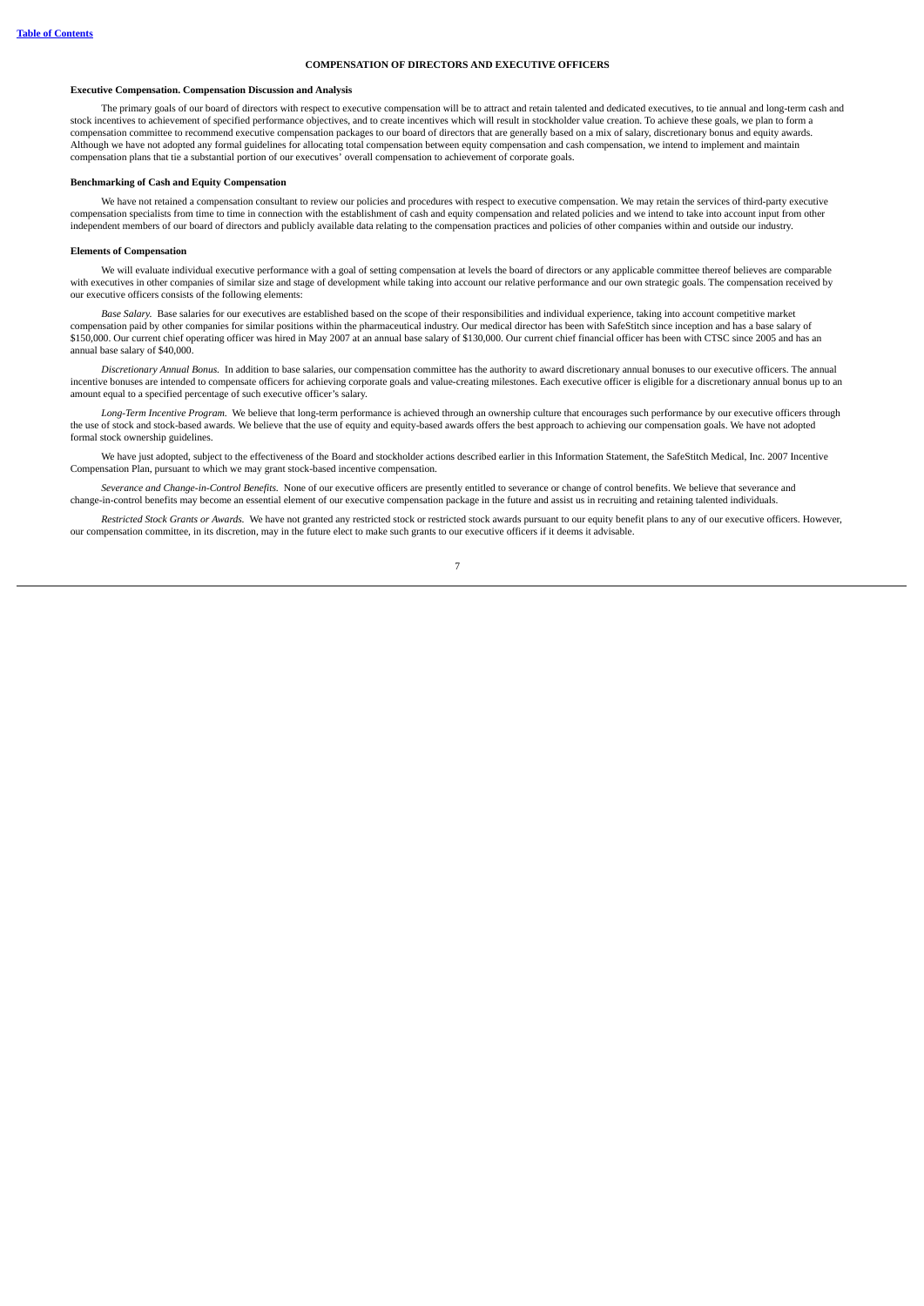## COMPENSATION OF DIRECTORS AND EXECUTIVE OFFICERS

**Executive Compensation. Compensation Discussion and Analysis**

The primary goals of our board of directors with respect to executive compensation will be to attract and retain talented and dedicated executives, to tie annual and long-term cash and stock incentives to achievement of specified performance objectives, and to create incentives which will result in stockholder value creation. To achieve these goals, we plan to form a compensation committee to recommend executive compensation packages to our board of directors that are generally based on a mix of salary, discretionary bonus and equity awards. Although we have not adopted any formal guidelines for allocating total compensation between equity compensation and cash compensation, we intend to implement and maintain compensation plans that tie a substantial portion of our executives' overall compensation to achievement of corporate goals.

**Benchmarking of Cash and Equity Compensation**

We have not retained a compensation consultant to review our policies and procedures with respect to executive compensation. We may retain the services of third-party executive compensation specialists from time to time in connection with the establishment of cash and equity compensation and related policies and we intend to take into account input from other independent members of our board of directors and publicly available data relating to the compensation practices and policies of other companies within and outside our industry.

**Elements of Compensation**

We will evaluate individual executive performance with a goal of setting compensation at levels the board of directors or any applicable committee thereof believes are comparable with executives in other companies of similar size and stage of development while taking into account our relative performance and our own strategic goals. The compensation received by our executive officers consists of the following elements:

*Base Salary.* Base salaries for our executives are established based on the scope of their responsibilities and individual experience, taking into account competitive market compensation paid by other companies for similar positions within the pharmaceutical industry. Our medical director has been with SafeStitch since inception and has a base salary of $150,000. Our current chief operating officer was hired in May 2007 at an annual base salary of $130,000. Our current chief financial officer has been with CTSC since 2005 and has an annual base salary of $40,000.

*Discretionary Annual Bonus.* In addition to base salaries, our compensation committee has the authority to award discretionary annual bonuses to our executive officers. The annual incentive bonuses are intended to compensate officers for achieving corporate goals and value-creating milestones. Each executive officer is eligible for a discretionary annual bonus up to an amount equal to a specified percentage of such executive officer's salary.

*Long-Term Incentive Program.* We believe that long-term performance is achieved through an ownership culture that encourages such performance by our executive officers through the use of stock and stock-based awards. We believe that the use of equity and equity-based awards offers the best approach to achieving our compensation goals. We have not adopted formal stock ownership guidelines.

We have just adopted, subject to the effectiveness of the Board and stockholder actions described earlier in this Information Statement, the SafeStitch Medical, Inc. 2007 Incentive Compensation Plan, pursuant to which we may grant stock-based incentive compensation.

*Severance and Change-in-Control Benefits.* None of our executive officers are presently entitled to severance or change of control benefits. We believe that severance and change-in-control benefits may become an essential element of our executive compensation package in the future and assist us in recruiting and retaining talented individuals.

*Restricted Stock Grants or Awards.* We have not granted any restricted stock or restricted stock awards pursuant to our equity benefit plans to any of our executive officers. However, our compensation committee, in its discretion, may in the future elect to make such grants to our executive officers if it deems it advisable.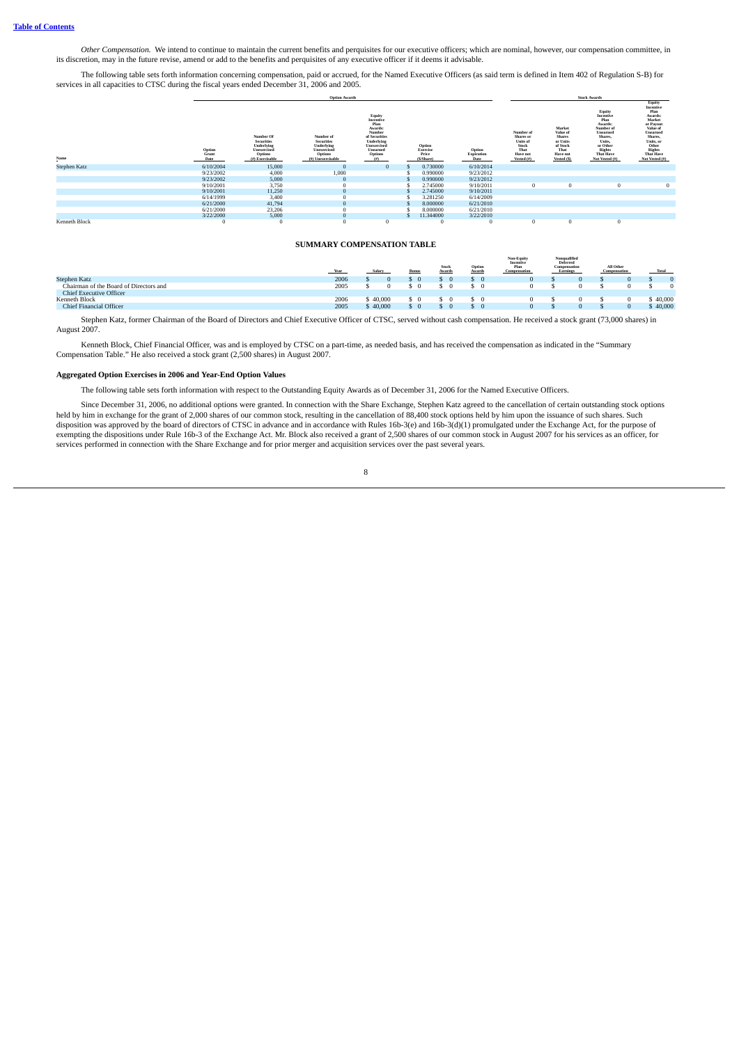*Other Compensation.* We intend to continue to maintain the current benefits and perquisites for our executive officers; which are nominal, however, our compensation committee, in its discretion, may in the future revise, amend or add to the benefits and perquisites of any executive officer if it deems it advisable.

The following table sets forth information concerning compensation, paid or accrued, for the Named Executive Officers (as said term is defined in Item 402 of Regulation S-B) for services in all capacities to CTSC during the fiscal years ended December 31, 2006 and 2005.

| | Option Awards | | | | | | Stock Awards | | | |
|---|---|---|---|---|---|---|---|---|---|---|
| Name | Option Grant Date | Number Of Securities Underlying Unexercised Options (#) Exercisable | Number of Securities Underlying Unexercised Options (#) Unexercisable | Equity Incentive Plan Awards: Number of Securities Underlying Unexercised Unearned Options (#) | Option Exercise Price ($/Share) | Option Expiration Date | Number of Shares or Units of Stock That Have not Vested (#) | Market Value of Shares or Units of Stock That Have not Vested ($) | Equity Incentive Plan Awards: Number of Unearned Shares, Units, or Other Rights That Have Not Vested (#) | Equity Incentive Plan Awards: Market or Payout Value of Unearned Shares, Units, or Other Rights That Have Not Vested (#) |
| Stephen Katz | 6/10/2004 | 15,000 | 0 | 0 | $ 0.730000 | 6/10/2014 | | | | |
| | 9/23/2002 | 4,000 | 1,000 | | $ 0.990000 | 9/23/2012 | | | | |
| | 9/23/2002 | 5,000 | 0 | | $ 0.990000 | 9/23/2012 | | | | |
| | 9/10/2001 | 3,750 | 0 | | $ 2.745000 | 9/10/2011 | 0 | 0 | 0 | 0 |
| | 9/10/2001 | 11,250 | 0 | | $ 2.745000 | 9/10/2011 | | | | |
| | 6/14/1999 | 3,400 | 0 | | $ 3.281250 | 6/14/2009 | | | | |
| | 6/21/2000 | 41,794 | 0 | | $ 8.000000 | 6/21/2010 | | | | |
| | 6/21/2000 | 23,206 | 0 | | $ 8.000000 | 6/21/2010 | | | | |
| | 3/22/2000 | 5,000 | 0 | | $ 11.344000 | 3/22/2010 | | | | |
| Kenneth Block | 0 | 0 | 0 | 0 | 0 | 0 | 0 | 0 | 0 | |

**SUMMARY COMPENSATION TABLE**

| | Year | Salary | Bonus | Stock Awards | Option Awards | Non-Equity Incentive Plan Compensation | Nonqualified Deferred Compensation Earnings | All Other Compensation | Total |
|---|---|---|---|---|---|---|---|---|---|
| Stephen Katz | 2006 | $ 0 | $ 0 | $ 0 | $ 0 | 0 | $ 0 | $ 0 | $ 0 |
| Chairman of the Board of Directors and | 2005 | $ 0 | $ 0 | $ 0 | $ 0 | 0 | $ 0 | $ 0 | $ 0 |
| Chief Executive Officer | | | | | | | | | |
| Kenneth Block | 2006 | $ 40,000 | $ 0 | $ 0 | $ 0 | 0 | $ 0 | $ 0 | $ 40,000 |
| Chief Financial Officer | 2005 | $ 40,000 | $ 0 | $ 0 | $ 0 | 0 | $ 0 | $ 0 | $ 40,000 |

Stephen Katz, former Chairman of the Board of Directors and Chief Executive Officer of CTSC, served without cash compensation. He received a stock grant (73,000 shares) in August 2007.

Kenneth Block, Chief Financial Officer, was and is employed by CTSC on a part-time, as needed basis, and has received the compensation as indicated in the "Summary Compensation Table." He also received a stock grant (2,500 shares) in August 2007.

**Aggregated Option Exercises in 2006 and Year-End Option Values**

The following table sets forth information with respect to the Outstanding Equity Awards as of December 31, 2006 for the Named Executive Officers.

Since December 31, 2006, no additional options were granted. In connection with the Share Exchange, Stephen Katz agreed to the cancellation of certain outstanding stock options held by him in exchange for the grant of 2,000 shares of our common stock, resulting in the cancellation of 88,400 stock options held by him upon the issuance of such shares. Such disposition was approved by the board of directors of CTSC in advance and in accordance with Rules 16b-3(e) and 16b-3(d)(1) promulgated under the Exchange Act, for the purpose of exempting the dispositions under Rule 16b-3 of the Exchange Act. Mr. Block also received a grant of 2,500 shares of our common stock in August 2007 for his services as an officer, for services performed in connection with the Share Exchange and for prior merger and acquisition services over the past several years.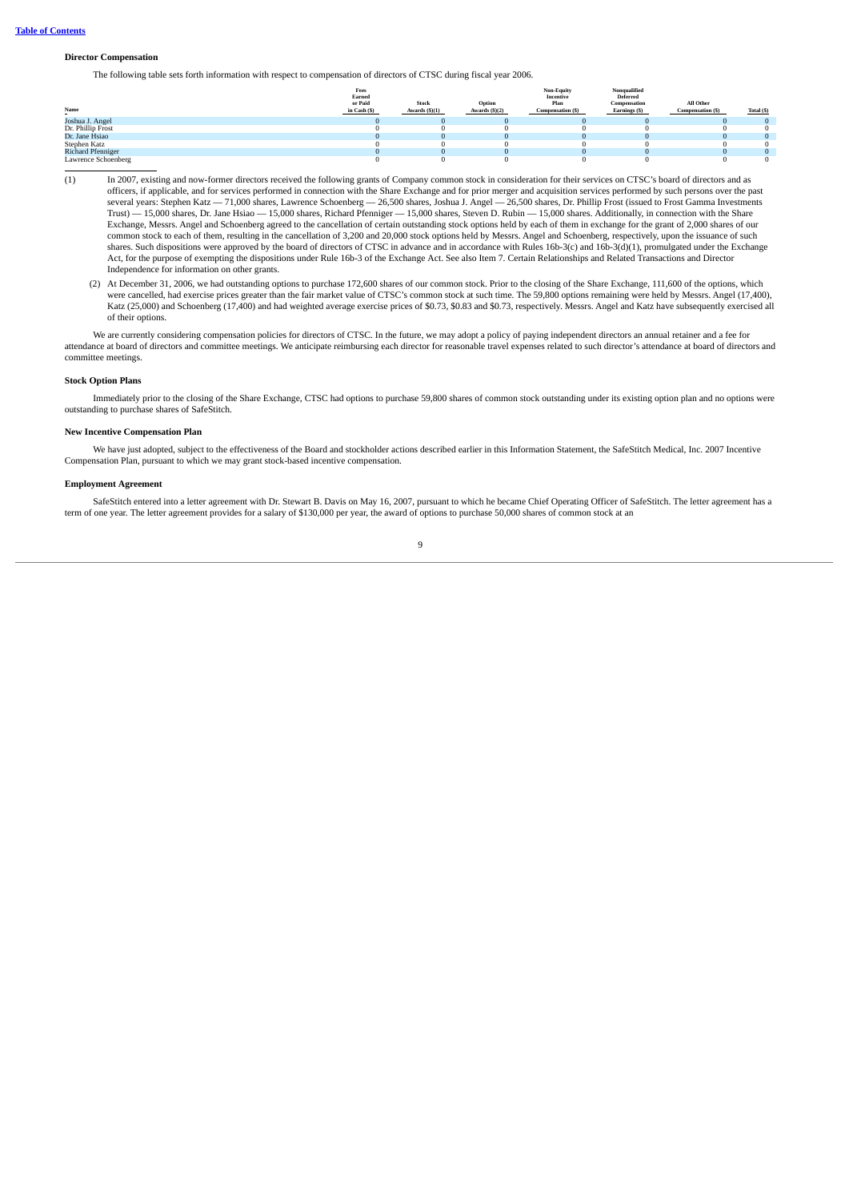**Table of Contents**

### Director Compensation

The following table sets forth information with respect to compensation of directors of CTSC during fiscal year 2006.

| Name | Fees Earned or Paid in Cash ($) | Stock Awards ($)(1) | Option Awards ($)(2) | Non-Equity Incentive Plan Compensation ($) | Nonqualified Deferred Compensation Earnings ($) | All Other Compensation ($) | Total ($) |
|---|---|---|---|---|---|---|---|
| Joshua J. Angel | 0 | 0 | 0 | 0 | 0 | 0 | 0 |
| Dr. Phillip Frost | 0 | 0 | 0 | 0 | 0 | 0 | 0 |
| Dr. Jane Hsiao | 0 | 0 | 0 | 0 | 0 | 0 | 0 |
| Stephen Katz | 0 | 0 | 0 | 0 | 0 | 0 | 0 |
| Richard Pfenniger | 0 | 0 | 0 | 0 | 0 | 0 | 0 |
| Lawrence Schoenberg | 0 | 0 | 0 | 0 | 0 | 0 | 0 |

(1) In 2007, existing and now-former directors received the following grants of Company common stock in consideration for their services on CTSC's board of directors and as officers, if applicable, and for services performed in connection with the Share Exchange and for prior merger and acquisition services performed by such persons over the past several years: Stephen Katz — 71,000 shares, Lawrence Schoenberg — 26,500 shares, Joshua J. Angel — 26,500 shares, Dr. Phillip Frost (issued to Frost Gamma Investments Trust) — 15,000 shares, Dr. Jane Hsiao — 15,000 shares, Richard Pfenniger — 15,000 shares, Steven D. Rubin — 15,000 shares. Additionally, in connection with the Share Exchange, Messrs. Angel and Schoenberg agreed to the cancellation of certain outstanding stock options held by each of them in exchange for the grant of 2,000 shares of our common stock to each of them, resulting in the cancellation of 3,200 and 20,000 stock options held by Messrs. Angel and Schoenberg, respectively, upon the issuance of such shares. Such dispositions were approved by the board of directors of CTSC in advance and in accordance with Rules 16b-3(c) and 16b-3(d)(1), promulgated under the Exchange Act, for the purpose of exempting the dispositions under Rule 16b-3 of the Exchange Act. See also Item 7. Certain Relationships and Related Transactions and Director Independence for information on other grants.

(2) At December 31, 2006, we had outstanding options to purchase 172,600 shares of our common stock. Prior to the closing of the Share Exchange, 111,600 of the options, which were cancelled, had exercise prices greater than the fair market value of CTSC's common stock at such time. The 59,800 options remaining were held by Messrs. Angel (17,400), Katz (25,000) and Schoenberg (17,400) and had weighted average exercise prices of $0.73, $0.83 and $0.73, respectively. Messrs. Angel and Katz have subsequently exercised all of their options.

We are currently considering compensation policies for directors of CTSC. In the future, we may adopt a policy of paying independent directors an annual retainer and a fee for attendance at board of directors and committee meetings. We anticipate reimbursing each director for reasonable travel expenses related to such director's attendance at board of directors and committee meetings.

### Stock Option Plans

Immediately prior to the closing of the Share Exchange, CTSC had options to purchase 59,800 shares of common stock outstanding under its existing option plan and no options were outstanding to purchase shares of SafeStitch.

### New Incentive Compensation Plan

We have just adopted, subject to the effectiveness of the Board and stockholder actions described earlier in this Information Statement, the SafeStitch Medical, Inc. 2007 Incentive Compensation Plan, pursuant to which we may grant stock-based incentive compensation.

### Employment Agreement

SafeStitch entered into a letter agreement with Dr. Stewart B. Davis on May 16, 2007, pursuant to which he became Chief Operating Officer of SafeStitch. The letter agreement has a term of one year. The letter agreement provides for a salary of $130,000 per year, the award of options to purchase 50,000 shares of common stock at an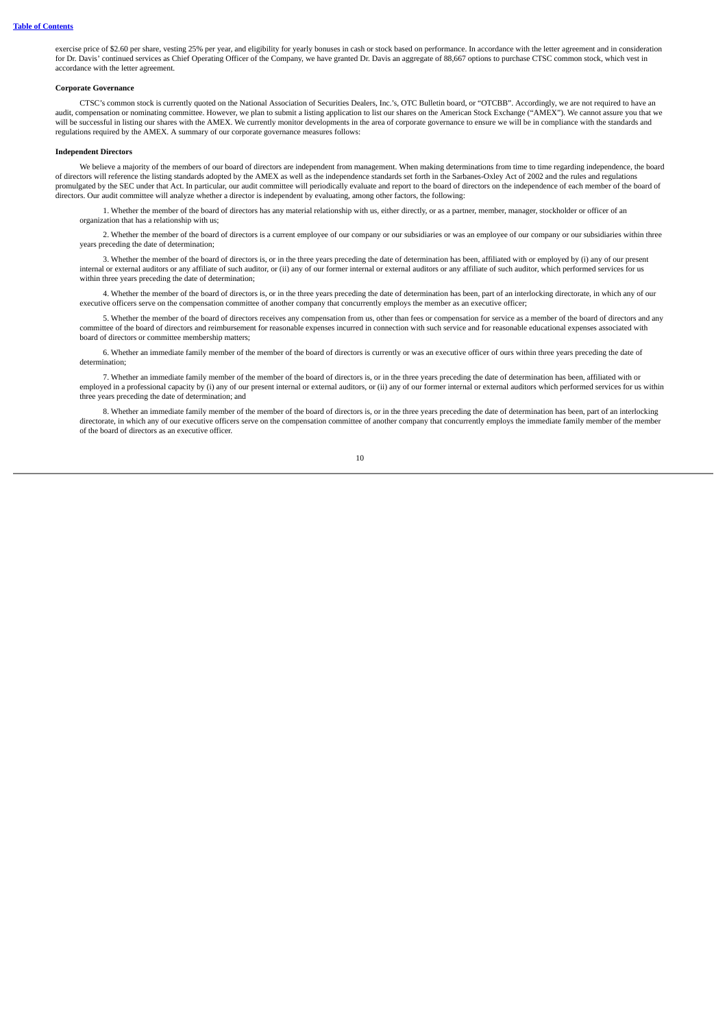exercise price of $2.60 per share, vesting 25% per year, and eligibility for yearly bonuses in cash or stock based on performance. In accordance with the letter agreement and in consideration for Dr. Davis' continued services as Chief Operating Officer of the Company, we have granted Dr. Davis an aggregate of 88,667 options to purchase CTSC common stock, which vest in accordance with the letter agreement.

**Corporate Governance**

CTSC's common stock is currently quoted on the National Association of Securities Dealers, Inc.'s, OTC Bulletin board, or "OTCBB". Accordingly, we are not required to have an audit, compensation or nominating committee. However, we plan to submit a listing application to list our shares on the American Stock Exchange ("AMEX"). We cannot assure you that we will be successful in listing our shares with the AMEX. We currently monitor developments in the area of corporate governance to ensure we will be in compliance with the standards and regulations required by the AMEX. A summary of our corporate governance measures follows:

**Independent Directors**

We believe a majority of the members of our board of directors are independent from management. When making determinations from time to time regarding independence, the board of directors will reference the listing standards adopted by the AMEX as well as the independence standards set forth in the Sarbanes-Oxley Act of 2002 and the rules and regulations promulgated by the SEC under that Act. In particular, our audit committee will periodically evaluate and report to the board of directors on the independence of each member of the board of directors. Our audit committee will analyze whether a director is independent by evaluating, among other factors, the following:

1. Whether the member of the board of directors has any material relationship with us, either directly, or as a partner, member, manager, stockholder or officer of an organization that has a relationship with us;

2. Whether the member of the board of directors is a current employee of our company or our subsidiaries or was an employee of our company or our subsidiaries within three years preceding the date of determination;

3. Whether the member of the board of directors is, or in the three years preceding the date of determination has been, affiliated with or employed by (i) any of our present internal or external auditors or any affiliate of such auditor, or (ii) any of our former internal or external auditors or any affiliate of such auditor, which performed services for us within three years preceding the date of determination;

4. Whether the member of the board of directors is, or in the three years preceding the date of determination has been, part of an interlocking directorate, in which any of our executive officers serve on the compensation committee of another company that concurrently employs the member as an executive officer;

5. Whether the member of the board of directors receives any compensation from us, other than fees or compensation for service as a member of the board of directors and any committee of the board of directors and reimbursement for reasonable expenses incurred in connection with such service and for reasonable educational expenses associated with board of directors or committee membership matters;

6. Whether an immediate family member of the member of the board of directors is currently or was an executive officer of ours within three years preceding the date of determination;

7. Whether an immediate family member of the member of the board of directors is, or in the three years preceding the date of determination has been, affiliated with or employed in a professional capacity by (i) any of our present internal or external auditors, or (ii) any of our former internal or external auditors which performed services for us within three years preceding the date of determination; and

8. Whether an immediate family member of the member of the board of directors is, or in the three years preceding the date of determination has been, part of an interlocking directorate, in which any of our executive officers serve on the compensation committee of another company that concurrently employs the immediate family member of the member of the board of directors as an executive officer.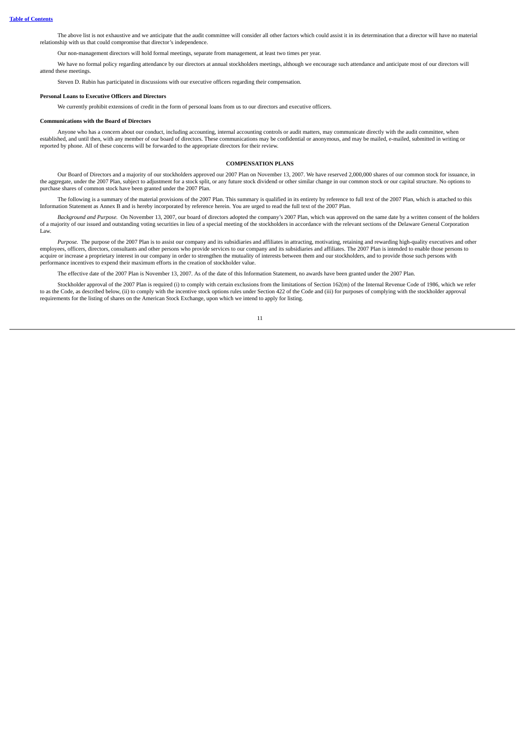The above list is not exhaustive and we anticipate that the audit committee will consider all other factors which could assist it in its determination that a director will have no material relationship with us that could compromise that director's independence.

Our non-management directors will hold formal meetings, separate from management, at least two times per year.

We have no formal policy regarding attendance by our directors at annual stockholders meetings, although we encourage such attendance and anticipate most of our directors will attend these meetings.

Steven D. Rubin has participated in discussions with our executive officers regarding their compensation.

**Personal Loans to Executive Officers and Directors**

We currently prohibit extensions of credit in the form of personal loans from us to our directors and executive officers.

**Communications with the Board of Directors**

Anyone who has a concern about our conduct, including accounting, internal accounting controls or audit matters, may communicate directly with the audit committee, when established, and until then, with any member of our board of directors. These communications may be confidential or anonymous, and may be mailed, e-mailed, submitted in writing or reported by phone. All of these concerns will be forwarded to the appropriate directors for their review.

## COMPENSATION PLANS

Our Board of Directors and a majority of our stockholders approved our 2007 Plan on November 13, 2007. We have reserved 2,000,000 shares of our common stock for issuance, in the aggregate, under the 2007 Plan, subject to adjustment for a stock split, or any future stock dividend or other similar change in our common stock or our capital structure. No options to purchase shares of common stock have been granted under the 2007 Plan.

The following is a summary of the material provisions of the 2007 Plan. This summary is qualified in its entirety by reference to full text of the 2007 Plan, which is attached to this Information Statement as Annex B and is hereby incorporated by reference herein. You are urged to read the full text of the 2007 Plan.

*Background and Purpose.* On November 13, 2007, our board of directors adopted the company's 2007 Plan, which was approved on the same date by a written consent of the holders of a majority of our issued and outstanding voting securities in lieu of a special meeting of the stockholders in accordance with the relevant sections of the Delaware General Corporation Law.

*Purpose.* The purpose of the 2007 Plan is to assist our company and its subsidiaries and affiliates in attracting, motivating, retaining and rewarding high-quality executives and other employees, officers, directors, consultants and other persons who provide services to our company and its subsidiaries and affiliates. The 2007 Plan is intended to enable those persons to acquire or increase a proprietary interest in our company in order to strengthen the mutuality of interests between them and our stockholders, and to provide those such persons with performance incentives to expend their maximum efforts in the creation of stockholder value.

The effective date of the 2007 Plan is November 13, 2007. As of the date of this Information Statement, no awards have been granted under the 2007 Plan.

Stockholder approval of the 2007 Plan is required (i) to comply with certain exclusions from the limitations of Section 162(m) of the Internal Revenue Code of 1986, which we refer to as the Code, as described below, (ii) to comply with the incentive stock options rules under Section 422 of the Code and (iii) for purposes of complying with the stockholder approval requirements for the listing of shares on the American Stock Exchange, upon which we intend to apply for listing.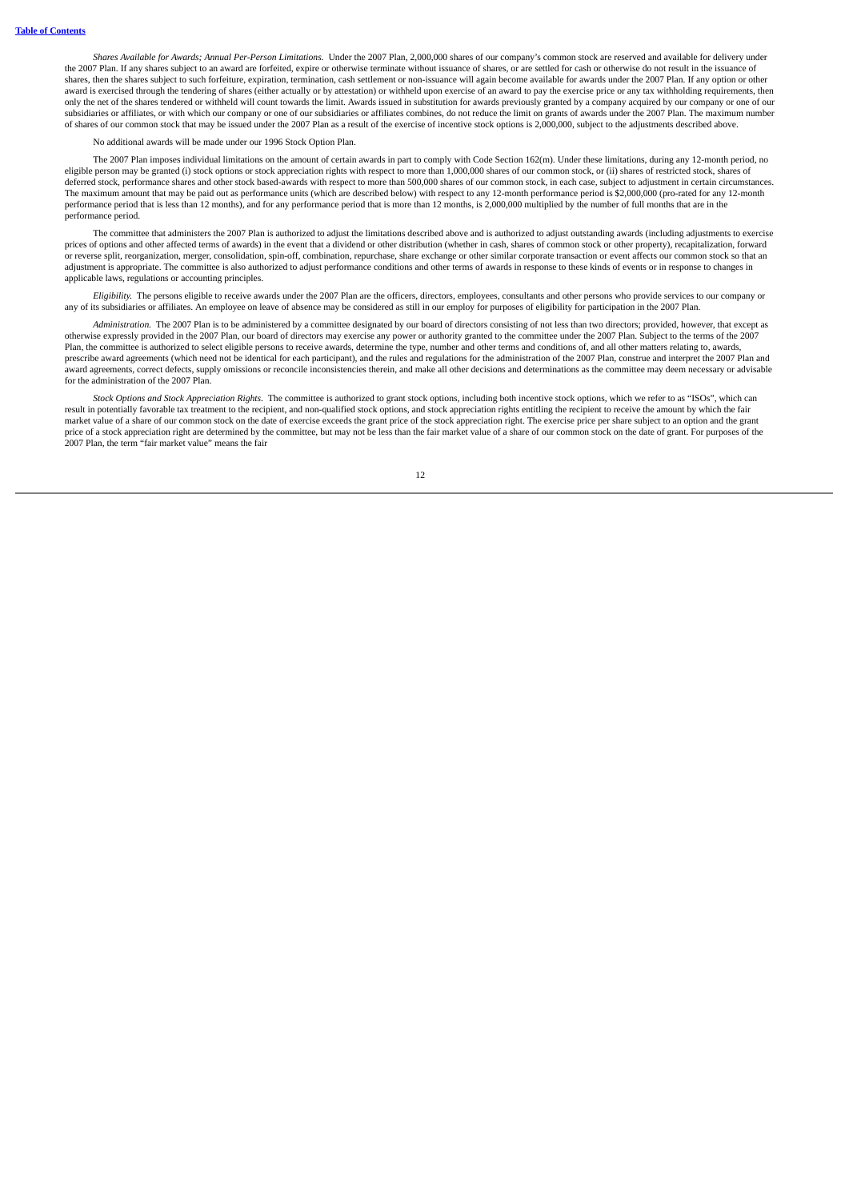*Shares Available for Awards; Annual Per-Person Limitations.* Under the 2007 Plan, 2,000,000 shares of our company's common stock are reserved and available for delivery under the 2007 Plan. If any shares subject to an award are forfeited, expire or otherwise terminate without issuance of shares, or are settled for cash or otherwise do not result in the issuance of shares, then the shares subject to such forfeiture, expiration, termination, cash settlement or non-issuance will again become available for awards under the 2007 Plan. If any option or other award is exercised through the tendering of shares (either actually or by attestation) or withheld upon exercise of an award to pay the exercise price or any tax withholding requirements, then only the net of the shares tendered or withheld will count towards the limit. Awards issued in substitution for awards previously granted by a company acquired by our company or one of our subsidiaries or affiliates, or with which our company or one of our subsidiaries or affiliates combines, do not reduce the limit on grants of awards under the 2007 Plan. The maximum number of shares of our common stock that may be issued under the 2007 Plan as a result of the exercise of incentive stock options is 2,000,000, subject to the adjustments described above.

No additional awards will be made under our 1996 Stock Option Plan.

The 2007 Plan imposes individual limitations on the amount of certain awards in part to comply with Code Section 162(m). Under these limitations, during any 12-month period, no eligible person may be granted (i) stock options or stock appreciation rights with respect to more than 1,000,000 shares of our common stock, or (ii) shares of restricted stock, shares of deferred stock, performance shares and other stock based-awards with respect to more than 500,000 shares of our common stock, in each case, subject to adjustment in certain circumstances. The maximum amount that may be paid out as performance units (which are described below) with respect to any 12-month performance period is $2,000,000 (pro-rated for any 12-month performance period that is less than 12 months), and for any performance period that is more than 12 months, is 2,000,000 multiplied by the number of full months that are in the performance period.

The committee that administers the 2007 Plan is authorized to adjust the limitations described above and is authorized to adjust outstanding awards (including adjustments to exercise prices of options and other affected terms of awards) in the event that a dividend or other distribution (whether in cash, shares of common stock or other property), recapitalization, forward or reverse split, reorganization, merger, consolidation, spin-off, combination, repurchase, share exchange or other similar corporate transaction or event affects our common stock so that an adjustment is appropriate. The committee is also authorized to adjust performance conditions and other terms of awards in response to these kinds of events or in response to changes in applicable laws, regulations or accounting principles.

*Eligibility.* The persons eligible to receive awards under the 2007 Plan are the officers, directors, employees, consultants and other persons who provide services to our company or any of its subsidiaries or affiliates. An employee on leave of absence may be considered as still in our employ for purposes of eligibility for participation in the 2007 Plan.

*Administration.* The 2007 Plan is to be administered by a committee designated by our board of directors consisting of not less than two directors; provided, however, that except as otherwise expressly provided in the 2007 Plan, our board of directors may exercise any power or authority granted to the committee under the 2007 Plan. Subject to the terms of the 2007 Plan, the committee is authorized to select eligible persons to receive awards, determine the type, number and other terms and conditions of, and all other matters relating to, awards, prescribe award agreements (which need not be identical for each participant), and the rules and regulations for the administration of the 2007 Plan, construe and interpret the 2007 Plan and award agreements, correct defects, supply omissions or reconcile inconsistencies therein, and make all other decisions and determinations as the committee may deem necessary or advisable for the administration of the 2007 Plan.

*Stock Options and Stock Appreciation Rights.* The committee is authorized to grant stock options, including both incentive stock options, which we refer to as "ISOs", which can result in potentially favorable tax treatment to the recipient, and non-qualified stock options, and stock appreciation rights entitling the recipient to receive the amount by which the fair market value of a share of our common stock on the date of exercise exceeds the grant price of the stock appreciation right. The exercise price per share subject to an option and the grant price of a stock appreciation right are determined by the committee, but may not be less than the fair market value of a share of our common stock on the date of grant. For purposes of the 2007 Plan, the term "fair market value" means the fair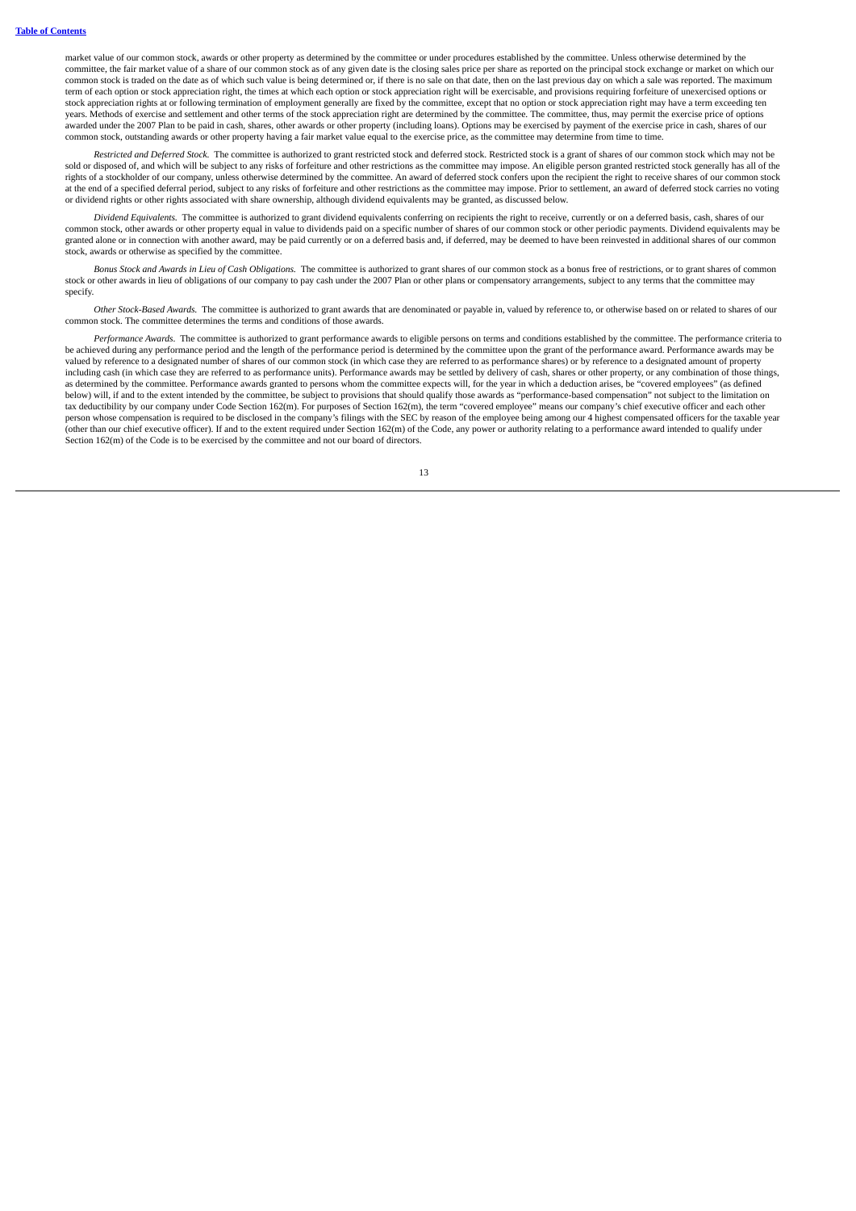market value of our common stock, awards or other property as determined by the committee or under procedures established by the committee. Unless otherwise determined by the committee, the fair market value of a share of our common stock as of any given date is the closing sales price per share as reported on the principal stock exchange or market on which our common stock is traded on the date as of which such value is being determined or, if there is no sale on that date, then on the last previous day on which a sale was reported. The maximum term of each option or stock appreciation right, the times at which each option or stock appreciation right will be exercisable, and provisions requiring forfeiture of unexercised options or stock appreciation rights at or following termination of employment generally are fixed by the committee, except that no option or stock appreciation right may have a term exceeding ten years. Methods of exercise and settlement and other terms of the stock appreciation right are determined by the committee. The committee, thus, may permit the exercise price of options awarded under the 2007 Plan to be paid in cash, shares, other awards or other property (including loans). Options may be exercised by payment of the exercise price in cash, shares of our common stock, outstanding awards or other property having a fair market value equal to the exercise price, as the committee may determine from time to time.

*Restricted and Deferred Stock.* The committee is authorized to grant restricted stock and deferred stock. Restricted stock is a grant of shares of our common stock which may not be sold or disposed of, and which will be subject to any risks of forfeiture and other restrictions as the committee may impose. An eligible person granted restricted stock generally has all of the rights of a stockholder of our company, unless otherwise determined by the committee. An award of deferred stock confers upon the recipient the right to receive shares of our common stock at the end of a specified deferral period, subject to any risks of forfeiture and other restrictions as the committee may impose. Prior to settlement, an award of deferred stock carries no voting or dividend rights or other rights associated with share ownership, although dividend equivalents may be granted, as discussed below.

*Dividend Equivalents.* The committee is authorized to grant dividend equivalents conferring on recipients the right to receive, currently or on a deferred basis, cash, shares of our common stock, other awards or other property equal in value to dividends paid on a specific number of shares of our common stock or other periodic payments. Dividend equivalents may be granted alone or in connection with another award, may be paid currently or on a deferred basis and, if deferred, may be deemed to have been reinvested in additional shares of our common stock, awards or otherwise as specified by the committee.

*Bonus Stock and Awards in Lieu of Cash Obligations.* The committee is authorized to grant shares of our common stock as a bonus free of restrictions, or to grant shares of common stock or other awards in lieu of obligations of our company to pay cash under the 2007 Plan or other plans or compensatory arrangements, subject to any terms that the committee may specify.

*Other Stock-Based Awards.* The committee is authorized to grant awards that are denominated or payable in, valued by reference to, or otherwise based on or related to shares of our common stock. The committee determines the terms and conditions of those awards.

*Performance Awards.* The committee is authorized to grant performance awards to eligible persons on terms and conditions established by the committee. The performance criteria to be achieved during any performance period and the length of the performance period is determined by the committee upon the grant of the performance award. Performance awards may be valued by reference to a designated number of shares of our common stock (in which case they are referred to as performance shares) or by reference to a designated amount of property including cash (in which case they are referred to as performance units). Performance awards may be settled by delivery of cash, shares or other property, or any combination of those things, as determined by the committee. Performance awards granted to persons whom the committee expects will, for the year in which a deduction arises, be "covered employees" (as defined below) will, if and to the extent intended by the committee, be subject to provisions that should qualify those awards as "performance-based compensation" not subject to the limitation on tax deductibility by our company under Code Section 162(m). For purposes of Section 162(m), the term "covered employee" means our company's chief executive officer and each other person whose compensation is required to be disclosed in the company's filings with the SEC by reason of the employee being among our 4 highest compensated officers for the taxable year (other than our chief executive officer). If and to the extent required under Section 162(m) of the Code, any power or authority relating to a performance award intended to qualify under Section 162(m) of the Code is to be exercised by the committee and not our board of directors.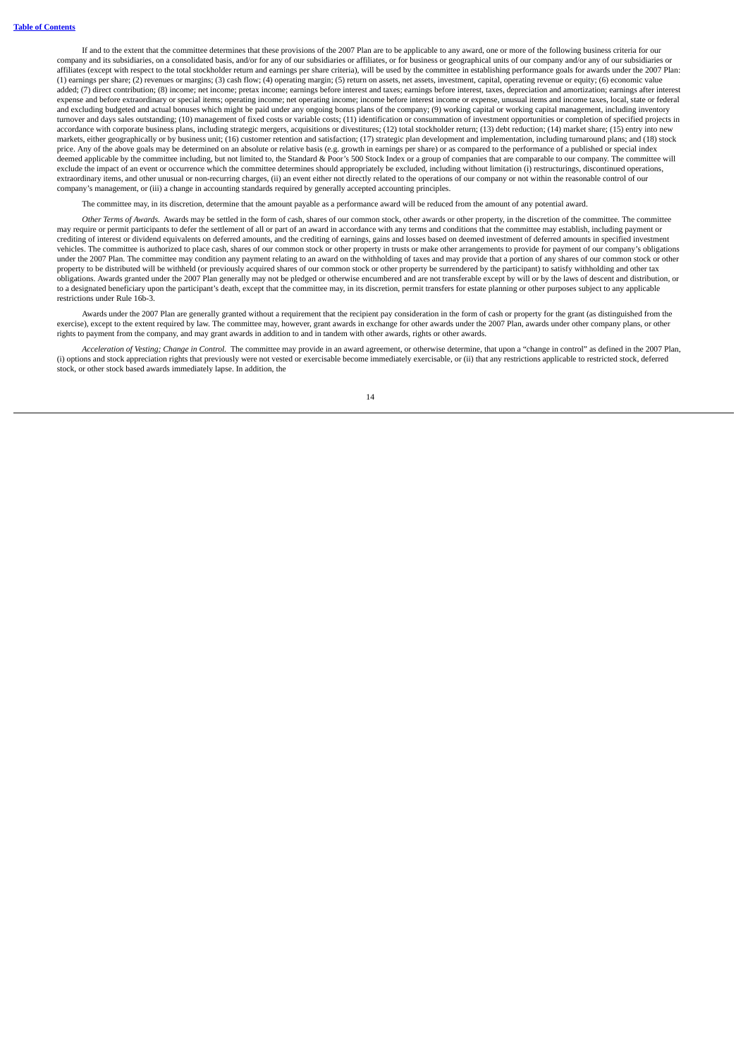If and to the extent that the committee determines that these provisions of the 2007 Plan are to be applicable to any award, one or more of the following business criteria for our company and its subsidiaries, on a consolidated basis, and/or for any of our subsidiaries or affiliates, or for business or geographical units of our company and/or any of our subsidiaries or affiliates (except with respect to the total stockholder return and earnings per share criteria), will be used by the committee in establishing performance goals for awards under the 2007 Plan: (1) earnings per share; (2) revenues or margins; (3) cash flow; (4) operating margin; (5) return on assets, net assets, investment, capital, operating revenue or equity; (6) economic value added; (7) direct contribution; (8) income; net income; pretax income; earnings before interest and taxes; earnings before interest, taxes, depreciation and amortization; earnings after interest expense and before extraordinary or special items; operating income; net operating income; income before interest income or expense, unusual items and income taxes, local, state or federal and excluding budgeted and actual bonuses which might be paid under any ongoing bonus plans of the company; (9) working capital or working capital management, including inventory turnover and days sales outstanding; (10) management of fixed costs or variable costs; (11) identification or consummation of investment opportunities or completion of specified projects in accordance with corporate business plans, including strategic mergers, acquisitions or divestitures; (12) total stockholder return; (13) debt reduction; (14) market share; (15) entry into new markets, either geographically or by business unit; (16) customer retention and satisfaction; (17) strategic plan development and implementation, including turnaround plans; and (18) stock price. Any of the above goals may be determined on an absolute or relative basis (e.g. growth in earnings per share) or as compared to the performance of a published or special index deemed applicable by the committee including, but not limited to, the Standard & Poor's 500 Stock Index or a group of companies that are comparable to our company. The committee will exclude the impact of an event or occurrence which the committee determines should appropriately be excluded, including without limitation (i) restructurings, discontinued operations, extraordinary items, and other unusual or non-recurring charges, (ii) an event either not directly related to the operations of our company or not within the reasonable control of our company's management, or (iii) a change in accounting standards required by generally accepted accounting principles.

The committee may, in its discretion, determine that the amount payable as a performance award will be reduced from the amount of any potential award.

*Other Terms of Awards.* Awards may be settled in the form of cash, shares of our common stock, other awards or other property, in the discretion of the committee. The committee may require or permit participants to defer the settlement of all or part of an award in accordance with any terms and conditions that the committee may establish, including payment or crediting of interest or dividend equivalents on deferred amounts, and the crediting of earnings, gains and losses based on deemed investment of deferred amounts in specified investment vehicles. The committee is authorized to place cash, shares of our common stock or other property in trusts or make other arrangements to provide for payment of our company's obligations under the 2007 Plan. The committee may condition any payment relating to an award on the withholding of taxes and may provide that a portion of any shares of our common stock or other property to be distributed will be withheld (or previously acquired shares of our common stock or other property be surrendered by the participant) to satisfy withholding and other tax obligations. Awards granted under the 2007 Plan generally may not be pledged or otherwise encumbered and are not transferable except by will or by the laws of descent and distribution, or to a designated beneficiary upon the participant's death, except that the committee may, in its discretion, permit transfers for estate planning or other purposes subject to any applicable restrictions under Rule 16b-3.

Awards under the 2007 Plan are generally granted without a requirement that the recipient pay consideration in the form of cash or property for the grant (as distinguished from the exercise), except to the extent required by law. The committee may, however, grant awards in exchange for other awards under the 2007 Plan, awards under other company plans, or other rights to payment from the company, and may grant awards in addition to and in tandem with other awards, rights or other awards.

*Acceleration of Vesting; Change in Control.* The committee may provide in an award agreement, or otherwise determine, that upon a "change in control" as defined in the 2007 Plan, (i) options and stock appreciation rights that previously were not vested or exercisable become immediately exercisable, or (ii) that any restrictions applicable to restricted stock, deferred stock, or other stock based awards immediately lapse. In addition, the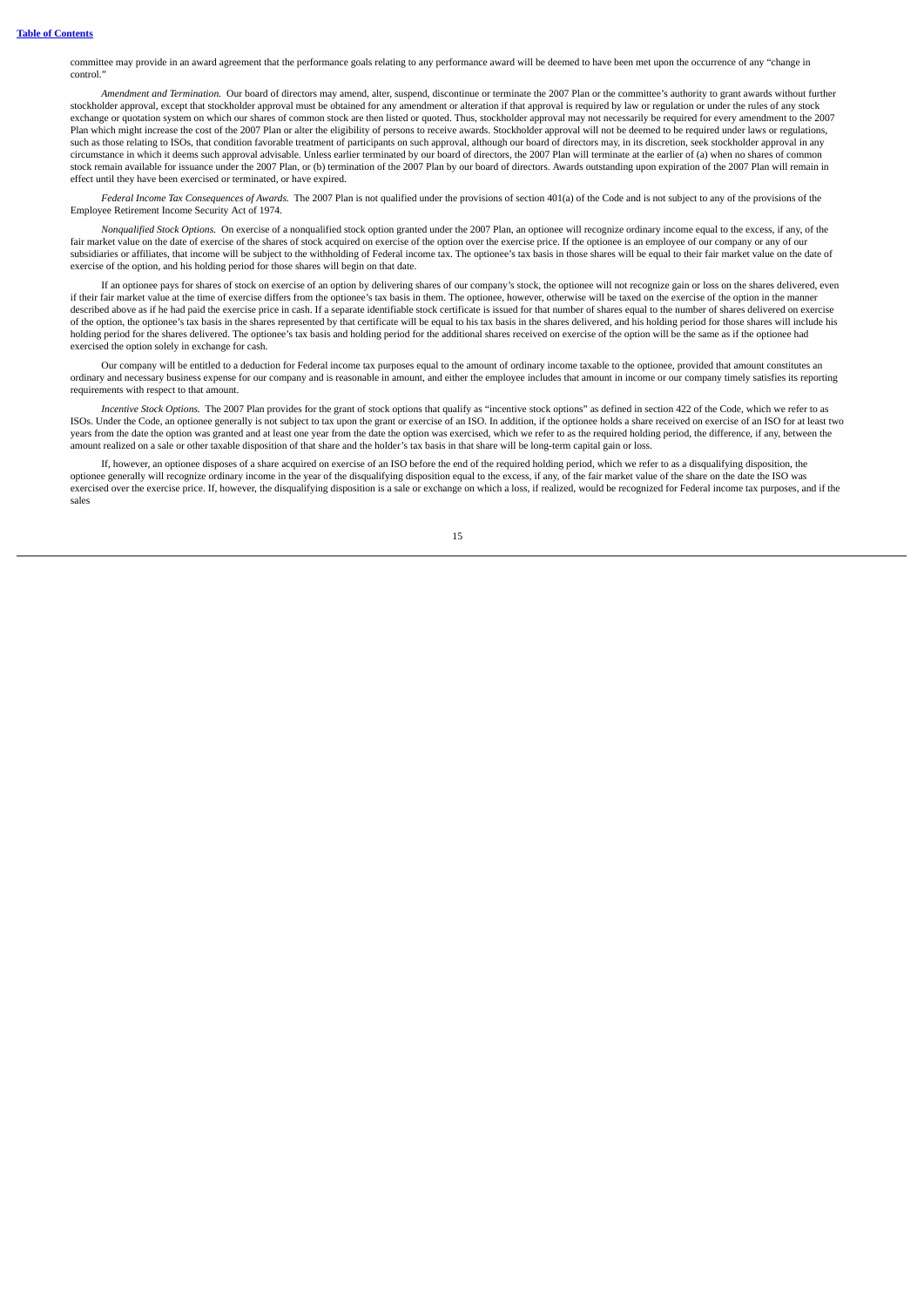committee may provide in an award agreement that the performance goals relating to any performance award will be deemed to have been met upon the occurrence of any "change in control."

*Amendment and Termination.* Our board of directors may amend, alter, suspend, discontinue or terminate the 2007 Plan or the committee's authority to grant awards without further stockholder approval, except that stockholder approval must be obtained for any amendment or alteration if that approval is required by law or regulation or under the rules of any stock exchange or quotation system on which our shares of common stock are then listed or quoted. Thus, stockholder approval may not necessarily be required for every amendment to the 2007 Plan which might increase the cost of the 2007 Plan or alter the eligibility of persons to receive awards. Stockholder approval will not be deemed to be required under laws or regulations, such as those relating to ISOs, that condition favorable treatment of participants on such approval, although our board of directors may, in its discretion, seek stockholder approval in any circumstance in which it deems such approval advisable. Unless earlier terminated by our board of directors, the 2007 Plan will terminate at the earlier of (a) when no shares of common stock remain available for issuance under the 2007 Plan, or (b) termination of the 2007 Plan by our board of directors. Awards outstanding upon expiration of the 2007 Plan will remain in effect until they have been exercised or terminated, or have expired.

*Federal Income Tax Consequences of Awards.* The 2007 Plan is not qualified under the provisions of section 401(a) of the Code and is not subject to any of the provisions of the Employee Retirement Income Security Act of 1974.

*Nonqualified Stock Options.* On exercise of a nonqualified stock option granted under the 2007 Plan, an optionee will recognize ordinary income equal to the excess, if any, of the fair market value on the date of exercise of the shares of stock acquired on exercise of the option over the exercise price. If the optionee is an employee of our company or any of our subsidiaries or affiliates, that income will be subject to the withholding of Federal income tax. The optionee's tax basis in those shares will be equal to their fair market value on the date of exercise of the option, and his holding period for those shares will begin on that date.

If an optionee pays for shares of stock on exercise of an option by delivering shares of our company's stock, the optionee will not recognize gain or loss on the shares delivered, even if their fair market value at the time of exercise differs from the optionee's tax basis in them. The optionee, however, otherwise will be taxed on the exercise of the option in the manner described above as if he had paid the exercise price in cash. If a separate identifiable stock certificate is issued for that number of shares equal to the number of shares delivered on exercise of the option, the optionee's tax basis in the shares represented by that certificate will be equal to his tax basis in the shares delivered, and his holding period for those shares will include his holding period for the shares delivered. The optionee's tax basis and holding period for the additional shares received on exercise of the option will be the same as if the optionee had exercised the option solely in exchange for cash.

Our company will be entitled to a deduction for Federal income tax purposes equal to the amount of ordinary income taxable to the optionee, provided that amount constitutes an ordinary and necessary business expense for our company and is reasonable in amount, and either the employee includes that amount in income or our company timely satisfies its reporting requirements with respect to that amount.

*Incentive Stock Options.* The 2007 Plan provides for the grant of stock options that qualify as "incentive stock options" as defined in section 422 of the Code, which we refer to as ISOs. Under the Code, an optionee generally is not subject to tax upon the grant or exercise of an ISO. In addition, if the optionee holds a share received on exercise of an ISO for at least two years from the date the option was granted and at least one year from the date the option was exercised, which we refer to as the required holding period, the difference, if any, between the amount realized on a sale or other taxable disposition of that share and the holder's tax basis in that share will be long-term capital gain or loss.

If, however, an optionee disposes of a share acquired on exercise of an ISO before the end of the required holding period, which we refer to as a disqualifying disposition, the optionee generally will recognize ordinary income in the year of the disqualifying disposition equal to the excess, if any, of the fair market value of the share on the date the ISO was exercised over the exercise price. If, however, the disqualifying disposition is a sale or exchange on which a loss, if realized, would be recognized for Federal income tax purposes, and if the sales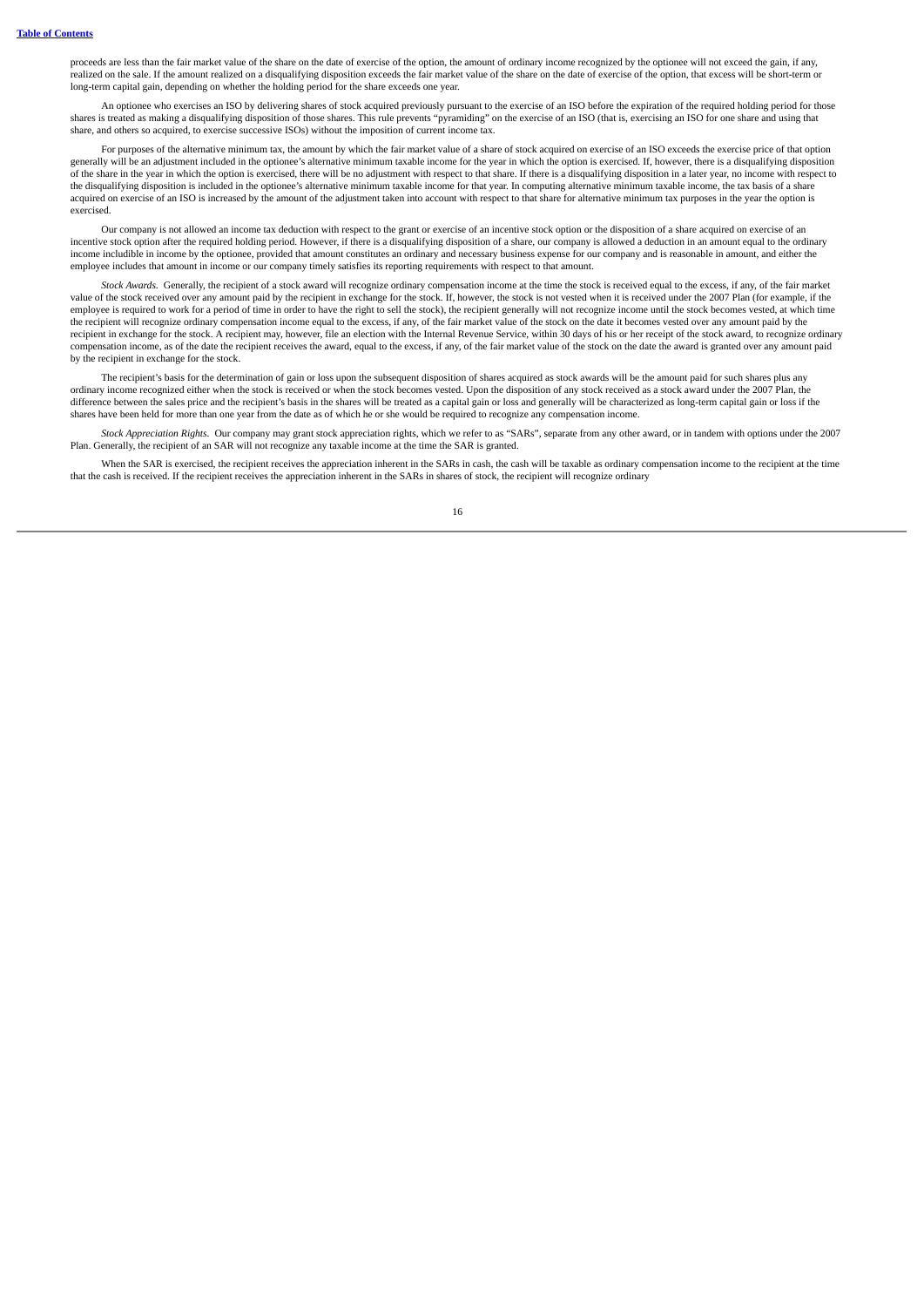proceeds are less than the fair market value of the share on the date of exercise of the option, the amount of ordinary income recognized by the optionee will not exceed the gain, if any, realized on the sale. If the amount realized on a disqualifying disposition exceeds the fair market value of the share on the date of exercise of the option, that excess will be short-term or long-term capital gain, depending on whether the holding period for the share exceeds one year.

An optionee who exercises an ISO by delivering shares of stock acquired previously pursuant to the exercise of an ISO before the expiration of the required holding period for those shares is treated as making a disqualifying disposition of those shares. This rule prevents "pyramiding" on the exercise of an ISO (that is, exercising an ISO for one share and using that share, and others so acquired, to exercise successive ISOs) without the imposition of current income tax.

For purposes of the alternative minimum tax, the amount by which the fair market value of a share of stock acquired on exercise of an ISO exceeds the exercise price of that option generally will be an adjustment included in the optionee's alternative minimum taxable income for the year in which the option is exercised. If, however, there is a disqualifying disposition of the share in the year in which the option is exercised, there will be no adjustment with respect to that share. If there is a disqualifying disposition in a later year, no income with respect to the disqualifying disposition is included in the optionee's alternative minimum taxable income for that year. In computing alternative minimum taxable income, the tax basis of a share acquired on exercise of an ISO is increased by the amount of the adjustment taken into account with respect to that share for alternative minimum tax purposes in the year the option is exercised.

Our company is not allowed an income tax deduction with respect to the grant or exercise of an incentive stock option or the disposition of a share acquired on exercise of an incentive stock option after the required holding period. However, if there is a disqualifying disposition of a share, our company is allowed a deduction in an amount equal to the ordinary income includible in income by the optionee, provided that amount constitutes an ordinary and necessary business expense for our company and is reasonable in amount, and either the employee includes that amount in income or our company timely satisfies its reporting requirements with respect to that amount.

*Stock Awards.* Generally, the recipient of a stock award will recognize ordinary compensation income at the time the stock is received equal to the excess, if any, of the fair market value of the stock received over any amount paid by the recipient in exchange for the stock. If, however, the stock is not vested when it is received under the 2007 Plan (for example, if the employee is required to work for a period of time in order to have the right to sell the stock), the recipient generally will not recognize income until the stock becomes vested, at which time the recipient will recognize ordinary compensation income equal to the excess, if any, of the fair market value of the stock on the date it becomes vested over any amount paid by the recipient in exchange for the stock. A recipient may, however, file an election with the Internal Revenue Service, within 30 days of his or her receipt of the stock award, to recognize ordinary compensation income, as of the date the recipient receives the award, equal to the excess, if any, of the fair market value of the stock on the date the award is granted over any amount paid by the recipient in exchange for the stock.

The recipient's basis for the determination of gain or loss upon the subsequent disposition of shares acquired as stock awards will be the amount paid for such shares plus any ordinary income recognized either when the stock is received or when the stock becomes vested. Upon the disposition of any stock received as a stock award under the 2007 Plan, the difference between the sales price and the recipient's basis in the shares will be treated as a capital gain or loss and generally will be characterized as long-term capital gain or loss if the shares have been held for more than one year from the date as of which he or she would be required to recognize any compensation income.

*Stock Appreciation Rights.* Our company may grant stock appreciation rights, which we refer to as "SARs", separate from any other award, or in tandem with options under the 2007 Plan. Generally, the recipient of an SAR will not recognize any taxable income at the time the SAR is granted.

When the SAR is exercised, the recipient receives the appreciation inherent in the SARs in cash, the cash will be taxable as ordinary compensation income to the recipient at the time that the cash is received. If the recipient receives the appreciation inherent in the SARs in shares of stock, the recipient will recognize ordinary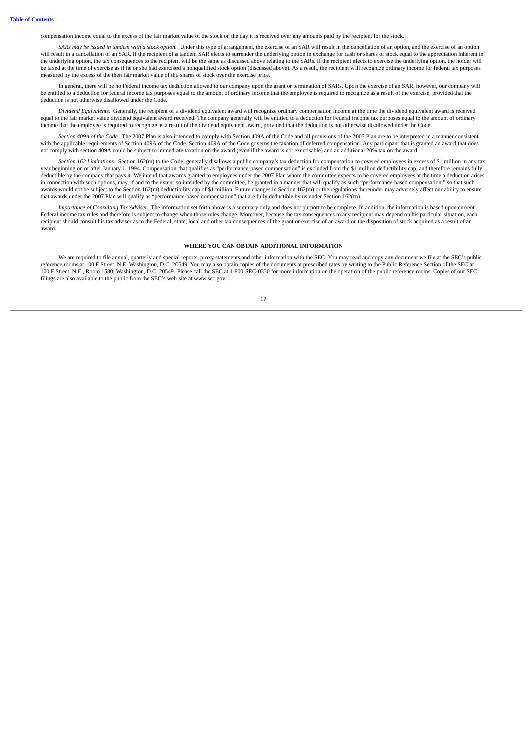compensation income equal to the excess of the fair market value of the stock on the day it is received over any amounts paid by the recipient for the stock.

*SARs may be issued in tandem with a stock option.* Under this type of arrangement, the exercise of an SAR will result in the cancellation of an option, and the exercise of an option will result in a cancellation of an SAR. If the recipient of a tandem SAR elects to surrender the underlying option in exchange for cash or shares of stock equal to the appreciation inherent in the underlying option, the tax consequences to the recipient will be the same as discussed above relating to the SARs. If the recipient elects to exercise the underlying option, the holder will be taxed at the time of exercise as if he or she had exercised a nonqualified stock option (discussed above). As a result, the recipient will recognize ordinary income for federal tax purposes measured by the excess of the then fair market value of the shares of stock over the exercise price.

In general, there will be no Federal income tax deduction allowed to our company upon the grant or termination of SARs. Upon the exercise of an SAR, however, our company will be entitled to a deduction for federal income tax purposes equal to the amount of ordinary income that the employee is required to recognize as a result of the exercise, provided that the deduction is not otherwise disallowed under the Code.

*Dividend Equivalents.* Generally, the recipient of a dividend equivalent award will recognize ordinary compensation income at the time the dividend equivalent award is received equal to the fair market value dividend equivalent award received. The company generally will be entitled to a deduction for Federal income tax purposes equal to the amount of ordinary income that the employee is required to recognize as a result of the dividend equivalent award, provided that the deduction is not otherwise disallowed under the Code.

*Section 409A of the Code.* The 2007 Plan is also intended to comply with Section 409A of the Code and all provisions of the 2007 Plan are to be interpreted in a manner consistent with the applicable requirements of Section 409A of the Code. Section 409A of the Code governs the taxation of deferred compensation. Any participant that is granted an award that does not comply with section 409A could be subject to immediate taxation on the award (even if the award is not exercisable) and an additional 20% tax on the award.

*Section 162 Limitations.* Section 162(m) to the Code, generally disallows a public company's tax deduction for compensation to covered employees in excess of $1 million in any tax year beginning on or after January 1, 1994. Compensation that qualifies as "performance-based compensation" is excluded from the $1 million deductibility cap, and therefore remains fully deductible by the company that pays it. We intend that awards granted to employees under the 2007 Plan whom the committee expects to be covered employees at the time a deduction arises in connection with such options, may, if and to the extent so intended by the committee, be granted in a manner that will qualify as such "performance-based compensation," so that such awards would not be subject to the Section 162(m) deductibility cap of $1 million. Future changes in Section 162(m) or the regulations thereunder may adversely affect our ability to ensure that awards under the 2007 Plan will qualify as "performance-based compensation" that are fully deductible by us under Section 162(m).

*Importance of Consulting Tax Adviser.* The information set forth above is a summary only and does not purport to be complete. In addition, the information is based upon current Federal income tax rules and therefore is subject to change when those rules change. Moreover, because the tax consequences to any recipient may depend on his particular situation, each recipient should consult his tax adviser as to the Federal, state, local and other tax consequences of the grant or exercise of an award or the disposition of stock acquired as a result of an award.

## WHERE YOU CAN OBTAIN ADDITIONAL INFORMATION

We are required to file annual, quarterly and special reports, proxy statements and other information with the SEC. You may read and copy any document we file at the SEC's public reference rooms at 100 F Street, N.E, Washington, D.C. 20549. You may also obtain copies of the documents at prescribed rates by writing to the Public Reference Section of the SEC at 100 F Street, N.E., Room 1580, Washington, D.C. 20549. Please call the SEC at 1-800-SEC-0330 for more information on the operation of the public reference rooms. Copies of our SEC filings are also available to the public from the SEC's web site at www.sec.gov.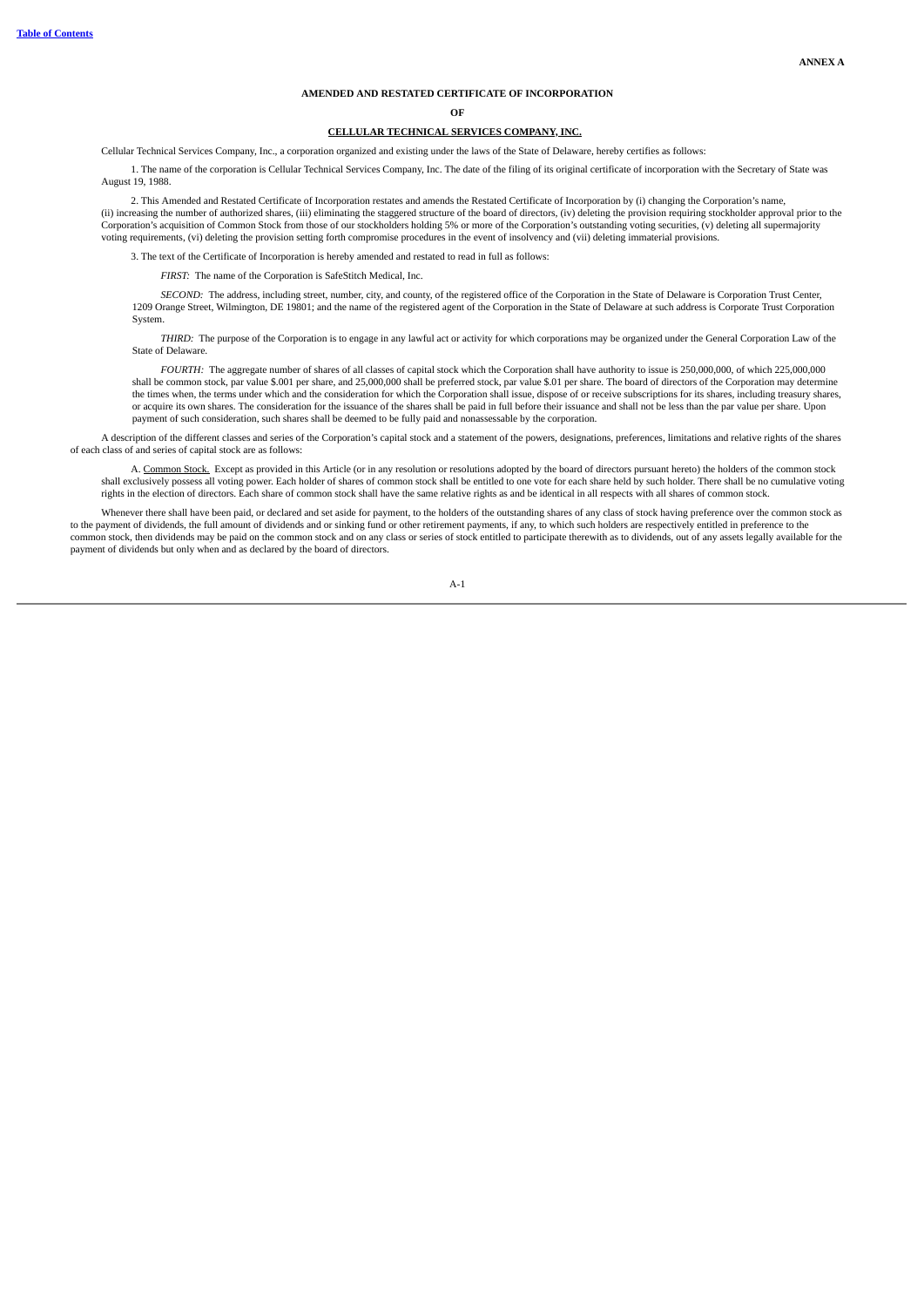**ANNEX A**

**AMENDED AND RESTATED CERTIFICATE OF INCORPORATION**

**OF**

**CELLULAR TECHNICAL SERVICES COMPANY, INC.**

Cellular Technical Services Company, Inc., a corporation organized and existing under the laws of the State of Delaware, hereby certifies as follows:

1. The name of the corporation is Cellular Technical Services Company, Inc. The date of the filing of its original certificate of incorporation with the Secretary of State was August 19, 1988.

2. This Amended and Restated Certificate of Incorporation restates and amends the Restated Certificate of Incorporation by (i) changing the Corporation's name, (ii) increasing the number of authorized shares, (iii) eliminating the staggered structure of the board of directors, (iv) deleting the provision requiring stockholder approval prior to the Corporation's acquisition of Common Stock from those of our stockholders holding 5% or more of the Corporation's outstanding voting securities, (v) deleting all supermajority voting requirements, (vi) deleting the provision setting forth compromise procedures in the event of insolvency and (vii) deleting immaterial provisions.

3. The text of the Certificate of Incorporation is hereby amended and restated to read in full as follows:

*FIRST:* The name of the Corporation is SafeStitch Medical, Inc.

*SECOND:* The address, including street, number, city, and county, of the registered office of the Corporation in the State of Delaware is Corporation Trust Center, 1209 Orange Street, Wilmington, DE 19801; and the name of the registered agent of the Corporation in the State of Delaware at such address is Corporate Trust Corporation System.

*THIRD:* The purpose of the Corporation is to engage in any lawful act or activity for which corporations may be organized under the General Corporation Law of the State of Delaware.

*FOURTH:* The aggregate number of shares of all classes of capital stock which the Corporation shall have authority to issue is 250,000,000, of which 225,000,000 shall be common stock, par value $.001 per share, and 25,000,000 shall be preferred stock, par value $.01 per share. The board of directors of the Corporation may determine the times when, the terms under which and the consideration for which the Corporation shall issue, dispose of or receive subscriptions for its shares, including treasury shares, or acquire its own shares. The consideration for the issuance of the shares shall be paid in full before their issuance and shall not be less than the par value per share. Upon payment of such consideration, such shares shall be deemed to be fully paid and nonassessable by the corporation.

A description of the different classes and series of the Corporation's capital stock and a statement of the powers, designations, preferences, limitations and relative rights of the shares of each class of and series of capital stock are as follows:

A. Common Stock. Except as provided in this Article (or in any resolution or resolutions adopted by the board of directors pursuant hereto) the holders of the common stock shall exclusively possess all voting power. Each holder of shares of common stock shall be entitled to one vote for each share held by such holder. There shall be no cumulative voting rights in the election of directors. Each share of common stock shall have the same relative rights as and be identical in all respects with all shares of common stock.

Whenever there shall have been paid, or declared and set aside for payment, to the holders of the outstanding shares of any class of stock having preference over the common stock as to the payment of dividends, the full amount of dividends and or sinking fund or other retirement payments, if any, to which such holders are respectively entitled in preference to the common stock, then dividends may be paid on the common stock and on any class or series of stock entitled to participate therewith as to dividends, out of any assets legally available for the payment of dividends but only when and as declared by the board of directors.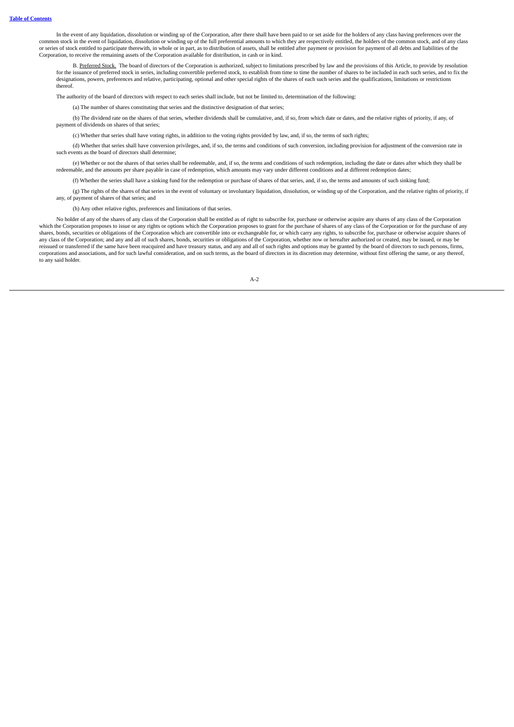In the event of any liquidation, dissolution or winding up of the Corporation, after there shall have been paid to or set aside for the holders of any class having preferences over the common stock in the event of liquidation, dissolution or winding up of the full preferential amounts to which they are respectively entitled, the holders of the common stock, and of any class or series of stock entitled to participate therewith, in whole or in part, as to distribution of assets, shall be entitled after payment or provision for payment of all debts and liabilities of the Corporation, to receive the remaining assets of the Corporation available for distribution, in cash or in kind.

B. Preferred Stock. The board of directors of the Corporation is authorized, subject to limitations prescribed by law and the provisions of this Article, to provide by resolution for the issuance of preferred stock in series, including convertible preferred stock, to establish from time to time the number of shares to be included in each such series, and to fix the designations, powers, preferences and relative, participating, optional and other special rights of the shares of each such series and the qualifications, limitations or restrictions thereof.

The authority of the board of directors with respect to each series shall include, but not be limited to, determination of the following:

(a) The number of shares constituting that series and the distinctive designation of that series;

(b) The dividend rate on the shares of that series, whether dividends shall be cumulative, and, if so, from which date or dates, and the relative rights of priority, if any, of payment of dividends on shares of that series;

(c) Whether that series shall have voting rights, in addition to the voting rights provided by law, and, if so, the terms of such rights;

(d) Whether that series shall have conversion privileges, and, if so, the terms and conditions of such conversion, including provision for adjustment of the conversion rate in such events as the board of directors shall determine;

(e) Whether or not the shares of that series shall be redeemable, and, if so, the terms and conditions of such redemption, including the date or dates after which they shall be redeemable, and the amounts per share payable in case of redemption, which amounts may vary under different conditions and at different redemption dates;

(f) Whether the series shall have a sinking fund for the redemption or purchase of shares of that series, and, if so, the terms and amounts of such sinking fund;

(g) The rights of the shares of that series in the event of voluntary or involuntary liquidation, dissolution, or winding up of the Corporation, and the relative rights of priority, if any, of payment of shares of that series; and

(h) Any other relative rights, preferences and limitations of that series.

No holder of any of the shares of any class of the Corporation shall be entitled as of right to subscribe for, purchase or otherwise acquire any shares of any class of the Corporation which the Corporation proposes to issue or any rights or options which the Corporation proposes to grant for the purchase of shares of any class of the Corporation or for the purchase of any shares, bonds, securities or obligations of the Corporation which are convertible into or exchangeable for, or which carry any rights, to subscribe for, purchase or otherwise acquire shares of any class of the Corporation; and any and all of such shares, bonds, securities or obligations of the Corporation, whether now or hereafter authorized or created, may be issued, or may be reissued or transferred if the same have been reacquired and have treasury status, and any and all of such rights and options may be granted by the board of directors to such persons, firms, corporations and associations, and for such lawful consideration, and on such terms, as the board of directors in its discretion may determine, without first offering the same, or any thereof, to any said holder.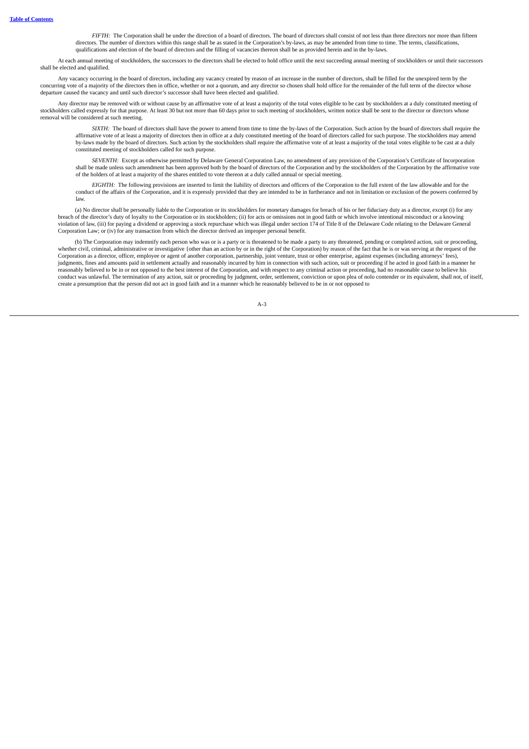*FIFTH:* The Corporation shall be under the direction of a board of directors. The board of directors shall consist of not less than three directors nor more than fifteen directors. The number of directors within this range shall be as stated in the Corporation's by-laws, as may be amended from time to time. The terms, classifications, qualifications and election of the board of directors and the filling of vacancies thereon shall be as provided herein and in the by-laws.

At each annual meeting of stockholders, the successors to the directors shall be elected to hold office until the next succeeding annual meeting of stockholders or until their successors shall be elected and qualified.

Any vacancy occurring in the board of directors, including any vacancy created by reason of an increase in the number of directors, shall be filled for the unexpired term by the concurring vote of a majority of the directors then in office, whether or not a quorum, and any director so chosen shall hold office for the remainder of the full term of the director whose departure caused the vacancy and until such director's successor shall have been elected and qualified.

Any director may be removed with or without cause by an affirmative vote of at least a majority of the total votes eligible to be cast by stockholders at a duly constituted meeting of stockholders called expressly for that purpose. At least 30 but not more than 60 days prior to such meeting of stockholders, written notice shall be sent to the director or directors whose removal will be considered at such meeting.

*SIXTH:* The board of directors shall have the power to amend from time to time the by-laws of the Corporation. Such action by the board of directors shall require the affirmative vote of at least a majority of directors then in office at a duly constituted meeting of the board of directors called for such purpose. The stockholders may amend by-laws made by the board of directors. Such action by the stockholders shall require the affirmative vote of at least a majority of the total votes eligible to be cast at a duly constituted meeting of stockholders called for such purpose.

*SEVENTH:* Except as otherwise permitted by Delaware General Corporation Law, no amendment of any provision of the Corporation's Certificate of Incorporation shall be made unless such amendment has been approved both by the board of directors of the Corporation and by the stockholders of the Corporation by the affirmative vote of the holders of at least a majority of the shares entitled to vote thereon at a duly called annual or special meeting.

*EIGHTH:* The following provisions are inserted to limit the liability of directors and officers of the Corporation to the full extent of the law allowable and for the conduct of the affairs of the Corporation, and it is expressly provided that they are intended to be in furtherance and not in limitation or exclusion of the powers conferred by law.

(a) No director shall be personally liable to the Corporation or its stockholders for monetary damages for breach of his or her fiduciary duty as a director, except (i) for any breach of the director's duty of loyalty to the Corporation or its stockholders; (ii) for acts or omissions not in good faith or which involve intentional misconduct or a knowing violation of law, (iii) for paying a dividend or approving a stock repurchase which was illegal under section 174 of Title 8 of the Delaware Code relating to the Delaware General Corporation Law; or (iv) for any transaction from which the director derived an improper personal benefit.

(b) The Corporation may indemnify each person who was or is a party or is threatened to be made a party to any threatened, pending or completed action, suit or proceeding, whether civil, criminal, administrative or investigative {other than an action by or in the right of the Corporation) by reason of the fact that he is or was serving at the request of the Corporation as a director, officer, employee or agent of another corporation, partnership, joint venture, trust or other enterprise, against expenses (including attorneys' fees), judgments, fines and amounts paid in settlement actually and reasonably incurred by him in connection with such action, suit or proceeding if he acted in good faith in a manner he reasonably believed to be in or not opposed to the best interest of the Corporation, and with respect to any criminal action or proceeding, had no reasonable cause to believe his conduct was unlawful. The termination of any action, suit or proceeding by judgment, order, settlement, conviction or upon plea of nolo contender or its equivalent, shall not, of itself, create a presumption that the person did not act in good faith and in a manner which he reasonably believed to be in or not opposed to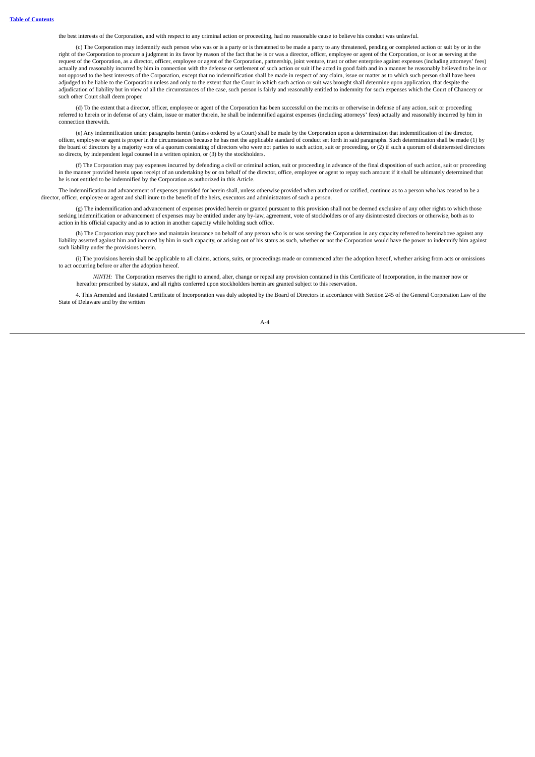the best interests of the Corporation, and with respect to any criminal action or proceeding, had no reasonable cause to believe his conduct was unlawful.

(c) The Corporation may indemnify each person who was or is a party or is threatened to be made a party to any threatened, pending or completed action or suit by or in the right of the Corporation to procure a judgment in its favor by reason of the fact that he is or was a director, officer, employee or agent of the Corporation, or is or as serving at the request of the Corporation, as a director, officer, employee or agent of the Corporation, partnership, joint venture, trust or other enterprise against expenses (including attorneys' fees) actually and reasonably incurred by him in connection with the defense or settlement of such action or suit if he acted in good faith and in a manner he reasonably believed to be in or not opposed to the best interests of the Corporation, except that no indemnification shall be made in respect of any claim, issue or matter as to which such person shall have been adjudged to be liable to the Corporation unless and only to the extent that the Court in which such action or suit was brought shall determine upon application, that despite the adjudication of liability but in view of all the circumstances of the case, such person is fairly and reasonably entitled to indemnity for such expenses which the Court of Chancery or such other Court shall deem proper.

(d) To the extent that a director, officer, employee or agent of the Corporation has been successful on the merits or otherwise in defense of any action, suit or proceeding referred to herein or in defense of any claim, issue or matter therein, he shall be indemnified against expenses (including attorneys' fees) actually and reasonably incurred by him in connection therewith.

(e) Any indemnification under paragraphs herein (unless ordered by a Court) shall be made by the Corporation upon a determination that indemnification of the director, officer, employee or agent is proper in the circumstances because he has met the applicable standard of conduct set forth in said paragraphs. Such determination shall be made (1) by the board of directors by a majority vote of a quorum consisting of directors who were not parties to such action, suit or proceeding, or (2) if such a quorum of disinterested directors so directs, by independent legal counsel in a written opinion, or (3) by the stockholders.

(f) The Corporation may pay expenses incurred by defending a civil or criminal action, suit or proceeding in advance of the final disposition of such action, suit or proceeding in the manner provided herein upon receipt of an undertaking by or on behalf of the director, office, employee or agent to repay such amount if it shall be ultimately determined that he is not entitled to be indemnified by the Corporation as authorized in this Article.

The indemnification and advancement of expenses provided for herein shall, unless otherwise provided when authorized or ratified, continue as to a person who has ceased to be a director, officer, employee or agent and shall inure to the benefit of the heirs, executors and administrators of such a person.

(g) The indemnification and advancement of expenses provided herein or granted pursuant to this provision shall not be deemed exclusive of any other rights to which those seeking indemnification or advancement of expenses may be entitled under any by-law, agreement, vote of stockholders or of any disinterested directors or otherwise, both as to action in his official capacity and as to action in another capacity while holding such office.

(h) The Corporation may purchase and maintain insurance on behalf of any person who is or was serving the Corporation in any capacity referred to hereinabove against any liability asserted against him and incurred by him in such capacity, or arising out of his status as such, whether or not the Corporation would have the power to indemnify him against such liability under the provisions herein.

(i) The provisions herein shall be applicable to all claims, actions, suits, or proceedings made or commenced after the adoption hereof, whether arising from acts or omissions to act occurring before or after the adoption hereof.

*NINTH:* The Corporation reserves the right to amend, alter, change or repeal any provision contained in this Certificate of Incorporation, in the manner now or hereafter prescribed by statute, and all rights conferred upon stockholders herein are granted subject to this reservation.

4. This Amended and Restated Certificate of Incorporation was duly adopted by the Board of Directors in accordance with Section 245 of the General Corporation Law of the State of Delaware and by the written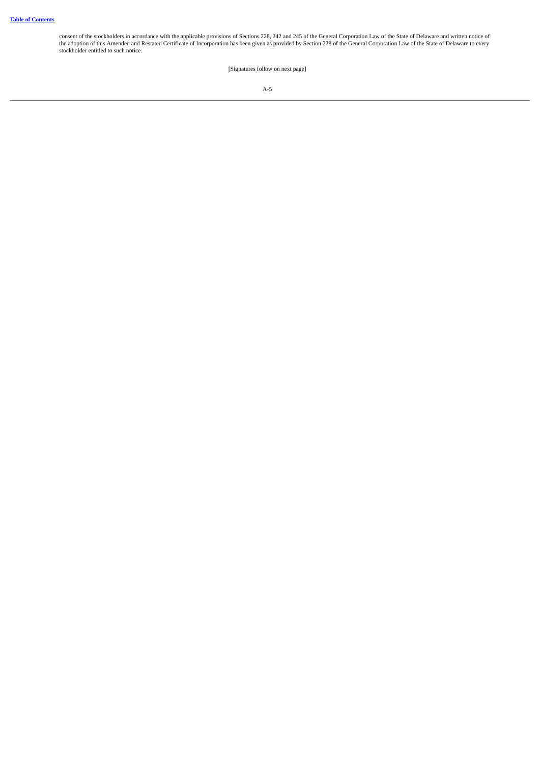consent of the stockholders in accordance with the applicable provisions of Sections 228, 242 and 245 of the General Corporation Law of the State of Delaware and written notice of the adoption of this Amended and Restated Certificate of Incorporation has been given as provided by Section 228 of the General Corporation Law of the State of Delaware to every stockholder entitled to such notice.

[Signatures follow on next page]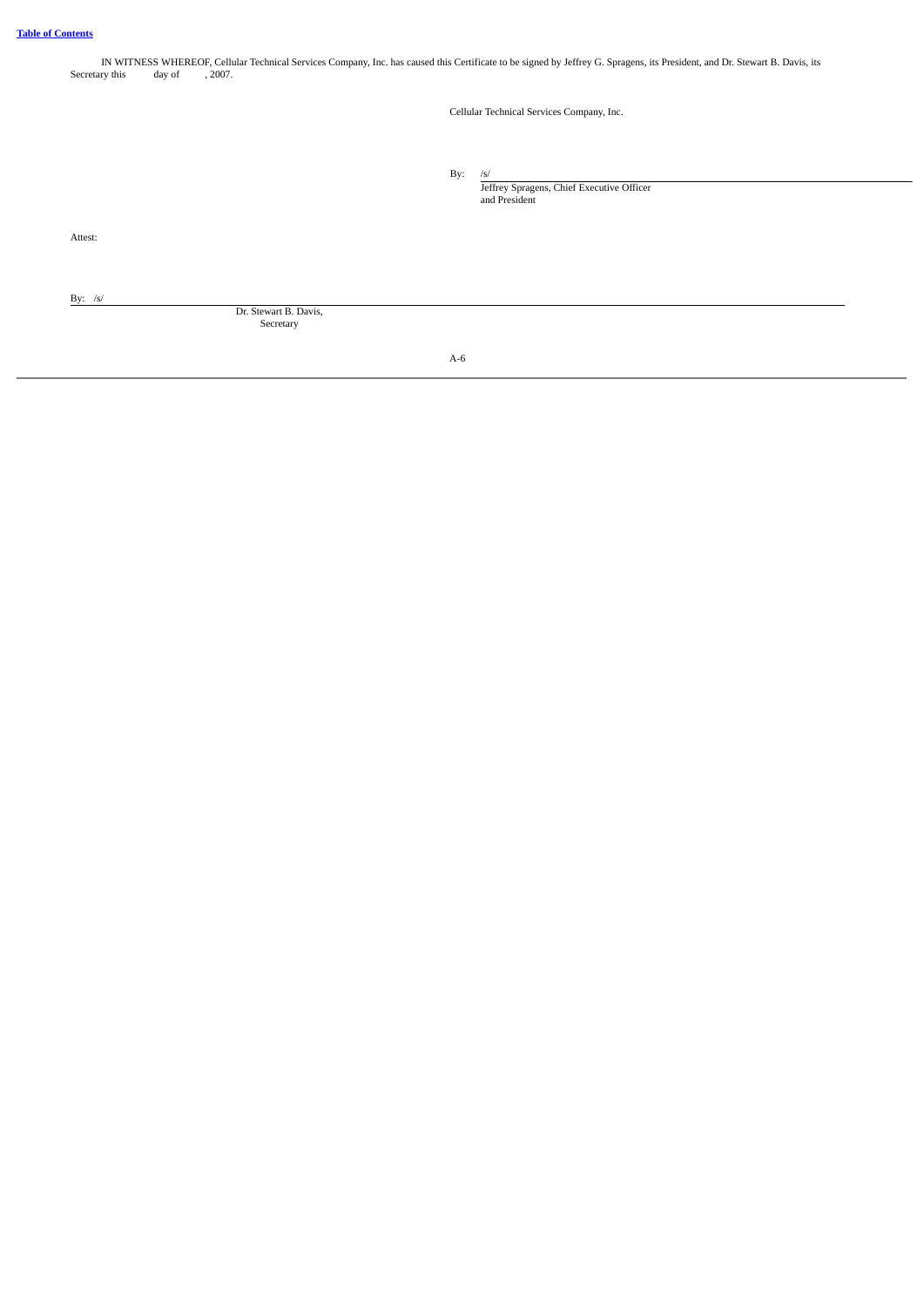IN WITNESS WHEREOF, Cellular Technical Services Company, Inc. has caused this Certificate to be signed by Jeffrey G. Spragens, its President, and Dr. Stewart B. Davis, its Secretary this        day of        , 2007.

Cellular Technical Services Company, Inc.

By: /s/

Jeffrey Spragens, Chief Executive Officer and President

Attest:

By: /s/

Dr. Stewart B. Davis, Secretary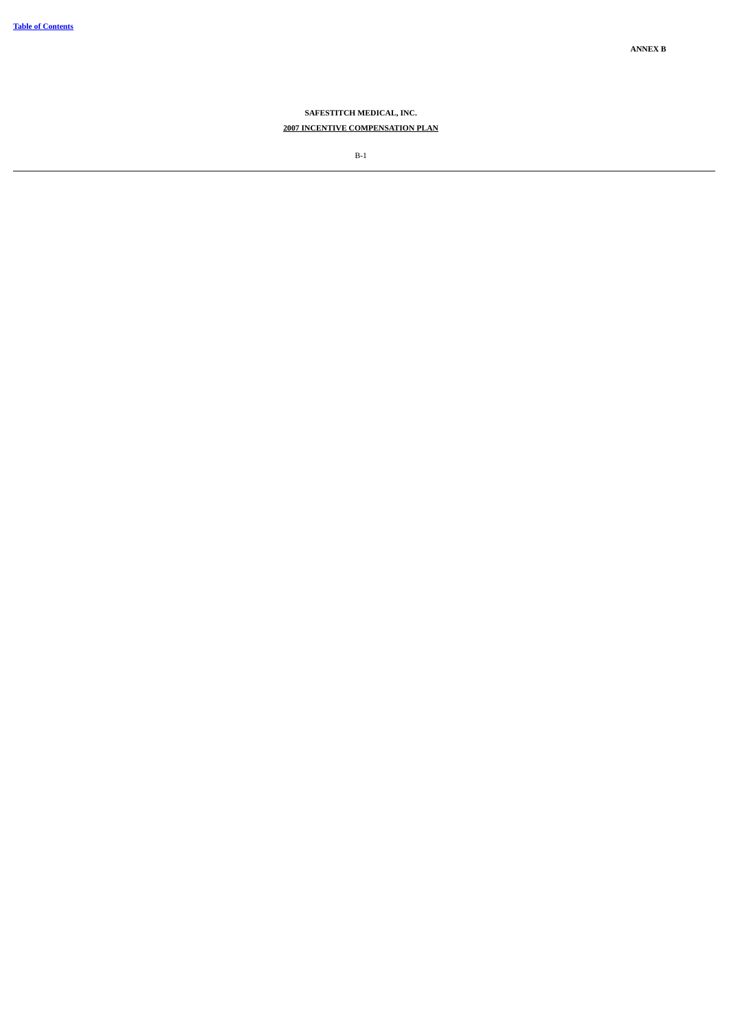**ANNEX B**

**SAFESTITCH MEDICAL, INC.**

**2007 INCENTIVE COMPENSATION PLAN**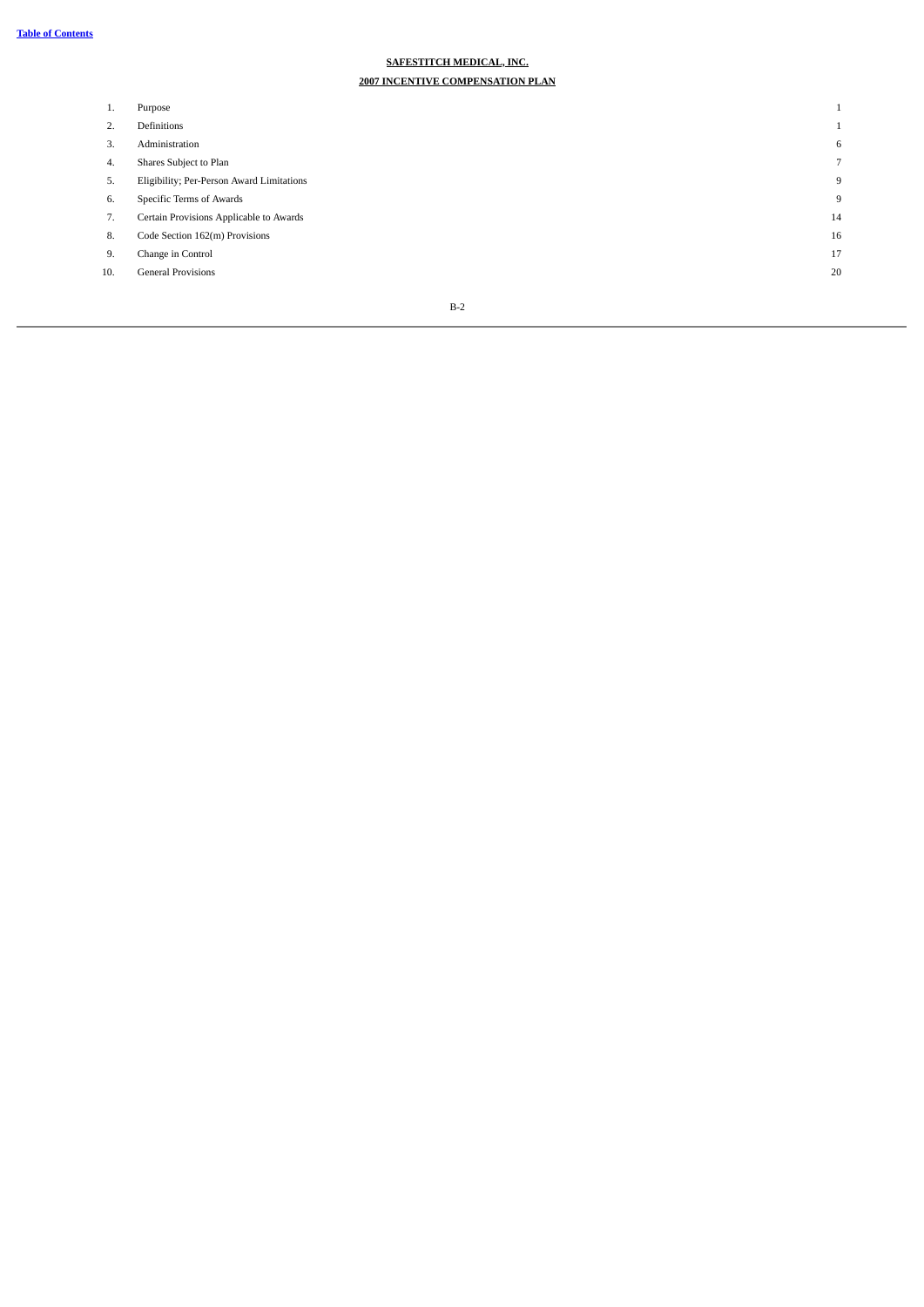**SAFESTITCH MEDICAL, INC.**

**2007 INCENTIVE COMPENSATION PLAN**

| | | |
|---|---|---|
| 1. | Purpose | 1 |
| 2. | Definitions | 1 |
| 3. | Administration | 6 |
| 4. | Shares Subject to Plan | 7 |
| 5. | Eligibility; Per-Person Award Limitations | 9 |
| 6. | Specific Terms of Awards | 9 |
| 7. | Certain Provisions Applicable to Awards | 14 |
| 8. | Code Section 162(m) Provisions | 16 |
| 9. | Change in Control | 17 |
| 10. | General Provisions | 20 |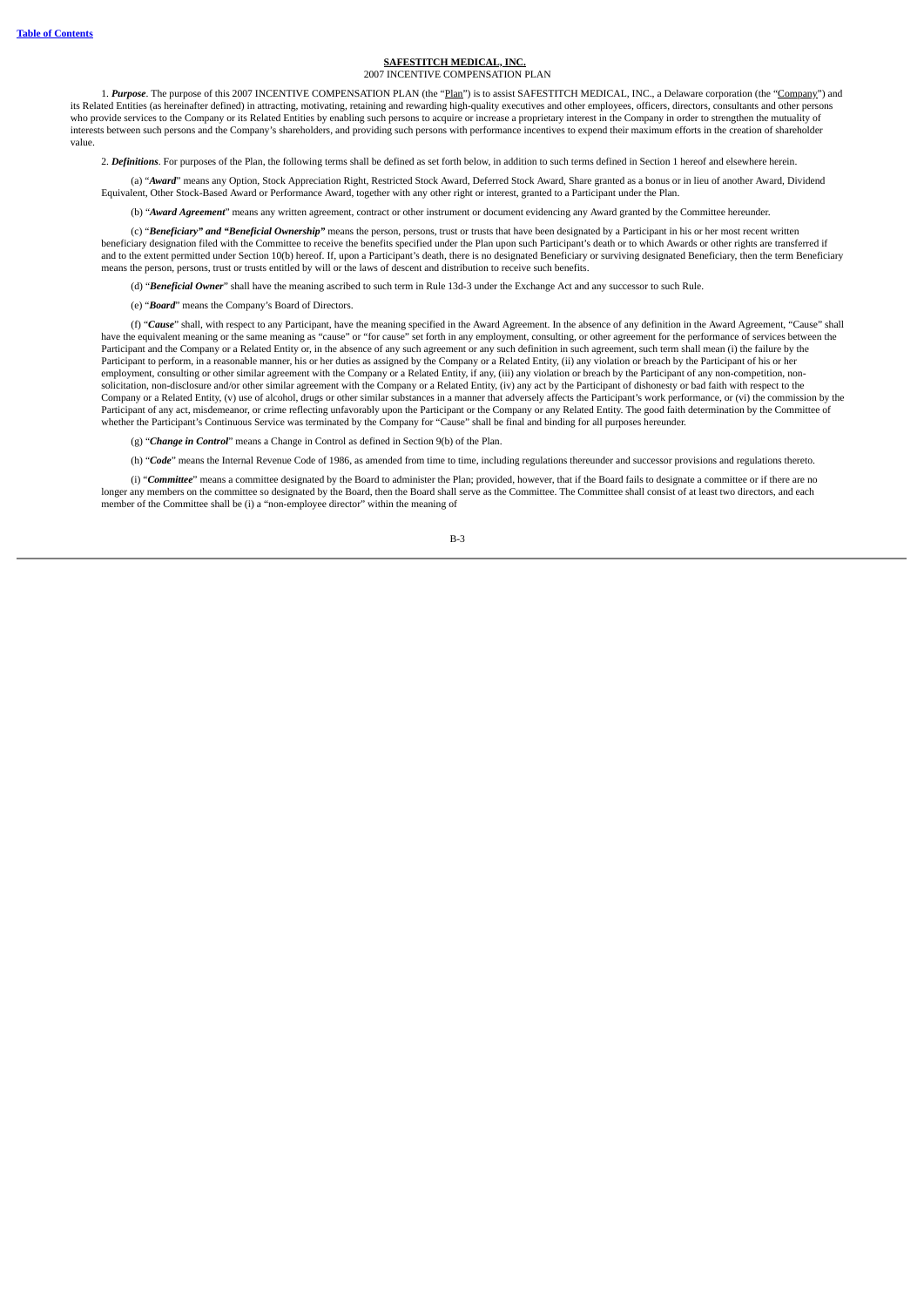## SAFESTITCH MEDICAL, INC.
2007 INCENTIVE COMPENSATION PLAN

1. ***Purpose***. The purpose of this 2007 INCENTIVE COMPENSATION PLAN (the "Plan") is to assist SAFESTITCH MEDICAL, INC., a Delaware corporation (the "Company") and its Related Entities (as hereinafter defined) in attracting, motivating, retaining and rewarding high-quality executives and other employees, officers, directors, consultants and other persons who provide services to the Company or its Related Entities by enabling such persons to acquire or increase a proprietary interest in the Company in order to strengthen the mutuality of interests between such persons and the Company's shareholders, and providing such persons with performance incentives to expend their maximum efforts in the creation of shareholder value.

2. ***Definitions***. For purposes of the Plan, the following terms shall be defined as set forth below, in addition to such terms defined in Section 1 hereof and elsewhere herein.

(a) "***Award***" means any Option, Stock Appreciation Right, Restricted Stock Award, Deferred Stock Award, Share granted as a bonus or in lieu of another Award, Dividend Equivalent, Other Stock-Based Award or Performance Award, together with any other right or interest, granted to a Participant under the Plan.

(b) "***Award Agreement***" means any written agreement, contract or other instrument or document evidencing any Award granted by the Committee hereunder.

(c) "***Beneficiary" and "Beneficial Ownership"*** means the person, persons, trust or trusts that have been designated by a Participant in his or her most recent written beneficiary designation filed with the Committee to receive the benefits specified under the Plan upon such Participant's death or to which Awards or other rights are transferred if and to the extent permitted under Section 10(b) hereof. If, upon a Participant's death, there is no designated Beneficiary or surviving designated Beneficiary, then the term Beneficiary means the person, persons, trust or trusts entitled by will or the laws of descent and distribution to receive such benefits.

(d) "***Beneficial Owner***" shall have the meaning ascribed to such term in Rule 13d-3 under the Exchange Act and any successor to such Rule.

(e) "***Board***" means the Company's Board of Directors.

(f) "***Cause***" shall, with respect to any Participant, have the meaning specified in the Award Agreement. In the absence of any definition in the Award Agreement, "Cause" shall have the equivalent meaning or the same meaning as "cause" or "for cause" set forth in any employment, consulting, or other agreement for the performance of services between the Participant and the Company or a Related Entity or, in the absence of any such agreement or any such definition in such agreement, such term shall mean (i) the failure by the Participant to perform, in a reasonable manner, his or her duties as assigned by the Company or a Related Entity, (ii) any violation or breach by the Participant of his or her employment, consulting or other similar agreement with the Company or a Related Entity, if any, (iii) any violation or breach by the Participant of any non-competition, non-solicitation, non-disclosure and/or other similar agreement with the Company or a Related Entity, (iv) any act by the Participant of dishonesty or bad faith with respect to the Company or a Related Entity, (v) use of alcohol, drugs or other similar substances in a manner that adversely affects the Participant's work performance, or (vi) the commission by the Participant of any act, misdemeanor, or crime reflecting unfavorably upon the Participant or the Company or any Related Entity. The good faith determination by the Committee of whether the Participant's Continuous Service was terminated by the Company for "Cause" shall be final and binding for all purposes hereunder.

(g) "***Change in Control***" means a Change in Control as defined in Section 9(b) of the Plan.

(h) "***Code***" means the Internal Revenue Code of 1986, as amended from time to time, including regulations thereunder and successor provisions and regulations thereto.

(i) "***Committee***" means a committee designated by the Board to administer the Plan; provided, however, that if the Board fails to designate a committee or if there are no longer any members on the committee so designated by the Board, then the Board shall serve as the Committee. The Committee shall consist of at least two directors, and each member of the Committee shall be (i) a "non-employee director" within the meaning of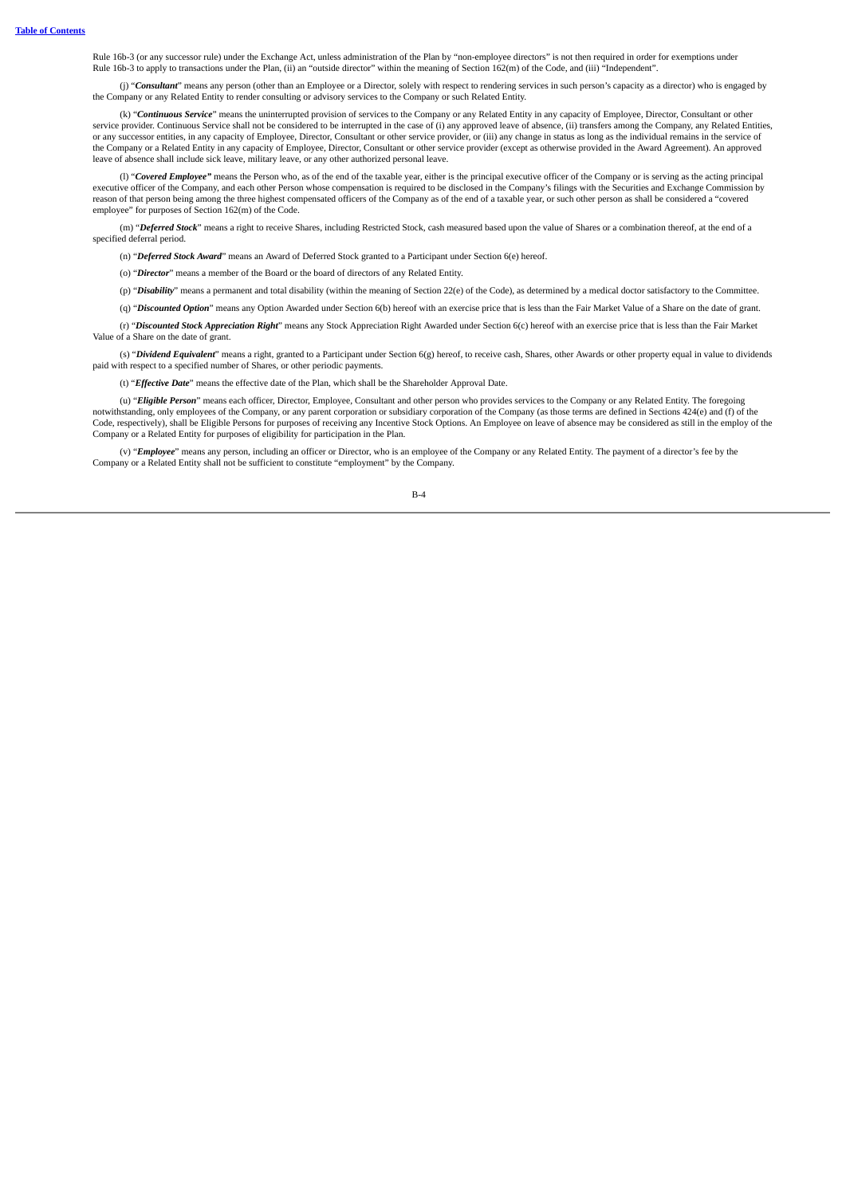Rule 16b-3 (or any successor rule) under the Exchange Act, unless administration of the Plan by "non-employee directors" is not then required in order for exemptions under Rule 16b-3 to apply to transactions under the Plan, (ii) an "outside director" within the meaning of Section 162(m) of the Code, and (iii) "Independent".

(j) "***Consultant***" means any person (other than an Employee or a Director, solely with respect to rendering services in such person's capacity as a director) who is engaged by the Company or any Related Entity to render consulting or advisory services to the Company or such Related Entity.

(k) "***Continuous Service***" means the uninterrupted provision of services to the Company or any Related Entity in any capacity of Employee, Director, Consultant or other service provider. Continuous Service shall not be considered to be interrupted in the case of (i) any approved leave of absence, (ii) transfers among the Company, any Related Entities, or any successor entities, in any capacity of Employee, Director, Consultant or other service provider, or (iii) any change in status as long as the individual remains in the service of the Company or a Related Entity in any capacity of Employee, Director, Consultant or other service provider (except as otherwise provided in the Award Agreement). An approved leave of absence shall include sick leave, military leave, or any other authorized personal leave.

(l) "***Covered Employee"*** means the Person who, as of the end of the taxable year, either is the principal executive officer of the Company or is serving as the acting principal executive officer of the Company, and each other Person whose compensation is required to be disclosed in the Company's filings with the Securities and Exchange Commission by reason of that person being among the three highest compensated officers of the Company as of the end of a taxable year, or such other person as shall be considered a "covered employee" for purposes of Section 162(m) of the Code.

(m) "***Deferred Stock***" means a right to receive Shares, including Restricted Stock, cash measured based upon the value of Shares or a combination thereof, at the end of a specified deferral period.

(n) "***Deferred Stock Award***" means an Award of Deferred Stock granted to a Participant under Section 6(e) hereof.

(o) "***Director***" means a member of the Board or the board of directors of any Related Entity.

(p) "***Disability***" means a permanent and total disability (within the meaning of Section 22(e) of the Code), as determined by a medical doctor satisfactory to the Committee.

(q) "***Discounted Option***" means any Option Awarded under Section 6(b) hereof with an exercise price that is less than the Fair Market Value of a Share on the date of grant.

(r) "***Discounted Stock Appreciation Right***" means any Stock Appreciation Right Awarded under Section 6(c) hereof with an exercise price that is less than the Fair Market Value of a Share on the date of grant.

(s) "***Dividend Equivalent***" means a right, granted to a Participant under Section 6(g) hereof, to receive cash, Shares, other Awards or other property equal in value to dividends paid with respect to a specified number of Shares, or other periodic payments.

(t) "***Effective Date***" means the effective date of the Plan, which shall be the Shareholder Approval Date.

(u) "***Eligible Person***" means each officer, Director, Employee, Consultant and other person who provides services to the Company or any Related Entity. The foregoing notwithstanding, only employees of the Company, or any parent corporation or subsidiary corporation of the Company (as those terms are defined in Sections 424(e) and (f) of the Code, respectively), shall be Eligible Persons for purposes of receiving any Incentive Stock Options. An Employee on leave of absence may be considered as still in the employ of the Company or a Related Entity for purposes of eligibility for participation in the Plan.

(v) "***Employee***" means any person, including an officer or Director, who is an employee of the Company or any Related Entity. The payment of a director's fee by the Company or a Related Entity shall not be sufficient to constitute "employment" by the Company.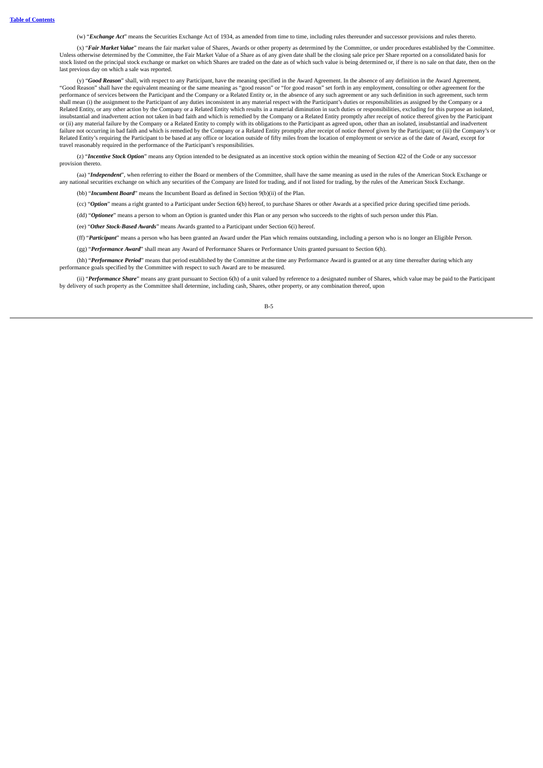(w) "***Exchange Act***" means the Securities Exchange Act of 1934, as amended from time to time, including rules thereunder and successor provisions and rules thereto.

(x) "***Fair Market Value***" means the fair market value of Shares, Awards or other property as determined by the Committee, or under procedures established by the Committee. Unless otherwise determined by the Committee, the Fair Market Value of a Share as of any given date shall be the closing sale price per Share reported on a consolidated basis for stock listed on the principal stock exchange or market on which Shares are traded on the date as of which such value is being determined or, if there is no sale on that date, then on the last previous day on which a sale was reported.

(y) "***Good Reason***" shall, with respect to any Participant, have the meaning specified in the Award Agreement. In the absence of any definition in the Award Agreement, "Good Reason" shall have the equivalent meaning or the same meaning as "good reason" or "for good reason" set forth in any employment, consulting or other agreement for the performance of services between the Participant and the Company or a Related Entity or, in the absence of any such agreement or any such definition in such agreement, such term shall mean (i) the assignment to the Participant of any duties inconsistent in any material respect with the Participant's duties or responsibilities as assigned by the Company or a Related Entity, or any other action by the Company or a Related Entity which results in a material diminution in such duties or responsibilities, excluding for this purpose an isolated, insubstantial and inadvertent action not taken in bad faith and which is remedied by the Company or a Related Entity promptly after receipt of notice thereof given by the Participant or (ii) any material failure by the Company or a Related Entity to comply with its obligations to the Participant as agreed upon, other than an isolated, insubstantial and inadvertent failure not occurring in bad faith and which is remedied by the Company or a Related Entity promptly after receipt of notice thereof given by the Participant; or (iii) the Company's or Related Entity's requiring the Participant to be based at any office or location outside of fifty miles from the location of employment or service as of the date of Award, except for travel reasonably required in the performance of the Participant's responsibilities.

(z) "***Incentive Stock Option***" means any Option intended to be designated as an incentive stock option within the meaning of Section 422 of the Code or any successor provision thereto.

(aa) "***Independent***", when referring to either the Board or members of the Committee, shall have the same meaning as used in the rules of the American Stock Exchange or any national securities exchange on which any securities of the Company are listed for trading, and if not listed for trading, by the rules of the American Stock Exchange.

(bb) "***Incumbent Board***" means the Incumbent Board as defined in Section 9(b)(ii) of the Plan.

(cc) "***Option***" means a right granted to a Participant under Section 6(b) hereof, to purchase Shares or other Awards at a specified price during specified time periods.

(dd) "***Optionee***" means a person to whom an Option is granted under this Plan or any person who succeeds to the rights of such person under this Plan.

(ee) "***Other Stock-Based Awards***" means Awards granted to a Participant under Section 6(i) hereof.

(ff) "***Participant***" means a person who has been granted an Award under the Plan which remains outstanding, including a person who is no longer an Eligible Person.

(gg) "***Performance Award***" shall mean any Award of Performance Shares or Performance Units granted pursuant to Section 6(h).

(hh) "***Performance Period***" means that period established by the Committee at the time any Performance Award is granted or at any time thereafter during which any performance goals specified by the Committee with respect to such Award are to be measured.

(ii) "***Performance Share***" means any grant pursuant to Section 6(h) of a unit valued by reference to a designated number of Shares, which value may be paid to the Participant by delivery of such property as the Committee shall determine, including cash, Shares, other property, or any combination thereof, upon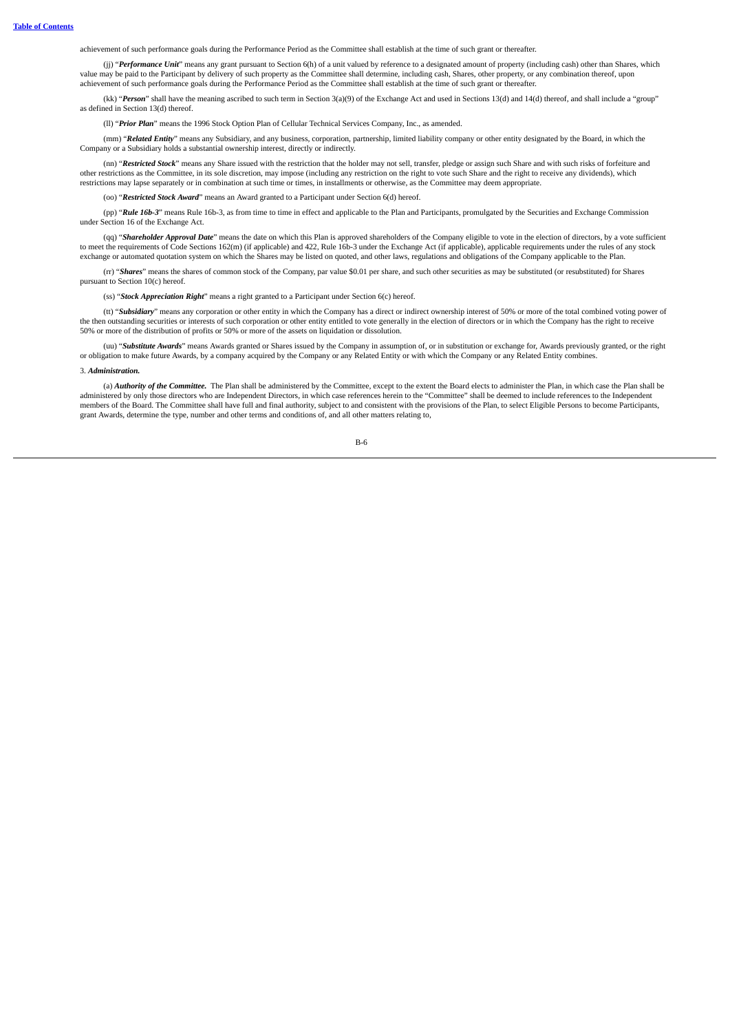achievement of such performance goals during the Performance Period as the Committee shall establish at the time of such grant or thereafter.

(jj) "***Performance Unit***" means any grant pursuant to Section 6(h) of a unit valued by reference to a designated amount of property (including cash) other than Shares, which value may be paid to the Participant by delivery of such property as the Committee shall determine, including cash, Shares, other property, or any combination thereof, upon achievement of such performance goals during the Performance Period as the Committee shall establish at the time of such grant or thereafter.

(kk) "***Person***" shall have the meaning ascribed to such term in Section 3(a)(9) of the Exchange Act and used in Sections 13(d) and 14(d) thereof, and shall include a "group" as defined in Section 13(d) thereof.

(ll) "***Prior Plan***" means the 1996 Stock Option Plan of Cellular Technical Services Company, Inc., as amended.

(mm) "***Related Entity***" means any Subsidiary, and any business, corporation, partnership, limited liability company or other entity designated by the Board, in which the Company or a Subsidiary holds a substantial ownership interest, directly or indirectly.

(nn) "***Restricted Stock***" means any Share issued with the restriction that the holder may not sell, transfer, pledge or assign such Share and with such risks of forfeiture and other restrictions as the Committee, in its sole discretion, may impose (including any restriction on the right to vote such Share and the right to receive any dividends), which restrictions may lapse separately or in combination at such time or times, in installments or otherwise, as the Committee may deem appropriate.

(oo) "***Restricted Stock Award***" means an Award granted to a Participant under Section 6(d) hereof.

(pp) "***Rule 16b-3***" means Rule 16b-3, as from time to time in effect and applicable to the Plan and Participants, promulgated by the Securities and Exchange Commission under Section 16 of the Exchange Act.

(qq) "***Shareholder Approval Date***" means the date on which this Plan is approved shareholders of the Company eligible to vote in the election of directors, by a vote sufficient to meet the requirements of Code Sections 162(m) (if applicable) and 422, Rule 16b-3 under the Exchange Act (if applicable), applicable requirements under the rules of any stock exchange or automated quotation system on which the Shares may be listed on quoted, and other laws, regulations and obligations of the Company applicable to the Plan.

(rr) "***Shares***" means the shares of common stock of the Company, par value $0.01 per share, and such other securities as may be substituted (or resubstituted) for Shares pursuant to Section 10(c) hereof.

(ss) "***Stock Appreciation Right***" means a right granted to a Participant under Section 6(c) hereof.

(tt) "***Subsidiary***" means any corporation or other entity in which the Company has a direct or indirect ownership interest of 50% or more of the total combined voting power of the then outstanding securities or interests of such corporation or other entity entitled to vote generally in the election of directors or in which the Company has the right to receive 50% or more of the distribution of profits or 50% or more of the assets on liquidation or dissolution.

(uu) "***Substitute Awards***" means Awards granted or Shares issued by the Company in assumption of, or in substitution or exchange for, Awards previously granted, or the right or obligation to make future Awards, by a company acquired by the Company or any Related Entity or with which the Company or any Related Entity combines.

3. ***Administration.***

(a) ***Authority of the Committee.*** The Plan shall be administered by the Committee, except to the extent the Board elects to administer the Plan, in which case the Plan shall be administered by only those directors who are Independent Directors, in which case references herein to the "Committee" shall be deemed to include references to the Independent members of the Board. The Committee shall have full and final authority, subject to and consistent with the provisions of the Plan, to select Eligible Persons to become Participants, grant Awards, determine the type, number and other terms and conditions of, and all other matters relating to,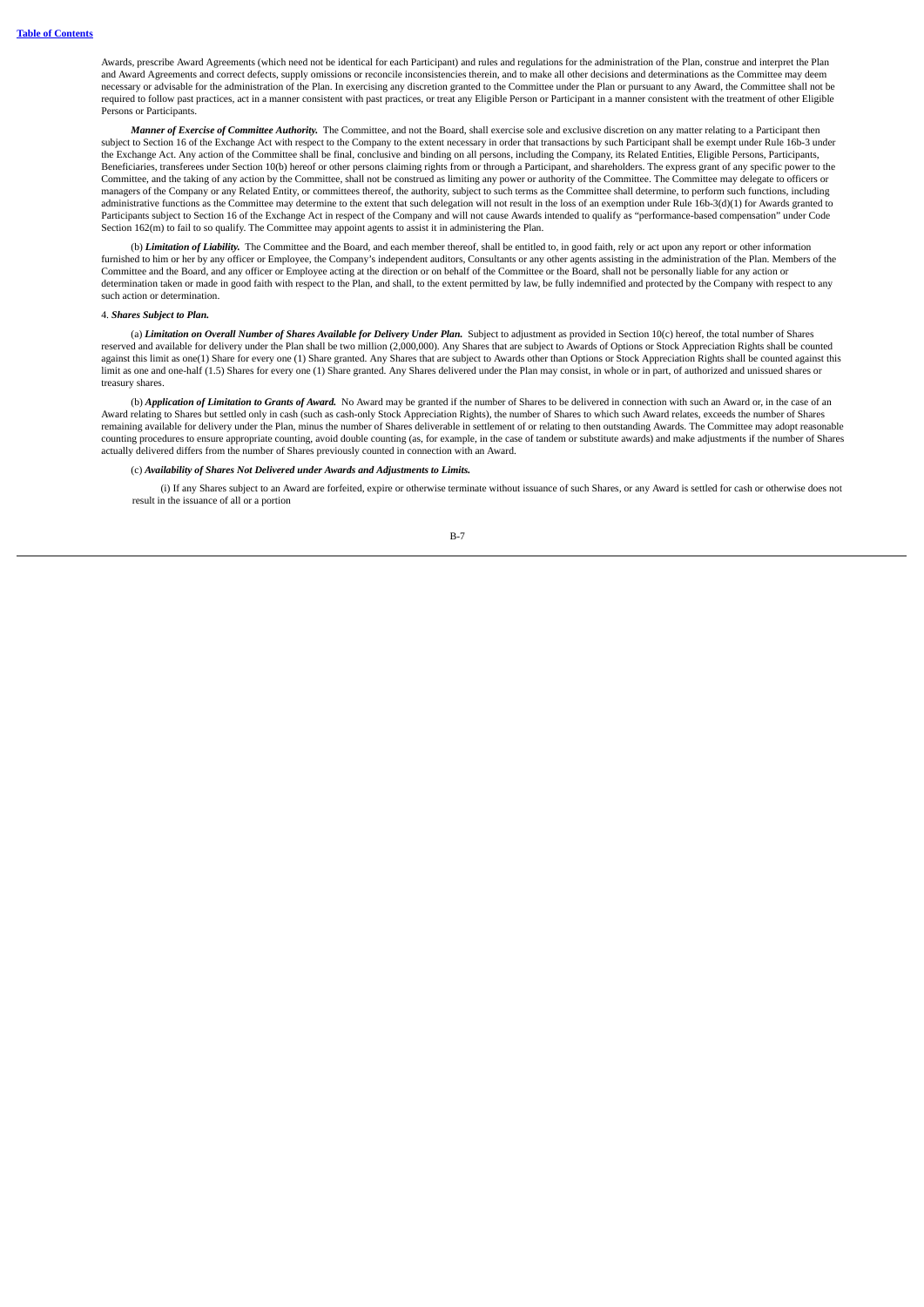Awards, prescribe Award Agreements (which need not be identical for each Participant) and rules and regulations for the administration of the Plan, construe and interpret the Plan and Award Agreements and correct defects, supply omissions or reconcile inconsistencies therein, and to make all other decisions and determinations as the Committee may deem necessary or advisable for the administration of the Plan. In exercising any discretion granted to the Committee under the Plan or pursuant to any Award, the Committee shall not be required to follow past practices, act in a manner consistent with past practices, or treat any Eligible Person or Participant in a manner consistent with the treatment of other Eligible Persons or Participants.

***Manner of Exercise of Committee Authority.*** The Committee, and not the Board, shall exercise sole and exclusive discretion on any matter relating to a Participant then subject to Section 16 of the Exchange Act with respect to the Company to the extent necessary in order that transactions by such Participant shall be exempt under Rule 16b-3 under the Exchange Act. Any action of the Committee shall be final, conclusive and binding on all persons, including the Company, its Related Entities, Eligible Persons, Participants, Beneficiaries, transferees under Section 10(b) hereof or other persons claiming rights from or through a Participant, and shareholders. The express grant of any specific power to the Committee, and the taking of any action by the Committee, shall not be construed as limiting any power or authority of the Committee. The Committee may delegate to officers or managers of the Company or any Related Entity, or committees thereof, the authority, subject to such terms as the Committee shall determine, to perform such functions, including administrative functions as the Committee may determine to the extent that such delegation will not result in the loss of an exemption under Rule 16b-3(d)(1) for Awards granted to Participants subject to Section 16 of the Exchange Act in respect of the Company and will not cause Awards intended to qualify as "performance-based compensation" under Code Section 162(m) to fail to so qualify. The Committee may appoint agents to assist it in administering the Plan.

(b) ***Limitation of Liability.*** The Committee and the Board, and each member thereof, shall be entitled to, in good faith, rely or act upon any report or other information furnished to him or her by any officer or Employee, the Company's independent auditors, Consultants or any other agents assisting in the administration of the Plan. Members of the Committee and the Board, and any officer or Employee acting at the direction or on behalf of the Committee or the Board, shall not be personally liable for any action or determination taken or made in good faith with respect to the Plan, and shall, to the extent permitted by law, be fully indemnified and protected by the Company with respect to any such action or determination.

4. ***Shares Subject to Plan.***

(a) ***Limitation on Overall Number of Shares Available for Delivery Under Plan.*** Subject to adjustment as provided in Section 10(c) hereof, the total number of Shares reserved and available for delivery under the Plan shall be two million (2,000,000). Any Shares that are subject to Awards of Options or Stock Appreciation Rights shall be counted against this limit as one(1) Share for every one (1) Share granted. Any Shares that are subject to Awards other than Options or Stock Appreciation Rights shall be counted against this limit as one and one-half (1.5) Shares for every one (1) Share granted. Any Shares delivered under the Plan may consist, in whole or in part, of authorized and unissued shares or treasury shares.

(b) ***Application of Limitation to Grants of Award.*** No Award may be granted if the number of Shares to be delivered in connection with such an Award or, in the case of an Award relating to Shares but settled only in cash (such as cash-only Stock Appreciation Rights), the number of Shares to which such Award relates, exceeds the number of Shares remaining available for delivery under the Plan, minus the number of Shares deliverable in settlement of or relating to then outstanding Awards. The Committee may adopt reasonable counting procedures to ensure appropriate counting, avoid double counting (as, for example, in the case of tandem or substitute awards) and make adjustments if the number of Shares actually delivered differs from the number of Shares previously counted in connection with an Award.

(c) ***Availability of Shares Not Delivered under Awards and Adjustments to Limits.***

(i) If any Shares subject to an Award are forfeited, expire or otherwise terminate without issuance of such Shares, or any Award is settled for cash or otherwise does not result in the issuance of all or a portion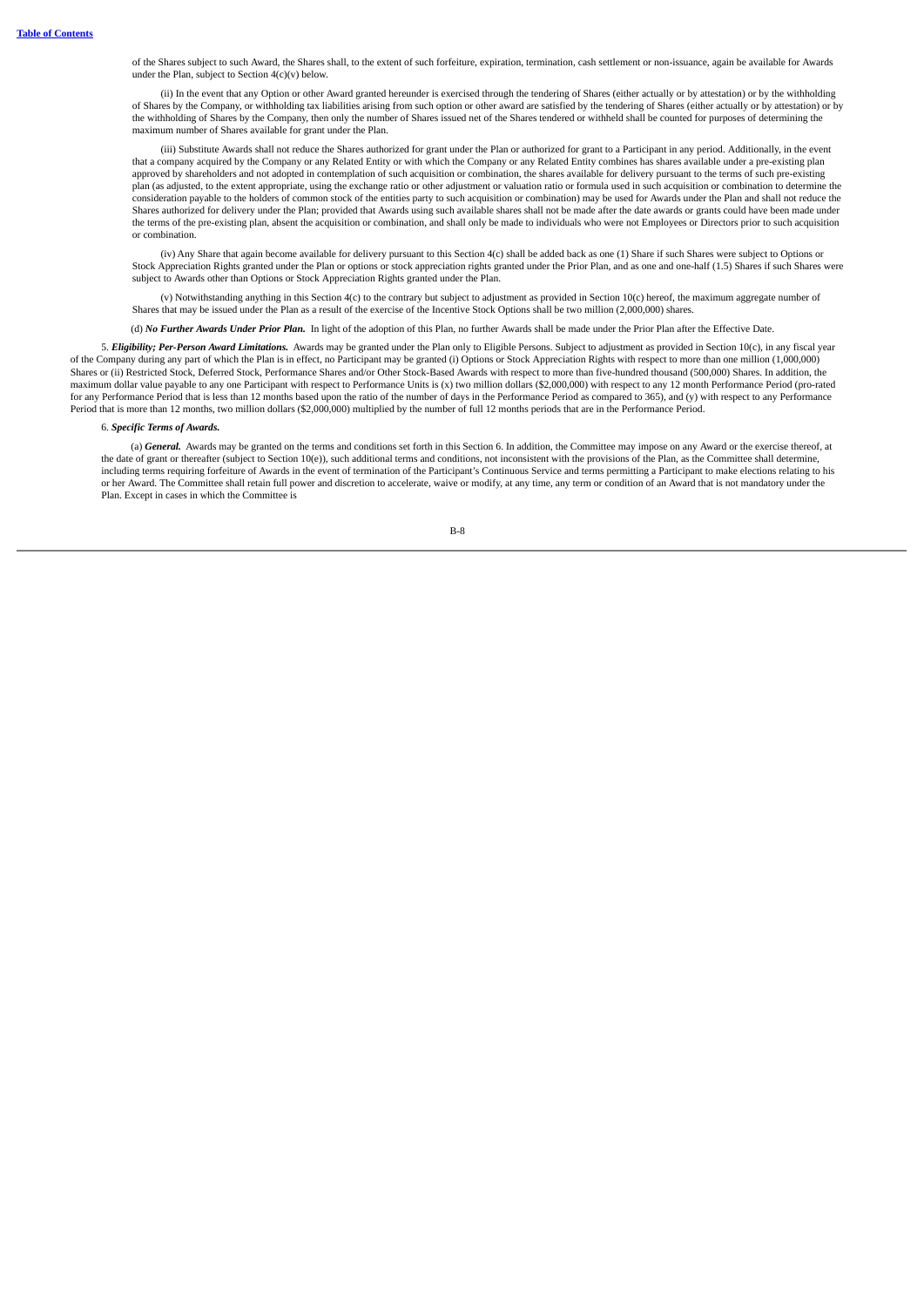of the Shares subject to such Award, the Shares shall, to the extent of such forfeiture, expiration, termination, cash settlement or non-issuance, again be available for Awards under the Plan, subject to Section 4(c)(v) below.

(ii) In the event that any Option or other Award granted hereunder is exercised through the tendering of Shares (either actually or by attestation) or by the withholding of Shares by the Company, or withholding tax liabilities arising from such option or other award are satisfied by the tendering of Shares (either actually or by attestation) or by the withholding of Shares by the Company, then only the number of Shares issued net of the Shares tendered or withheld shall be counted for purposes of determining the maximum number of Shares available for grant under the Plan.

(iii) Substitute Awards shall not reduce the Shares authorized for grant under the Plan or authorized for grant to a Participant in any period. Additionally, in the event that a company acquired by the Company or any Related Entity or with which the Company or any Related Entity combines has shares available under a pre-existing plan approved by shareholders and not adopted in contemplation of such acquisition or combination, the shares available for delivery pursuant to the terms of such pre-existing plan (as adjusted, to the extent appropriate, using the exchange ratio or other adjustment or valuation ratio or formula used in such acquisition or combination to determine the consideration payable to the holders of common stock of the entities party to such acquisition or combination) may be used for Awards under the Plan and shall not reduce the Shares authorized for delivery under the Plan; provided that Awards using such available shares shall not be made after the date awards or grants could have been made under the terms of the pre-existing plan, absent the acquisition or combination, and shall only be made to individuals who were not Employees or Directors prior to such acquisition or combination.

(iv) Any Share that again become available for delivery pursuant to this Section 4(c) shall be added back as one (1) Share if such Shares were subject to Options or Stock Appreciation Rights granted under the Plan or options or stock appreciation rights granted under the Prior Plan, and as one and one-half (1.5) Shares if such Shares were subject to Awards other than Options or Stock Appreciation Rights granted under the Plan.

(v) Notwithstanding anything in this Section 4(c) to the contrary but subject to adjustment as provided in Section 10(c) hereof, the maximum aggregate number of Shares that may be issued under the Plan as a result of the exercise of the Incentive Stock Options shall be two million (2,000,000) shares.

(d) ***No Further Awards Under Prior Plan.*** In light of the adoption of this Plan, no further Awards shall be made under the Prior Plan after the Effective Date.

5. ***Eligibility; Per-Person Award Limitations.*** Awards may be granted under the Plan only to Eligible Persons. Subject to adjustment as provided in Section 10(c), in any fiscal year of the Company during any part of which the Plan is in effect, no Participant may be granted (i) Options or Stock Appreciation Rights with respect to more than one million (1,000,000) Shares or (ii) Restricted Stock, Deferred Stock, Performance Shares and/or Other Stock-Based Awards with respect to more than five-hundred thousand (500,000) Shares. In addition, the maximum dollar value payable to any one Participant with respect to Performance Units is (x) two million dollars ($2,000,000) with respect to any 12 month Performance Period (pro-rated for any Performance Period that is less than 12 months based upon the ratio of the number of days in the Performance Period as compared to 365), and (y) with respect to any Performance Period that is more than 12 months, two million dollars ($2,000,000) multiplied by the number of full 12 months periods that are in the Performance Period.

6. ***Specific Terms of Awards.***

(a) ***General.*** Awards may be granted on the terms and conditions set forth in this Section 6. In addition, the Committee may impose on any Award or the exercise thereof, at the date of grant or thereafter (subject to Section 10(e)), such additional terms and conditions, not inconsistent with the provisions of the Plan, as the Committee shall determine, including terms requiring forfeiture of Awards in the event of termination of the Participant's Continuous Service and terms permitting a Participant to make elections relating to his or her Award. The Committee shall retain full power and discretion to accelerate, waive or modify, at any time, any term or condition of an Award that is not mandatory under the Plan. Except in cases in which the Committee is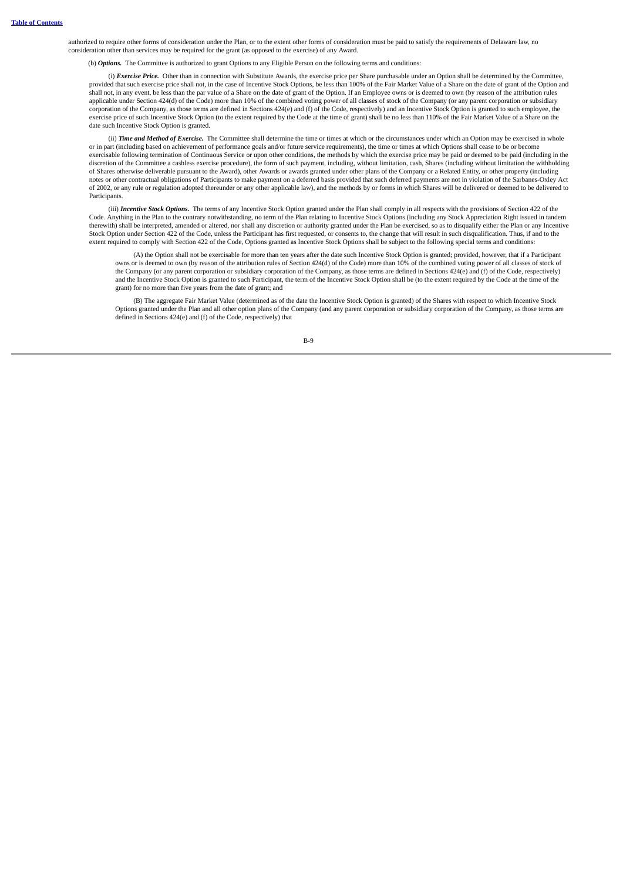authorized to require other forms of consideration under the Plan, or to the extent other forms of consideration must be paid to satisfy the requirements of Delaware law, no consideration other than services may be required for the grant (as opposed to the exercise) of any Award.

(b) ***Options.*** The Committee is authorized to grant Options to any Eligible Person on the following terms and conditions:

(i) ***Exercise Price.*** Other than in connection with Substitute Awards, the exercise price per Share purchasable under an Option shall be determined by the Committee, provided that such exercise price shall not, in the case of Incentive Stock Options, be less than 100% of the Fair Market Value of a Share on the date of grant of the Option and shall not, in any event, be less than the par value of a Share on the date of grant of the Option. If an Employee owns or is deemed to own (by reason of the attribution rules applicable under Section 424(d) of the Code) more than 10% of the combined voting power of all classes of stock of the Company (or any parent corporation or subsidiary corporation of the Company, as those terms are defined in Sections 424(e) and (f) of the Code, respectively) and an Incentive Stock Option is granted to such employee, the exercise price of such Incentive Stock Option (to the extent required by the Code at the time of grant) shall be no less than 110% of the Fair Market Value of a Share on the date such Incentive Stock Option is granted.

(ii) ***Time and Method of Exercise.*** The Committee shall determine the time or times at which or the circumstances under which an Option may be exercised in whole or in part (including based on achievement of performance goals and/or future service requirements), the time or times at which Options shall cease to be or become exercisable following termination of Continuous Service or upon other conditions, the methods by which the exercise price may be paid or deemed to be paid (including in the discretion of the Committee a cashless exercise procedure), the form of such payment, including, without limitation, cash, Shares (including without limitation the withholding of Shares otherwise deliverable pursuant to the Award), other Awards or awards granted under other plans of the Company or a Related Entity, or other property (including notes or other contractual obligations of Participants to make payment on a deferred basis provided that such deferred payments are not in violation of the Sarbanes-Oxley Act of 2002, or any rule or regulation adopted thereunder or any other applicable law), and the methods by or forms in which Shares will be delivered or deemed to be delivered to Participants.

(iii) ***Incentive Stock Options.*** The terms of any Incentive Stock Option granted under the Plan shall comply in all respects with the provisions of Section 422 of the Code. Anything in the Plan to the contrary notwithstanding, no term of the Plan relating to Incentive Stock Options (including any Stock Appreciation Right issued in tandem therewith) shall be interpreted, amended or altered, nor shall any discretion or authority granted under the Plan be exercised, so as to disqualify either the Plan or any Incentive Stock Option under Section 422 of the Code, unless the Participant has first requested, or consents to, the change that will result in such disqualification. Thus, if and to the extent required to comply with Section 422 of the Code, Options granted as Incentive Stock Options shall be subject to the following special terms and conditions:

(A) the Option shall not be exercisable for more than ten years after the date such Incentive Stock Option is granted; provided, however, that if a Participant owns or is deemed to own (by reason of the attribution rules of Section 424(d) of the Code) more than 10% of the combined voting power of all classes of stock of the Company (or any parent corporation or subsidiary corporation of the Company, as those terms are defined in Sections 424(e) and (f) of the Code, respectively) and the Incentive Stock Option is granted to such Participant, the term of the Incentive Stock Option shall be (to the extent required by the Code at the time of the grant) for no more than five years from the date of grant; and

(B) The aggregate Fair Market Value (determined as of the date the Incentive Stock Option is granted) of the Shares with respect to which Incentive Stock Options granted under the Plan and all other option plans of the Company (and any parent corporation or subsidiary corporation of the Company, as those terms are defined in Sections 424(e) and (f) of the Code, respectively) that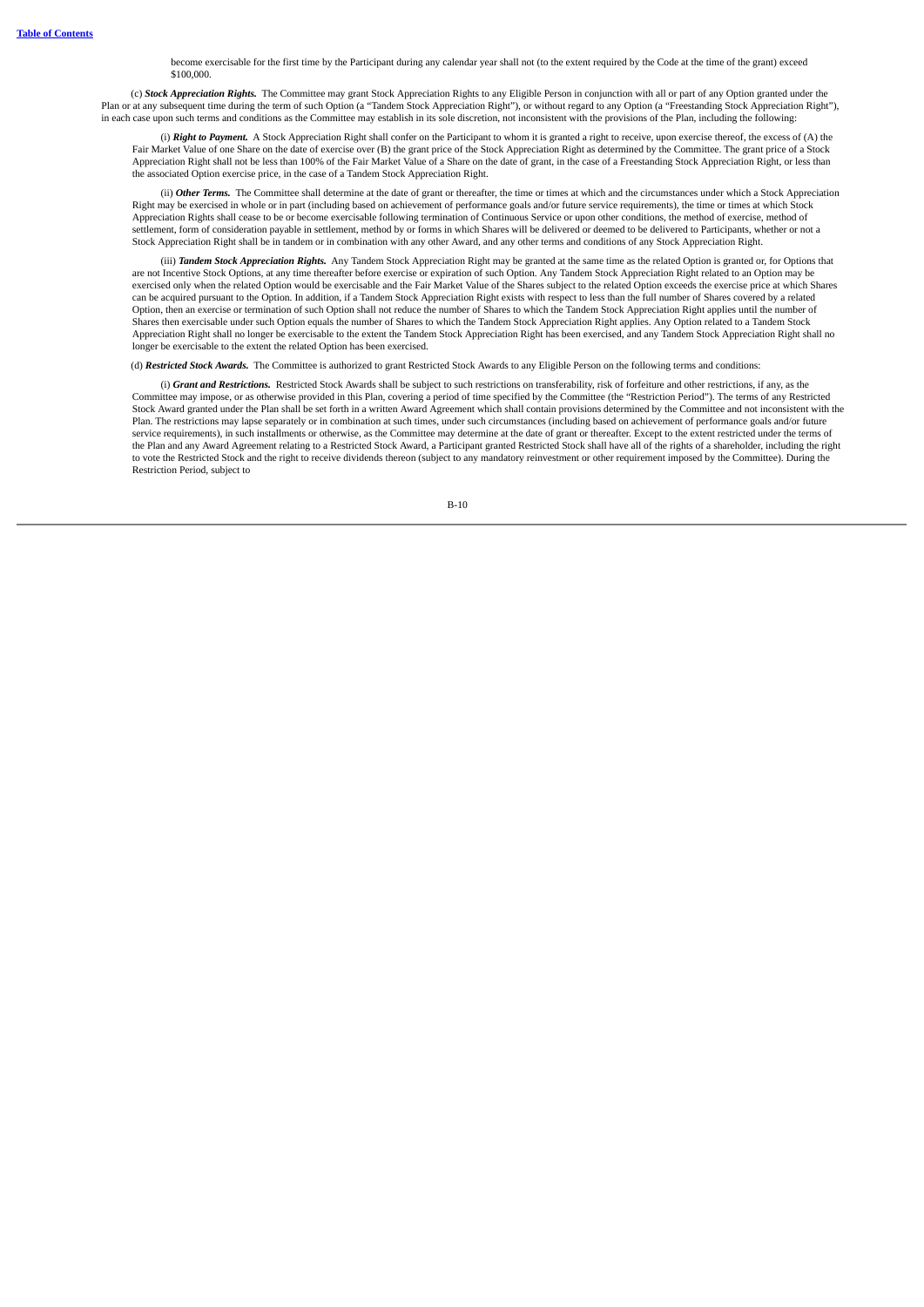become exercisable for the first time by the Participant during any calendar year shall not (to the extent required by the Code at the time of the grant) exceed \$100,000.

(c) ***Stock Appreciation Rights.*** The Committee may grant Stock Appreciation Rights to any Eligible Person in conjunction with all or part of any Option granted under the Plan or at any subsequent time during the term of such Option (a "Tandem Stock Appreciation Right"), or without regard to any Option (a "Freestanding Stock Appreciation Right"), in each case upon such terms and conditions as the Committee may establish in its sole discretion, not inconsistent with the provisions of the Plan, including the following:

(i) ***Right to Payment.*** A Stock Appreciation Right shall confer on the Participant to whom it is granted a right to receive, upon exercise thereof, the excess of (A) the Fair Market Value of one Share on the date of exercise over (B) the grant price of the Stock Appreciation Right as determined by the Committee. The grant price of a Stock Appreciation Right shall not be less than 100% of the Fair Market Value of a Share on the date of grant, in the case of a Freestanding Stock Appreciation Right, or less than the associated Option exercise price, in the case of a Tandem Stock Appreciation Right.

(ii) ***Other Terms.*** The Committee shall determine at the date of grant or thereafter, the time or times at which and the circumstances under which a Stock Appreciation Right may be exercised in whole or in part (including based on achievement of performance goals and/or future service requirements), the time or times at which Stock Appreciation Rights shall cease to be or become exercisable following termination of Continuous Service or upon other conditions, the method of exercise, method of settlement, form of consideration payable in settlement, method by or forms in which Shares will be delivered or deemed to be delivered to Participants, whether or not a Stock Appreciation Right shall be in tandem or in combination with any other Award, and any other terms and conditions of any Stock Appreciation Right.

(iii) ***Tandem Stock Appreciation Rights.*** Any Tandem Stock Appreciation Right may be granted at the same time as the related Option is granted or, for Options that are not Incentive Stock Options, at any time thereafter before exercise or expiration of such Option. Any Tandem Stock Appreciation Right related to an Option may be exercised only when the related Option would be exercisable and the Fair Market Value of the Shares subject to the related Option exceeds the exercise price at which Shares can be acquired pursuant to the Option. In addition, if a Tandem Stock Appreciation Right exists with respect to less than the full number of Shares covered by a related Option, then an exercise or termination of such Option shall not reduce the number of Shares to which the Tandem Stock Appreciation Right applies until the number of Shares then exercisable under such Option equals the number of Shares to which the Tandem Stock Appreciation Right applies. Any Option related to a Tandem Stock Appreciation Right shall no longer be exercisable to the extent the Tandem Stock Appreciation Right has been exercised, and any Tandem Stock Appreciation Right shall no longer be exercisable to the extent the related Option has been exercised.

(d) ***Restricted Stock Awards.*** The Committee is authorized to grant Restricted Stock Awards to any Eligible Person on the following terms and conditions:

(i) ***Grant and Restrictions.*** Restricted Stock Awards shall be subject to such restrictions on transferability, risk of forfeiture and other restrictions, if any, as the Committee may impose, or as otherwise provided in this Plan, covering a period of time specified by the Committee (the "Restriction Period"). The terms of any Restricted Stock Award granted under the Plan shall be set forth in a written Award Agreement which shall contain provisions determined by the Committee and not inconsistent with the Plan. The restrictions may lapse separately or in combination at such times, under such circumstances (including based on achievement of performance goals and/or future service requirements), in such installments or otherwise, as the Committee may determine at the date of grant or thereafter. Except to the extent restricted under the terms of the Plan and any Award Agreement relating to a Restricted Stock Award, a Participant granted Restricted Stock shall have all of the rights of a shareholder, including the right to vote the Restricted Stock and the right to receive dividends thereon (subject to any mandatory reinvestment or other requirement imposed by the Committee). During the Restriction Period, subject to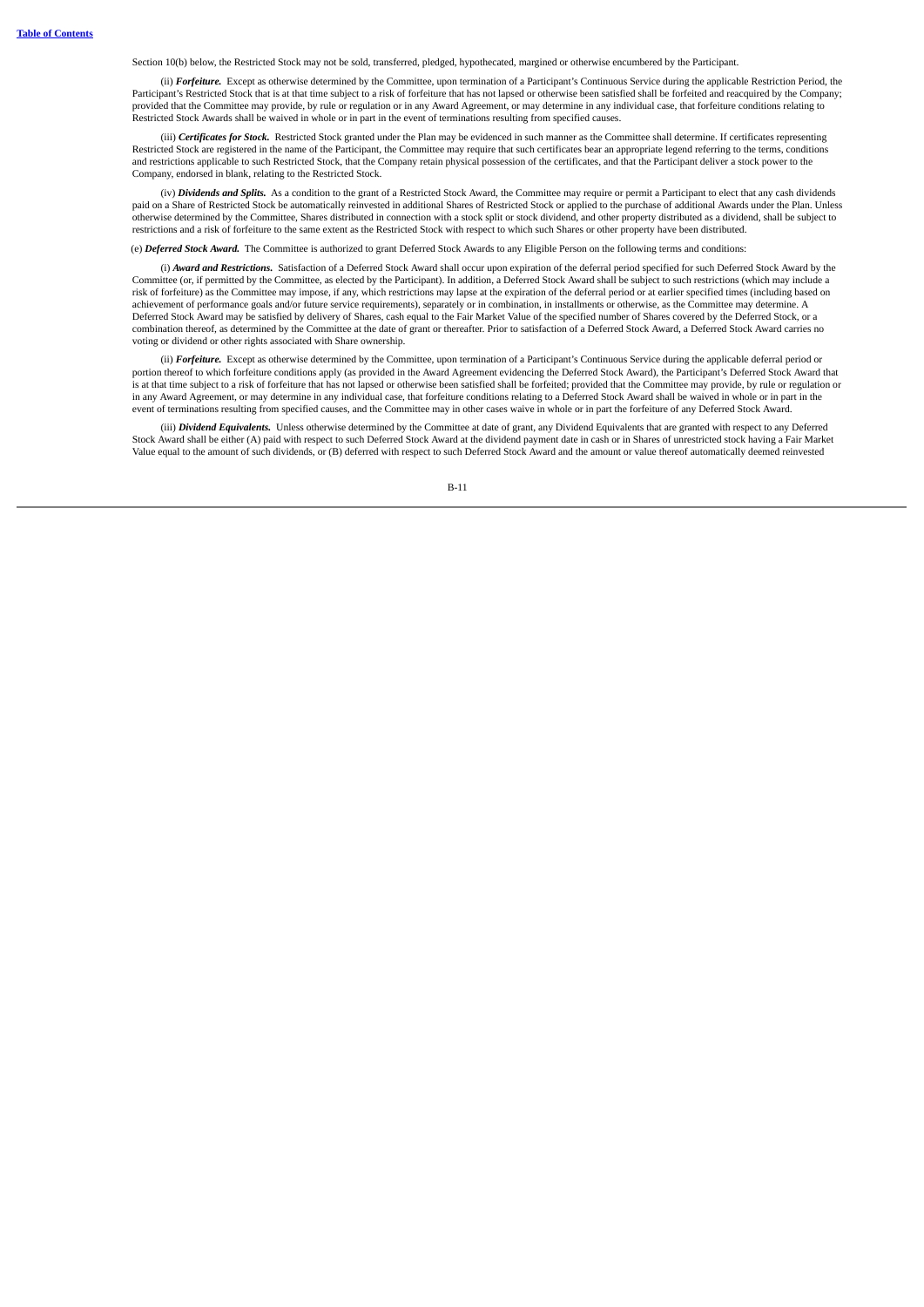Section 10(b) below, the Restricted Stock may not be sold, transferred, pledged, hypothecated, margined or otherwise encumbered by the Participant.

(ii) ***Forfeiture.*** Except as otherwise determined by the Committee, upon termination of a Participant's Continuous Service during the applicable Restriction Period, the Participant's Restricted Stock that is at that time subject to a risk of forfeiture that has not lapsed or otherwise been satisfied shall be forfeited and reacquired by the Company; provided that the Committee may provide, by rule or regulation or in any Award Agreement, or may determine in any individual case, that forfeiture conditions relating to Restricted Stock Awards shall be waived in whole or in part in the event of terminations resulting from specified causes.

(iii) ***Certificates for Stock.*** Restricted Stock granted under the Plan may be evidenced in such manner as the Committee shall determine. If certificates representing Restricted Stock are registered in the name of the Participant, the Committee may require that such certificates bear an appropriate legend referring to the terms, conditions and restrictions applicable to such Restricted Stock, that the Company retain physical possession of the certificates, and that the Participant deliver a stock power to the Company, endorsed in blank, relating to the Restricted Stock.

(iv) ***Dividends and Splits.*** As a condition to the grant of a Restricted Stock Award, the Committee may require or permit a Participant to elect that any cash dividends paid on a Share of Restricted Stock be automatically reinvested in additional Shares of Restricted Stock or applied to the purchase of additional Awards under the Plan. Unless otherwise determined by the Committee, Shares distributed in connection with a stock split or stock dividend, and other property distributed as a dividend, shall be subject to restrictions and a risk of forfeiture to the same extent as the Restricted Stock with respect to which such Shares or other property have been distributed.

(e) ***Deferred Stock Award.*** The Committee is authorized to grant Deferred Stock Awards to any Eligible Person on the following terms and conditions:

(i) ***Award and Restrictions.*** Satisfaction of a Deferred Stock Award shall occur upon expiration of the deferral period specified for such Deferred Stock Award by the Committee (or, if permitted by the Committee, as elected by the Participant). In addition, a Deferred Stock Award shall be subject to such restrictions (which may include a risk of forfeiture) as the Committee may impose, if any, which restrictions may lapse at the expiration of the deferral period or at earlier specified times (including based on achievement of performance goals and/or future service requirements), separately or in combination, in installments or otherwise, as the Committee may determine. A Deferred Stock Award may be satisfied by delivery of Shares, cash equal to the Fair Market Value of the specified number of Shares covered by the Deferred Stock, or a combination thereof, as determined by the Committee at the date of grant or thereafter. Prior to satisfaction of a Deferred Stock Award, a Deferred Stock Award carries no voting or dividend or other rights associated with Share ownership.

(ii) ***Forfeiture.*** Except as otherwise determined by the Committee, upon termination of a Participant's Continuous Service during the applicable deferral period or portion thereof to which forfeiture conditions apply (as provided in the Award Agreement evidencing the Deferred Stock Award), the Participant's Deferred Stock Award that is at that time subject to a risk of forfeiture that has not lapsed or otherwise been satisfied shall be forfeited; provided that the Committee may provide, by rule or regulation or in any Award Agreement, or may determine in any individual case, that forfeiture conditions relating to a Deferred Stock Award shall be waived in whole or in part in the event of terminations resulting from specified causes, and the Committee may in other cases waive in whole or in part the forfeiture of any Deferred Stock Award.

(iii) ***Dividend Equivalents.*** Unless otherwise determined by the Committee at date of grant, any Dividend Equivalents that are granted with respect to any Deferred Stock Award shall be either (A) paid with respect to such Deferred Stock Award at the dividend payment date in cash or in Shares of unrestricted stock having a Fair Market Value equal to the amount of such dividends, or (B) deferred with respect to such Deferred Stock Award and the amount or value thereof automatically deemed reinvested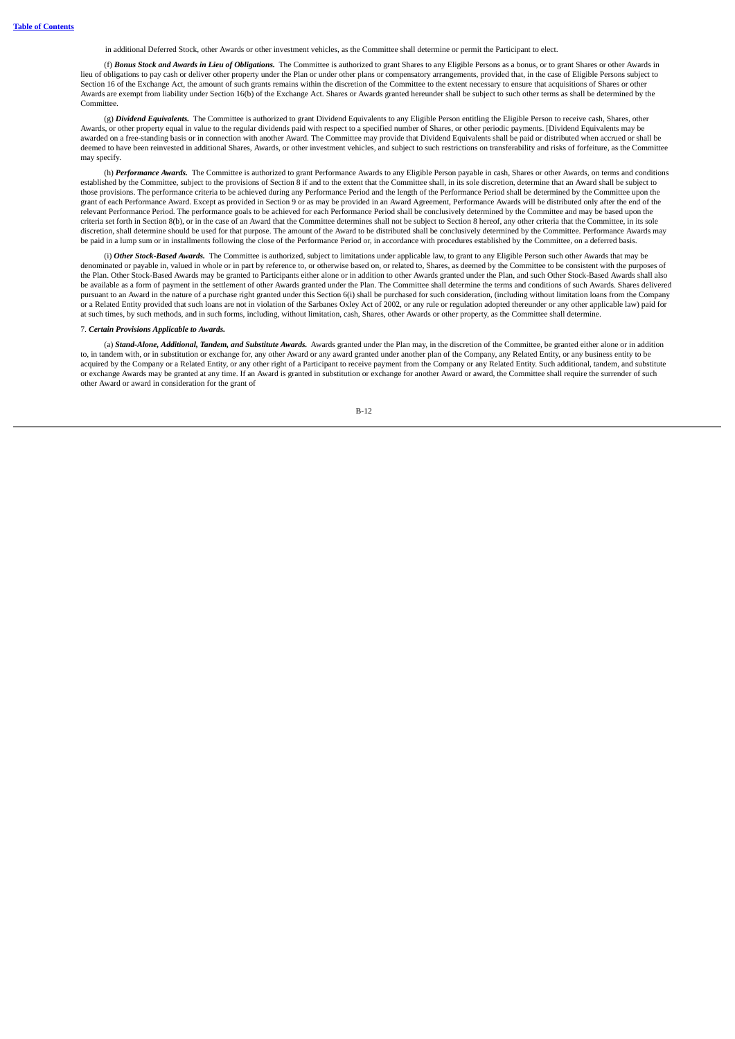in additional Deferred Stock, other Awards or other investment vehicles, as the Committee shall determine or permit the Participant to elect.

(f) ***Bonus Stock and Awards in Lieu of Obligations.*** The Committee is authorized to grant Shares to any Eligible Persons as a bonus, or to grant Shares or other Awards in lieu of obligations to pay cash or deliver other property under the Plan or under other plans or compensatory arrangements, provided that, in the case of Eligible Persons subject to Section 16 of the Exchange Act, the amount of such grants remains within the discretion of the Committee to the extent necessary to ensure that acquisitions of Shares or other Awards are exempt from liability under Section 16(b) of the Exchange Act. Shares or Awards granted hereunder shall be subject to such other terms as shall be determined by the Committee.

(g) ***Dividend Equivalents.*** The Committee is authorized to grant Dividend Equivalents to any Eligible Person entitling the Eligible Person to receive cash, Shares, other Awards, or other property equal in value to the regular dividends paid with respect to a specified number of Shares, or other periodic payments. [Dividend Equivalents may be awarded on a free-standing basis or in connection with another Award. The Committee may provide that Dividend Equivalents shall be paid or distributed when accrued or shall be deemed to have been reinvested in additional Shares, Awards, or other investment vehicles, and subject to such restrictions on transferability and risks of forfeiture, as the Committee may specify.

(h) ***Performance Awards.*** The Committee is authorized to grant Performance Awards to any Eligible Person payable in cash, Shares or other Awards, on terms and conditions established by the Committee, subject to the provisions of Section 8 if and to the extent that the Committee shall, in its sole discretion, determine that an Award shall be subject to those provisions. The performance criteria to be achieved during any Performance Period and the length of the Performance Period shall be determined by the Committee upon the grant of each Performance Award. Except as provided in Section 9 or as may be provided in an Award Agreement, Performance Awards will be distributed only after the end of the relevant Performance Period. The performance goals to be achieved for each Performance Period shall be conclusively determined by the Committee and may be based upon the criteria set forth in Section 8(b), or in the case of an Award that the Committee determines shall not be subject to Section 8 hereof, any other criteria that the Committee, in its sole discretion, shall determine should be used for that purpose. The amount of the Award to be distributed shall be conclusively determined by the Committee. Performance Awards may be paid in a lump sum or in installments following the close of the Performance Period or, in accordance with procedures established by the Committee, on a deferred basis.

(i) ***Other Stock-Based Awards.*** The Committee is authorized, subject to limitations under applicable law, to grant to any Eligible Person such other Awards that may be denominated or payable in, valued in whole or in part by reference to, or otherwise based on, or related to, Shares, as deemed by the Committee to be consistent with the purposes of the Plan. Other Stock-Based Awards may be granted to Participants either alone or in addition to other Awards granted under the Plan, and such Other Stock-Based Awards shall also be available as a form of payment in the settlement of other Awards granted under the Plan. The Committee shall determine the terms and conditions of such Awards. Shares delivered pursuant to an Award in the nature of a purchase right granted under this Section 6(i) shall be purchased for such consideration, (including without limitation loans from the Company or a Related Entity provided that such loans are not in violation of the Sarbanes Oxley Act of 2002, or any rule or regulation adopted thereunder or any other applicable law) paid for at such times, by such methods, and in such forms, including, without limitation, cash, Shares, other Awards or other property, as the Committee shall determine.

7. ***Certain Provisions Applicable to Awards.***

(a) ***Stand-Alone, Additional, Tandem, and Substitute Awards.*** Awards granted under the Plan may, in the discretion of the Committee, be granted either alone or in addition to, in tandem with, or in substitution or exchange for, any other Award or any award granted under another plan of the Company, any Related Entity, or any business entity to be acquired by the Company or a Related Entity, or any other right of a Participant to receive payment from the Company or any Related Entity. Such additional, tandem, and substitute or exchange Awards may be granted at any time. If an Award is granted in substitution or exchange for another Award or award, the Committee shall require the surrender of such other Award or award in consideration for the grant of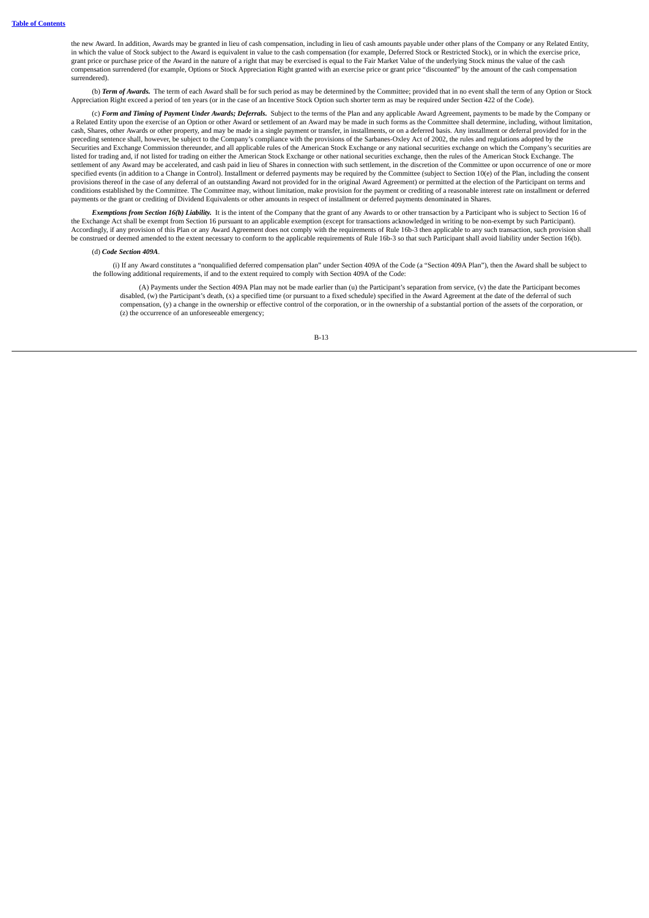the new Award. In addition, Awards may be granted in lieu of cash compensation, including in lieu of cash amounts payable under other plans of the Company or any Related Entity, in which the value of Stock subject to the Award is equivalent in value to the cash compensation (for example, Deferred Stock or Restricted Stock), or in which the exercise price, grant price or purchase price of the Award in the nature of a right that may be exercised is equal to the Fair Market Value of the underlying Stock minus the value of the cash compensation surrendered (for example, Options or Stock Appreciation Right granted with an exercise price or grant price "discounted" by the amount of the cash compensation surrendered).

(b) ***Term of Awards.*** The term of each Award shall be for such period as may be determined by the Committee; provided that in no event shall the term of any Option or Stock Appreciation Right exceed a period of ten years (or in the case of an Incentive Stock Option such shorter term as may be required under Section 422 of the Code).

(c) ***Form and Timing of Payment Under Awards; Deferrals.*** Subject to the terms of the Plan and any applicable Award Agreement, payments to be made by the Company or a Related Entity upon the exercise of an Option or other Award or settlement of an Award may be made in such forms as the Committee shall determine, including, without limitation, cash, Shares, other Awards or other property, and may be made in a single payment or transfer, in installments, or on a deferred basis. Any installment or deferral provided for in the preceding sentence shall, however, be subject to the Company's compliance with the provisions of the Sarbanes-Oxley Act of 2002, the rules and regulations adopted by the Securities and Exchange Commission thereunder, and all applicable rules of the American Stock Exchange or any national securities exchange on which the Company's securities are listed for trading and, if not listed for trading on either the American Stock Exchange or other national securities exchange, then the rules of the American Stock Exchange. The settlement of any Award may be accelerated, and cash paid in lieu of Shares in connection with such settlement, in the discretion of the Committee or upon occurrence of one or more specified events (in addition to a Change in Control). Installment or deferred payments may be required by the Committee (subject to Section 10(e) of the Plan, including the consent provisions thereof in the case of any deferral of an outstanding Award not provided for in the original Award Agreement) or permitted at the election of the Participant on terms and conditions established by the Committee. The Committee may, without limitation, make provision for the payment or crediting of a reasonable interest rate on installment or deferred payments or the grant or crediting of Dividend Equivalents or other amounts in respect of installment or deferred payments denominated in Shares.

***Exemptions from Section 16(b) Liability.*** It is the intent of the Company that the grant of any Awards to or other transaction by a Participant who is subject to Section 16 of the Exchange Act shall be exempt from Section 16 pursuant to an applicable exemption (except for transactions acknowledged in writing to be non-exempt by such Participant). Accordingly, if any provision of this Plan or any Award Agreement does not comply with the requirements of Rule 16b-3 then applicable to any such transaction, such provision shall be construed or deemed amended to the extent necessary to conform to the applicable requirements of Rule 16b-3 so that such Participant shall avoid liability under Section 16(b).

(d) ***Code Section 409A***.

(i) If any Award constitutes a "nonqualified deferred compensation plan" under Section 409A of the Code (a "Section 409A Plan"), then the Award shall be subject to the following additional requirements, if and to the extent required to comply with Section 409A of the Code:

(A) Payments under the Section 409A Plan may not be made earlier than (u) the Participant's separation from service, (v) the date the Participant becomes disabled, (w) the Participant's death, (x) a specified time (or pursuant to a fixed schedule) specified in the Award Agreement at the date of the deferral of such compensation, (y) a change in the ownership or effective control of the corporation, or in the ownership of a substantial portion of the assets of the corporation, or (z) the occurrence of an unforeseeable emergency;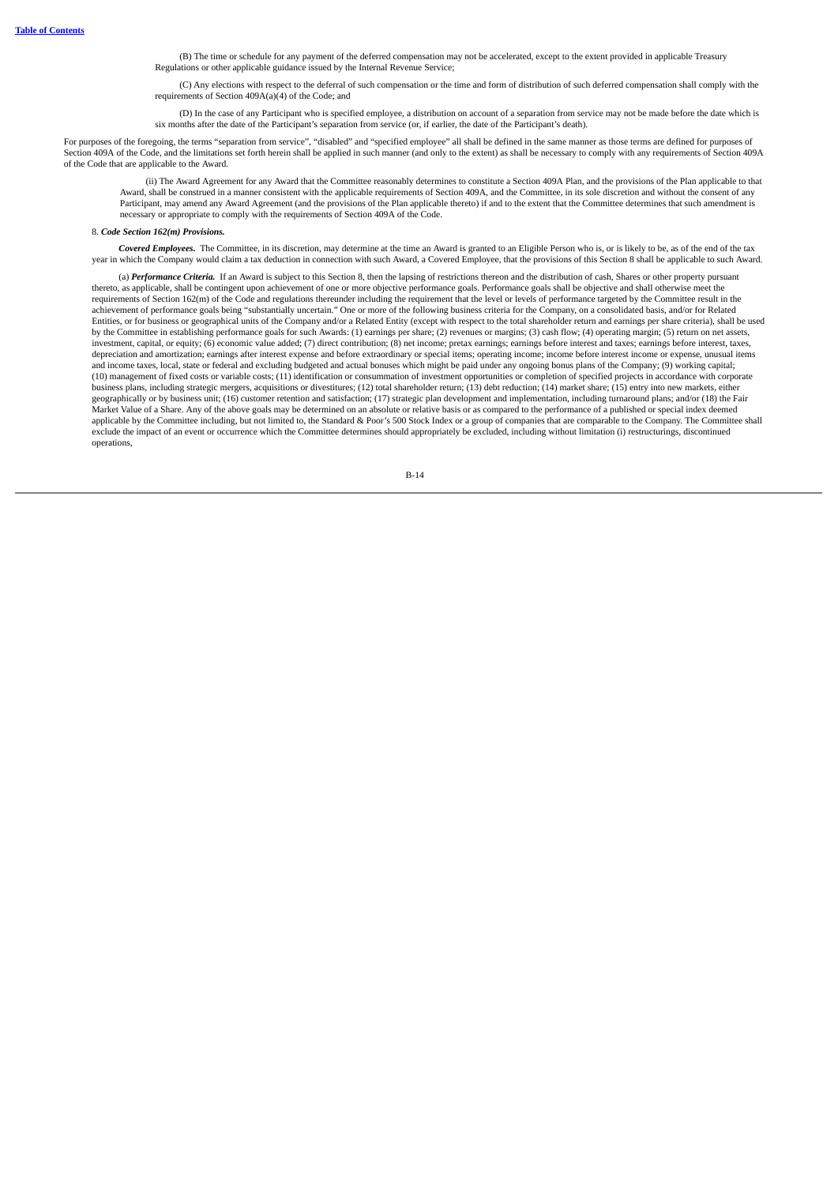(B) The time or schedule for any payment of the deferred compensation may not be accelerated, except to the extent provided in applicable Treasury Regulations or other applicable guidance issued by the Internal Revenue Service;

(C) Any elections with respect to the deferral of such compensation or the time and form of distribution of such deferred compensation shall comply with the requirements of Section 409A(a)(4) of the Code; and

(D) In the case of any Participant who is specified employee, a distribution on account of a separation from service may not be made before the date which is six months after the date of the Participant's separation from service (or, if earlier, the date of the Participant's death).

For purposes of the foregoing, the terms "separation from service", "disabled" and "specified employee" all shall be defined in the same manner as those terms are defined for purposes of Section 409A of the Code, and the limitations set forth herein shall be applied in such manner (and only to the extent) as shall be necessary to comply with any requirements of Section 409A of the Code that are applicable to the Award.

(ii) The Award Agreement for any Award that the Committee reasonably determines to constitute a Section 409A Plan, and the provisions of the Plan applicable to that Award, shall be construed in a manner consistent with the applicable requirements of Section 409A, and the Committee, in its sole discretion and without the consent of any Participant, may amend any Award Agreement (and the provisions of the Plan applicable thereto) if and to the extent that the Committee determines that such amendment is necessary or appropriate to comply with the requirements of Section 409A of the Code.

8. ***Code Section 162(m) Provisions.***

***Covered Employees.*** The Committee, in its discretion, may determine at the time an Award is granted to an Eligible Person who is, or is likely to be, as of the end of the tax year in which the Company would claim a tax deduction in connection with such Award, a Covered Employee, that the provisions of this Section 8 shall be applicable to such Award.

(a) ***Performance Criteria.*** If an Award is subject to this Section 8, then the lapsing of restrictions thereon and the distribution of cash, Shares or other property pursuant thereto, as applicable, shall be contingent upon achievement of one or more objective performance goals. Performance goals shall be objective and shall otherwise meet the requirements of Section 162(m) of the Code and regulations thereunder including the requirement that the level or levels of performance targeted by the Committee result in the achievement of performance goals being "substantially uncertain." One or more of the following business criteria for the Company, on a consolidated basis, and/or for Related Entities, or for business or geographical units of the Company and/or a Related Entity (except with respect to the total shareholder return and earnings per share criteria), shall be used by the Committee in establishing performance goals for such Awards: (1) earnings per share; (2) revenues or margins; (3) cash flow; (4) operating margin; (5) return on net assets, investment, capital, or equity; (6) economic value added; (7) direct contribution; (8) net income; pretax earnings; earnings before interest and taxes; earnings before interest, taxes, depreciation and amortization; earnings after interest expense and before extraordinary or special items; operating income; income before interest income or expense, unusual items and income taxes, local, state or federal and excluding budgeted and actual bonuses which might be paid under any ongoing bonus plans of the Company; (9) working capital; (10) management of fixed costs or variable costs; (11) identification or consummation of investment opportunities or completion of specified projects in accordance with corporate business plans, including strategic mergers, acquisitions or divestitures; (12) total shareholder return; (13) debt reduction; (14) market share; (15) entry into new markets, either geographically or by business unit; (16) customer retention and satisfaction; (17) strategic plan development and implementation, including turnaround plans; and/or (18) the Fair Market Value of a Share. Any of the above goals may be determined on an absolute or relative basis or as compared to the performance of a published or special index deemed applicable by the Committee including, but not limited to, the Standard & Poor's 500 Stock Index or a group of companies that are comparable to the Company. The Committee shall exclude the impact of an event or occurrence which the Committee determines should appropriately be excluded, including without limitation (i) restructurings, discontinued operations,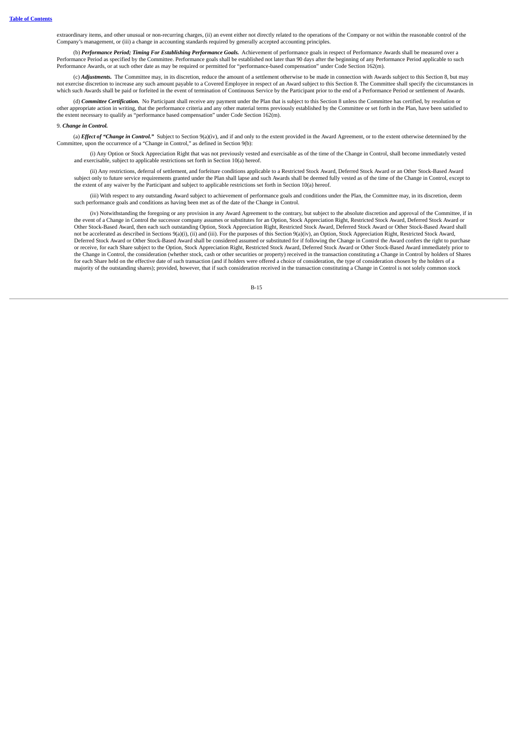extraordinary items, and other unusual or non-recurring charges, (ii) an event either not directly related to the operations of the Company or not within the reasonable control of the Company's management, or (iii) a change in accounting standards required by generally accepted accounting principles.

(b) ***Performance Period; Timing For Establishing Performance Goals.*** Achievement of performance goals in respect of Performance Awards shall be measured over a Performance Period as specified by the Committee. Performance goals shall be established not later than 90 days after the beginning of any Performance Period applicable to such Performance Awards, or at such other date as may be required or permitted for "performance-based compensation" under Code Section 162(m).

(c) ***Adjustments.*** The Committee may, in its discretion, reduce the amount of a settlement otherwise to be made in connection with Awards subject to this Section 8, but may not exercise discretion to increase any such amount payable to a Covered Employee in respect of an Award subject to this Section 8. The Committee shall specify the circumstances in which such Awards shall be paid or forfeited in the event of termination of Continuous Service by the Participant prior to the end of a Performance Period or settlement of Awards.

(d) ***Committee Certification.*** No Participant shall receive any payment under the Plan that is subject to this Section 8 unless the Committee has certified, by resolution or other appropriate action in writing, that the performance criteria and any other material terms previously established by the Committee or set forth in the Plan, have been satisfied to the extent necessary to qualify as "performance based compensation" under Code Section 162(m).

9. ***Change in Control.***

(a) ***Effect of "Change in Control."*** Subject to Section 9(a)(iv), and if and only to the extent provided in the Award Agreement, or to the extent otherwise determined by the Committee, upon the occurrence of a "Change in Control," as defined in Section 9(b):

(i) Any Option or Stock Appreciation Right that was not previously vested and exercisable as of the time of the Change in Control, shall become immediately vested and exercisable, subject to applicable restrictions set forth in Section 10(a) hereof.

(ii) Any restrictions, deferral of settlement, and forfeiture conditions applicable to a Restricted Stock Award, Deferred Stock Award or an Other Stock-Based Award subject only to future service requirements granted under the Plan shall lapse and such Awards shall be deemed fully vested as of the time of the Change in Control, except to the extent of any waiver by the Participant and subject to applicable restrictions set forth in Section 10(a) hereof.

(iii) With respect to any outstanding Award subject to achievement of performance goals and conditions under the Plan, the Committee may, in its discretion, deem such performance goals and conditions as having been met as of the date of the Change in Control.

(iv) Notwithstanding the foregoing or any provision in any Award Agreement to the contrary, but subject to the absolute discretion and approval of the Committee, if in the event of a Change in Control the successor company assumes or substitutes for an Option, Stock Appreciation Right, Restricted Stock Award, Deferred Stock Award or Other Stock-Based Award, then each such outstanding Option, Stock Appreciation Right, Restricted Stock Award, Deferred Stock Award or Other Stock-Based Award shall not be accelerated as described in Sections 9(a)(i), (ii) and (iii). For the purposes of this Section 9(a)(iv), an Option, Stock Appreciation Right, Restricted Stock Award, Deferred Stock Award or Other Stock-Based Award shall be considered assumed or substituted for if following the Change in Control the Award confers the right to purchase or receive, for each Share subject to the Option, Stock Appreciation Right, Restricted Stock Award, Deferred Stock Award or Other Stock-Based Award immediately prior to the Change in Control, the consideration (whether stock, cash or other securities or property) received in the transaction constituting a Change in Control by holders of Shares for each Share held on the effective date of such transaction (and if holders were offered a choice of consideration, the type of consideration chosen by the holders of a majority of the outstanding shares); provided, however, that if such consideration received in the transaction constituting a Change in Control is not solely common stock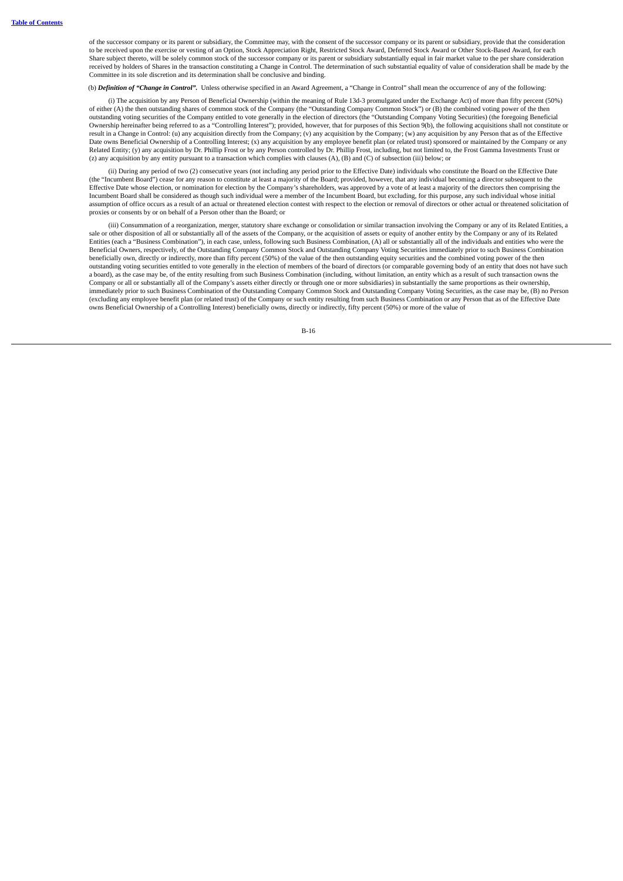of the successor company or its parent or subsidiary, the Committee may, with the consent of the successor company or its parent or subsidiary, provide that the consideration to be received upon the exercise or vesting of an Option, Stock Appreciation Right, Restricted Stock Award, Deferred Stock Award or Other Stock-Based Award, for each Share subject thereto, will be solely common stock of the successor company or its parent or subsidiary substantially equal in fair market value to the per share consideration received by holders of Shares in the transaction constituting a Change in Control. The determination of such substantial equality of value of consideration shall be made by the Committee in its sole discretion and its determination shall be conclusive and binding.

(b) ***Definition of "Change in Control".*** Unless otherwise specified in an Award Agreement, a "Change in Control" shall mean the occurrence of any of the following:

(i) The acquisition by any Person of Beneficial Ownership (within the meaning of Rule 13d-3 promulgated under the Exchange Act) of more than fifty percent (50%) of either (A) the then outstanding shares of common stock of the Company (the "Outstanding Company Common Stock") or (B) the combined voting power of the then outstanding voting securities of the Company entitled to vote generally in the election of directors (the "Outstanding Company Voting Securities) (the foregoing Beneficial Ownership hereinafter being referred to as a "Controlling Interest"); provided, however, that for purposes of this Section 9(b), the following acquisitions shall not constitute or result in a Change in Control: (u) any acquisition directly from the Company; (v) any acquisition by the Company; (w) any acquisition by any Person that as of the Effective Date owns Beneficial Ownership of a Controlling Interest; (x) any acquisition by any employee benefit plan (or related trust) sponsored or maintained by the Company or any Related Entity; (y) any acquisition by Dr. Phillip Frost or by any Person controlled by Dr. Phillip Frost, including, but not limited to, the Frost Gamma Investments Trust or (z) any acquisition by any entity pursuant to a transaction which complies with clauses (A), (B) and (C) of subsection (iii) below; or

(ii) During any period of two (2) consecutive years (not including any period prior to the Effective Date) individuals who constitute the Board on the Effective Date (the "Incumbent Board") cease for any reason to constitute at least a majority of the Board; provided, however, that any individual becoming a director subsequent to the Effective Date whose election, or nomination for election by the Company's shareholders, was approved by a vote of at least a majority of the directors then comprising the Incumbent Board shall be considered as though such individual were a member of the Incumbent Board, but excluding, for this purpose, any such individual whose initial assumption of office occurs as a result of an actual or threatened election contest with respect to the election or removal of directors or other actual or threatened solicitation of proxies or consents by or on behalf of a Person other than the Board; or

(iii) Consummation of a reorganization, merger, statutory share exchange or consolidation or similar transaction involving the Company or any of its Related Entities, a sale or other disposition of all or substantially all of the assets of the Company, or the acquisition of assets or equity of another entity by the Company or any of its Related Entities (each a "Business Combination"), in each case, unless, following such Business Combination, (A) all or substantially all of the individuals and entities who were the Beneficial Owners, respectively, of the Outstanding Company Common Stock and Outstanding Company Voting Securities immediately prior to such Business Combination beneficially own, directly or indirectly, more than fifty percent (50%) of the value of the then outstanding equity securities and the combined voting power of the then outstanding voting securities entitled to vote generally in the election of members of the board of directors (or comparable governing body of an entity that does not have such a board), as the case may be, of the entity resulting from such Business Combination (including, without limitation, an entity which as a result of such transaction owns the Company or all or substantially all of the Company's assets either directly or through one or more subsidiaries) in substantially the same proportions as their ownership, immediately prior to such Business Combination of the Outstanding Company Common Stock and Outstanding Company Voting Securities, as the case may be, (B) no Person (excluding any employee benefit plan (or related trust) of the Company or such entity resulting from such Business Combination or any Person that as of the Effective Date owns Beneficial Ownership of a Controlling Interest) beneficially owns, directly or indirectly, fifty percent (50%) or more of the value of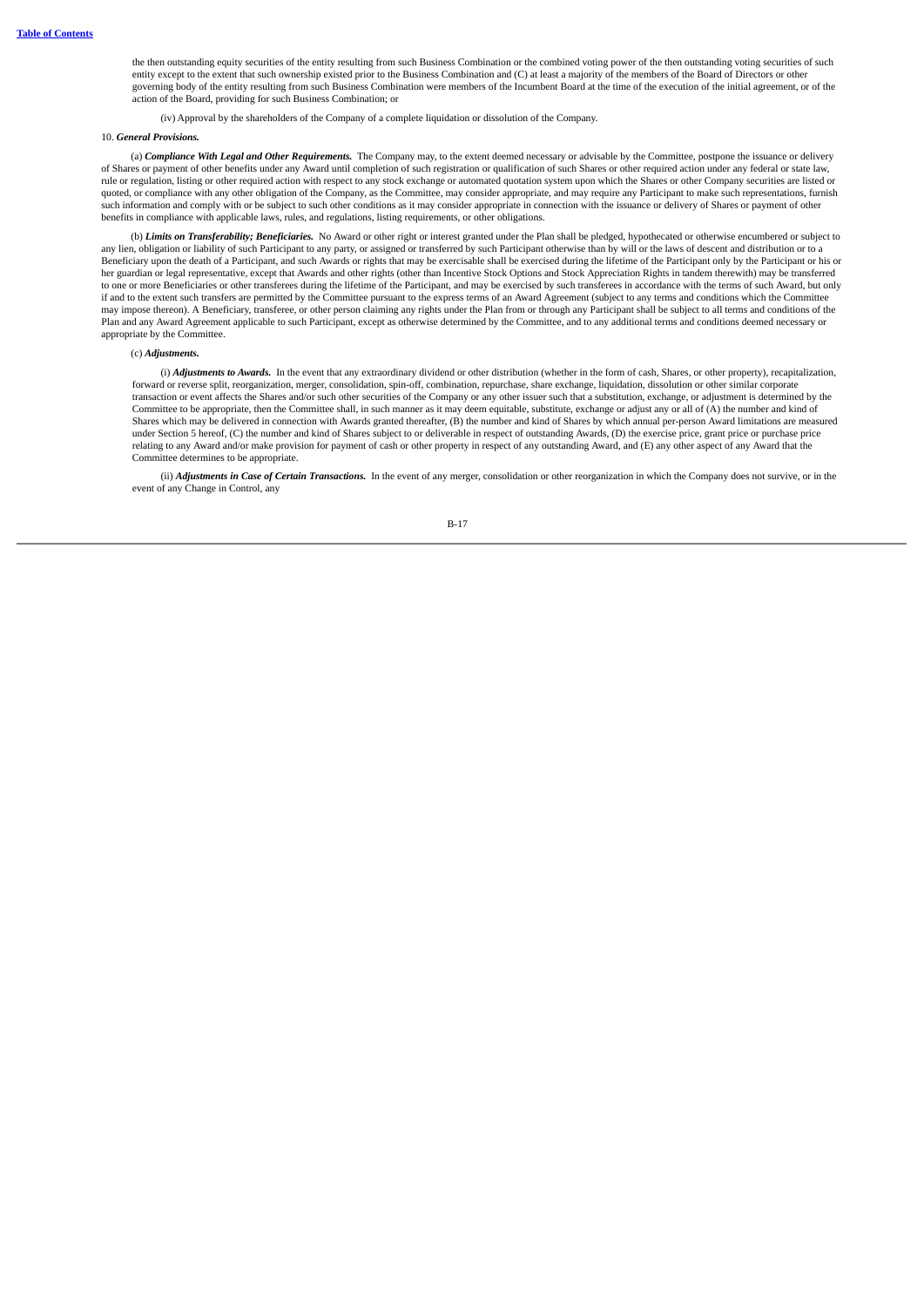the then outstanding equity securities of the entity resulting from such Business Combination or the combined voting power of the then outstanding voting securities of such entity except to the extent that such ownership existed prior to the Business Combination and (C) at least a majority of the members of the Board of Directors or other governing body of the entity resulting from such Business Combination were members of the Incumbent Board at the time of the execution of the initial agreement, or of the action of the Board, providing for such Business Combination; or

(iv) Approval by the shareholders of the Company of a complete liquidation or dissolution of the Company.

10. ***General Provisions.***

(a) ***Compliance With Legal and Other Requirements.*** The Company may, to the extent deemed necessary or advisable by the Committee, postpone the issuance or delivery of Shares or payment of other benefits under any Award until completion of such registration or qualification of such Shares or other required action under any federal or state law, rule or regulation, listing or other required action with respect to any stock exchange or automated quotation system upon which the Shares or other Company securities are listed or quoted, or compliance with any other obligation of the Company, as the Committee, may consider appropriate, and may require any Participant to make such representations, furnish such information and comply with or be subject to such other conditions as it may consider appropriate in connection with the issuance or delivery of Shares or payment of other benefits in compliance with applicable laws, rules, and regulations, listing requirements, or other obligations.

(b) ***Limits on Transferability; Beneficiaries.*** No Award or other right or interest granted under the Plan shall be pledged, hypothecated or otherwise encumbered or subject to any lien, obligation or liability of such Participant to any party, or assigned or transferred by such Participant otherwise than by will or the laws of descent and distribution or to a Beneficiary upon the death of a Participant, and such Awards or rights that may be exercisable shall be exercised during the lifetime of the Participant only by the Participant or his or her guardian or legal representative, except that Awards and other rights (other than Incentive Stock Options and Stock Appreciation Rights in tandem therewith) may be transferred to one or more Beneficiaries or other transferees during the lifetime of the Participant, and may be exercised by such transferees in accordance with the terms of such Award, but only if and to the extent such transfers are permitted by the Committee pursuant to the express terms of an Award Agreement (subject to any terms and conditions which the Committee may impose thereon). A Beneficiary, transferee, or other person claiming any rights under the Plan from or through any Participant shall be subject to all terms and conditions of the Plan and any Award Agreement applicable to such Participant, except as otherwise determined by the Committee, and to any additional terms and conditions deemed necessary or appropriate by the Committee.

(c) ***Adjustments.***

(i) ***Adjustments to Awards.*** In the event that any extraordinary dividend or other distribution (whether in the form of cash, Shares, or other property), recapitalization, forward or reverse split, reorganization, merger, consolidation, spin-off, combination, repurchase, share exchange, liquidation, dissolution or other similar corporate transaction or event affects the Shares and/or such other securities of the Company or any other issuer such that a substitution, exchange, or adjustment is determined by the Committee to be appropriate, then the Committee shall, in such manner as it may deem equitable, substitute, exchange or adjust any or all of (A) the number and kind of Shares which may be delivered in connection with Awards granted thereafter, (B) the number and kind of Shares by which annual per-person Award limitations are measured under Section 5 hereof, (C) the number and kind of Shares subject to or deliverable in respect of outstanding Awards, (D) the exercise price, grant price or purchase price relating to any Award and/or make provision for payment of cash or other property in respect of any outstanding Award, and (E) any other aspect of any Award that the Committee determines to be appropriate.

(ii) ***Adjustments in Case of Certain Transactions.*** In the event of any merger, consolidation or other reorganization in which the Company does not survive, or in the event of any Change in Control, any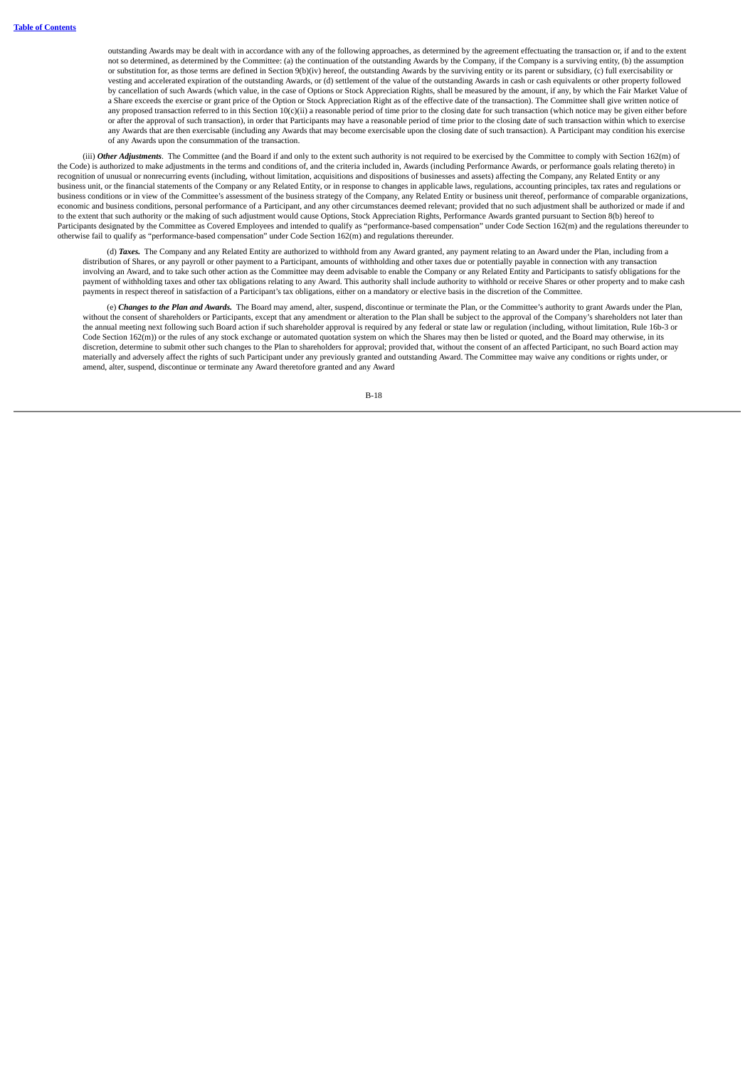outstanding Awards may be dealt with in accordance with any of the following approaches, as determined by the agreement effectuating the transaction or, if and to the extent not so determined, as determined by the Committee: (a) the continuation of the outstanding Awards by the Company, if the Company is a surviving entity, (b) the assumption or substitution for, as those terms are defined in Section 9(b)(iv) hereof, the outstanding Awards by the surviving entity or its parent or subsidiary, (c) full exercisability or vesting and accelerated expiration of the outstanding Awards, or (d) settlement of the value of the outstanding Awards in cash or cash equivalents or other property followed by cancellation of such Awards (which value, in the case of Options or Stock Appreciation Rights, shall be measured by the amount, if any, by which the Fair Market Value of a Share exceeds the exercise or grant price of the Option or Stock Appreciation Right as of the effective date of the transaction). The Committee shall give written notice of any proposed transaction referred to in this Section 10(c)(ii) a reasonable period of time prior to the closing date for such transaction (which notice may be given either before or after the approval of such transaction), in order that Participants may have a reasonable period of time prior to the closing date of such transaction within which to exercise any Awards that are then exercisable (including any Awards that may become exercisable upon the closing date of such transaction). A Participant may condition his exercise of any Awards upon the consummation of the transaction.

(iii) ***Other Adjustments***. The Committee (and the Board if and only to the extent such authority is not required to be exercised by the Committee to comply with Section 162(m) of the Code) is authorized to make adjustments in the terms and conditions of, and the criteria included in, Awards (including Performance Awards, or performance goals relating thereto) in recognition of unusual or nonrecurring events (including, without limitation, acquisitions and dispositions of businesses and assets) affecting the Company, any Related Entity or any business unit, or the financial statements of the Company or any Related Entity, or in response to changes in applicable laws, regulations, accounting principles, tax rates and regulations or business conditions or in view of the Committee's assessment of the business strategy of the Company, any Related Entity or business unit thereof, performance of comparable organizations, economic and business conditions, personal performance of a Participant, and any other circumstances deemed relevant; provided that no such adjustment shall be authorized or made if and to the extent that such authority or the making of such adjustment would cause Options, Stock Appreciation Rights, Performance Awards granted pursuant to Section 8(b) hereof to Participants designated by the Committee as Covered Employees and intended to qualify as "performance-based compensation" under Code Section 162(m) and the regulations thereunder to otherwise fail to qualify as "performance-based compensation" under Code Section 162(m) and regulations thereunder.

(d) ***Taxes.*** The Company and any Related Entity are authorized to withhold from any Award granted, any payment relating to an Award under the Plan, including from a distribution of Shares, or any payroll or other payment to a Participant, amounts of withholding and other taxes due or potentially payable in connection with any transaction involving an Award, and to take such other action as the Committee may deem advisable to enable the Company or any Related Entity and Participants to satisfy obligations for the payment of withholding taxes and other tax obligations relating to any Award. This authority shall include authority to withhold or receive Shares or other property and to make cash payments in respect thereof in satisfaction of a Participant's tax obligations, either on a mandatory or elective basis in the discretion of the Committee.

(e) ***Changes to the Plan and Awards.*** The Board may amend, alter, suspend, discontinue or terminate the Plan, or the Committee's authority to grant Awards under the Plan, without the consent of shareholders or Participants, except that any amendment or alteration to the Plan shall be subject to the approval of the Company's shareholders not later than the annual meeting next following such Board action if such shareholder approval is required by any federal or state law or regulation (including, without limitation, Rule 16b-3 or Code Section 162(m)) or the rules of any stock exchange or automated quotation system on which the Shares may then be listed or quoted, and the Board may otherwise, in its discretion, determine to submit other such changes to the Plan to shareholders for approval; provided that, without the consent of an affected Participant, no such Board action may materially and adversely affect the rights of such Participant under any previously granted and outstanding Award. The Committee may waive any conditions or rights under, or amend, alter, suspend, discontinue or terminate any Award theretofore granted and any Award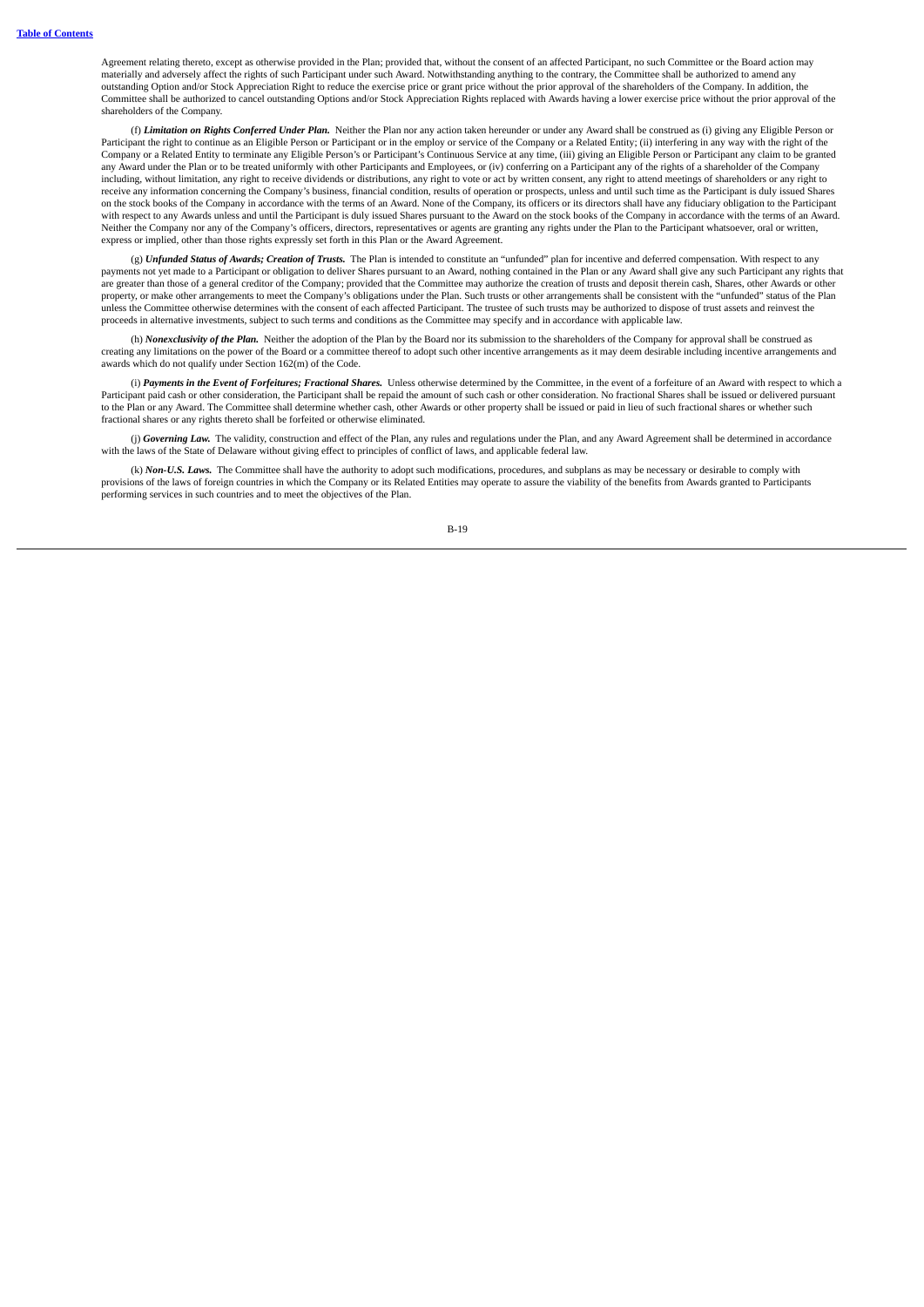Agreement relating thereto, except as otherwise provided in the Plan; provided that, without the consent of an affected Participant, no such Committee or the Board action may materially and adversely affect the rights of such Participant under such Award. Notwithstanding anything to the contrary, the Committee shall be authorized to amend any outstanding Option and/or Stock Appreciation Right to reduce the exercise price or grant price without the prior approval of the shareholders of the Company. In addition, the Committee shall be authorized to cancel outstanding Options and/or Stock Appreciation Rights replaced with Awards having a lower exercise price without the prior approval of the shareholders of the Company.

(f) ***Limitation on Rights Conferred Under Plan.*** Neither the Plan nor any action taken hereunder or under any Award shall be construed as (i) giving any Eligible Person or Participant the right to continue as an Eligible Person or Participant or in the employ or service of the Company or a Related Entity; (ii) interfering in any way with the right of the Company or a Related Entity to terminate any Eligible Person's or Participant's Continuous Service at any time, (iii) giving an Eligible Person or Participant any claim to be granted any Award under the Plan or to be treated uniformly with other Participants and Employees, or (iv) conferring on a Participant any of the rights of a shareholder of the Company including, without limitation, any right to receive dividends or distributions, any right to vote or act by written consent, any right to attend meetings of shareholders or any right to receive any information concerning the Company's business, financial condition, results of operation or prospects, unless and until such time as the Participant is duly issued Shares on the stock books of the Company in accordance with the terms of an Award. None of the Company, its officers or its directors shall have any fiduciary obligation to the Participant with respect to any Awards unless and until the Participant is duly issued Shares pursuant to the Award on the stock books of the Company in accordance with the terms of an Award. Neither the Company nor any of the Company's officers, directors, representatives or agents are granting any rights under the Plan to the Participant whatsoever, oral or written, express or implied, other than those rights expressly set forth in this Plan or the Award Agreement.

(g) ***Unfunded Status of Awards; Creation of Trusts.*** The Plan is intended to constitute an "unfunded" plan for incentive and deferred compensation. With respect to any payments not yet made to a Participant or obligation to deliver Shares pursuant to an Award, nothing contained in the Plan or any Award shall give any such Participant any rights that are greater than those of a general creditor of the Company; provided that the Committee may authorize the creation of trusts and deposit therein cash, Shares, other Awards or other property, or make other arrangements to meet the Company's obligations under the Plan. Such trusts or other arrangements shall be consistent with the "unfunded" status of the Plan unless the Committee otherwise determines with the consent of each affected Participant. The trustee of such trusts may be authorized to dispose of trust assets and reinvest the proceeds in alternative investments, subject to such terms and conditions as the Committee may specify and in accordance with applicable law.

(h) ***Nonexclusivity of the Plan.*** Neither the adoption of the Plan by the Board nor its submission to the shareholders of the Company for approval shall be construed as creating any limitations on the power of the Board or a committee thereof to adopt such other incentive arrangements as it may deem desirable including incentive arrangements and awards which do not qualify under Section 162(m) of the Code.

(i) ***Payments in the Event of Forfeitures; Fractional Shares.*** Unless otherwise determined by the Committee, in the event of a forfeiture of an Award with respect to which a Participant paid cash or other consideration, the Participant shall be repaid the amount of such cash or other consideration. No fractional Shares shall be issued or delivered pursuant to the Plan or any Award. The Committee shall determine whether cash, other Awards or other property shall be issued or paid in lieu of such fractional shares or whether such fractional shares or any rights thereto shall be forfeited or otherwise eliminated.

(j) ***Governing Law.*** The validity, construction and effect of the Plan, any rules and regulations under the Plan, and any Award Agreement shall be determined in accordance with the laws of the State of Delaware without giving effect to principles of conflict of laws, and applicable federal law.

(k) ***Non-U.S. Laws.*** The Committee shall have the authority to adopt such modifications, procedures, and subplans as may be necessary or desirable to comply with provisions of the laws of foreign countries in which the Company or its Related Entities may operate to assure the viability of the benefits from Awards granted to Participants performing services in such countries and to meet the objectives of the Plan.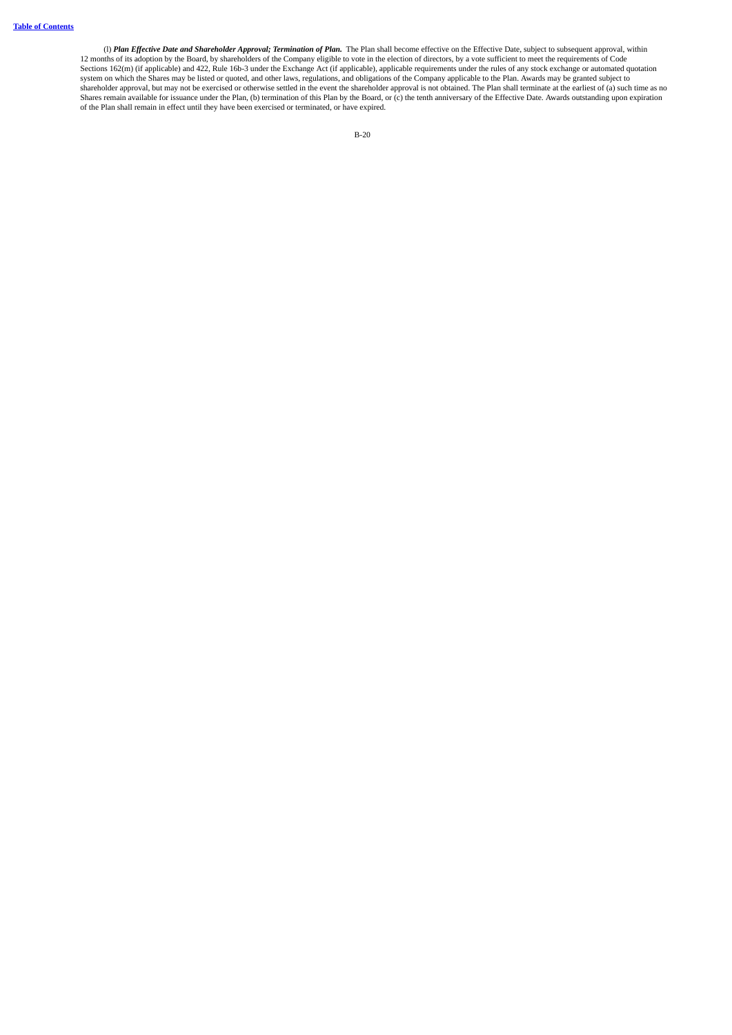(l) ***Plan Effective Date and Shareholder Approval; Termination of Plan.*** The Plan shall become effective on the Effective Date, subject to subsequent approval, within 12 months of its adoption by the Board, by shareholders of the Company eligible to vote in the election of directors, by a vote sufficient to meet the requirements of Code Sections 162(m) (if applicable) and 422, Rule 16b-3 under the Exchange Act (if applicable), applicable requirements under the rules of any stock exchange or automated quotation system on which the Shares may be listed or quoted, and other laws, regulations, and obligations of the Company applicable to the Plan. Awards may be granted subject to shareholder approval, but may not be exercised or otherwise settled in the event the shareholder approval is not obtained. The Plan shall terminate at the earliest of (a) such time as no Shares remain available for issuance under the Plan, (b) termination of this Plan by the Board, or (c) the tenth anniversary of the Effective Date. Awards outstanding upon expiration of the Plan shall remain in effect until they have been exercised or terminated, or have expired.